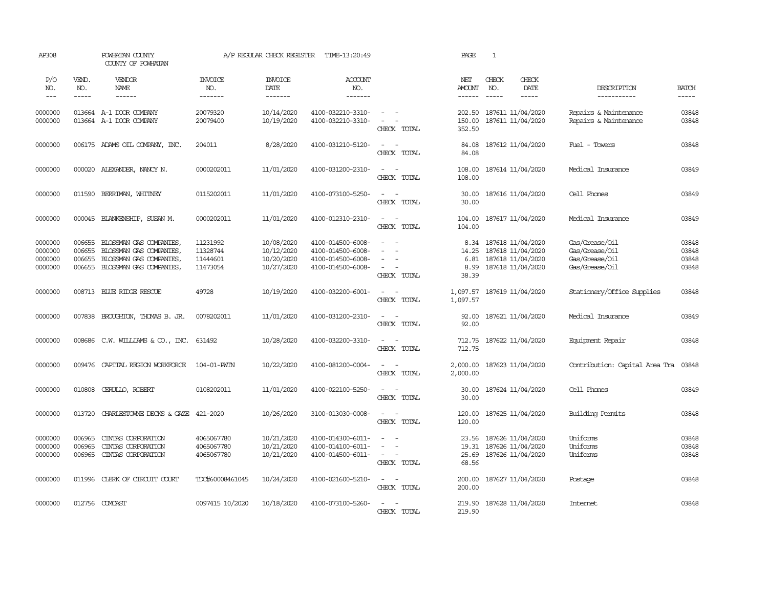AP308 POWHATAN COUNTY A/P REGULAR CHECK REGISTER TIME-13:20:49 PAGE 1

COUNTY OF POWHATAN

| P/O NO. | VEND. NO. | VENDOR NAME | INVOICE NO. | INVOICE DATE | ACCOUNT NO. | | NET AMOUNT | CHECK NO. | CHECK DATE | DESCRIPTION | BATCH |
|---|---|---|---|---|---|---|---|---|---|---|---|
| --- | ----- | ------ | ------- | ------- | ------- | | ------ | ----- | ----- | ----------- | ----- |
| 0000000 | 013664 | A-1 DOOR COMPANY | 20079320 | 10/14/2020 | 4100-032210-3310- | - - | 202.50 | 187611 | 11/04/2020 | Repairs & Maintenance | 03848 |
| 0000000 | 013664 | A-1 DOOR COMPANY | 20079400 | 10/19/2020 | 4100-032210-3310- | - - | 150.00 | 187611 | 11/04/2020 | Repairs & Maintenance | 03848 |
| | | | | | | CHECK TOTAL | 352.50 | | | | |
| 0000000 | 006175 | ADAMS OIL COMPANY, INC. | 204011 | 8/28/2020 | 4100-031210-5120- | - - | 84.08 | 187612 | 11/04/2020 | Fuel - Towers | 03848 |
| | | | | | | CHECK TOTAL | 84.08 | | | | |
| 0000000 | 000020 | ALEXANDER, NANCY N. | 0000202011 | 11/01/2020 | 4100-031200-2310- | - - | 108.00 | 187614 | 11/04/2020 | Medical Insurance | 03849 |
| | | | | | | CHECK TOTAL | 108.00 | | | | |
| 0000000 | 011590 | BERRIMAN, WHITNEY | 0115202011 | 11/01/2020 | 4100-073100-5250- | - - | 30.00 | 187616 | 11/04/2020 | Cell Phones | 03849 |
| | | | | | | CHECK TOTAL | 30.00 | | | | |
| 0000000 | 000045 | BLANKENSHIP, SUSAN M. | 0000202011 | 11/01/2020 | 4100-012310-2310- | - - | 104.00 | 187617 | 11/04/2020 | Medical Insurance | 03849 |
| | | | | | | CHECK TOTAL | 104.00 | | | | |
| 0000000 | 006655 | BLOSSMAN GAS COMPANIES, | 11231992 | 10/08/2020 | 4100-014500-6008- | - - | 8.34 | 187618 | 11/04/2020 | Gas/Grease/Oil | 03848 |
| 0000000 | 006655 | BLOSSMAN GAS COMPANIES, | 11328744 | 10/12/2020 | 4100-014500-6008- | - - | 14.25 | 187618 | 11/04/2020 | Gas/Grease/Oil | 03848 |
| 0000000 | 006655 | BLOSSMAN GAS COMPANIES, | 11444601 | 10/20/2020 | 4100-014500-6008- | - - | 6.81 | 187618 | 11/04/2020 | Gas/Grease/Oil | 03848 |
| 0000000 | 006655 | BLOSSMAN GAS COMPANIES, | 11473054 | 10/27/2020 | 4100-014500-6008- | - - | 8.99 | 187618 | 11/04/2020 | Gas/Grease/Oil | 03848 |
| | | | | | | CHECK TOTAL | 38.39 | | | | |
| 0000000 | 008713 | BLUE RIDGE RESCUE | 49728 | 10/19/2020 | 4100-032200-6001- | - - | 1,097.57 | 187619 | 11/04/2020 | Stationery/Office Supplies | 03848 |
| | | | | | | CHECK TOTAL | 1,097.57 | | | | |
| 0000000 | 007838 | BROUGHTON, THOMAS B. JR. | 0078202011 | 11/01/2020 | 4100-031200-2310- | - - | 92.00 | 187621 | 11/04/2020 | Medical Insurance | 03849 |
| | | | | | | CHECK TOTAL | 92.00 | | | | |
| 0000000 | 008686 | C.W. WILLIAMS & CO., INC. | 631492 | 10/28/2020 | 4100-032200-3310- | - - | 712.75 | 187622 | 11/04/2020 | Equipment Repair | 03848 |
| | | | | | | CHECK TOTAL | 712.75 | | | | |
| 0000000 | 009476 | CAPITAL REGION WORKFORCE | 104-01-PWIN | 10/22/2020 | 4100-081200-0004- | - - | 2,000.00 | 187623 | 11/04/2020 | Contribution: Capital Area Tra | 03848 |
| | | | | | | CHECK TOTAL | 2,000.00 | | | | |
| 0000000 | 010808 | CERULLO, ROBERT | 0108202011 | 11/01/2020 | 4100-022100-5250- | - - | 30.00 | 187624 | 11/04/2020 | Cell Phones | 03849 |
| | | | | | | CHECK TOTAL | 30.00 | | | | |
| 0000000 | 013720 | CHARLESTOWNE DECKS & GAZE | 421-2020 | 10/26/2020 | 3100-013030-0008- | - - | 120.00 | 187625 | 11/04/2020 | Building Permits | 03848 |
| | | | | | | CHECK TOTAL | 120.00 | | | | |
| 0000000 | 006965 | CINTAS CORPORATION | 4065067780 | 10/21/2020 | 4100-014300-6011- | - - | 23.56 | 187626 | 11/04/2020 | Uniforms | 03848 |
| 0000000 | 006965 | CINTAS CORPORATION | 4065067780 | 10/21/2020 | 4100-014100-6011- | - - | 19.31 | 187626 | 11/04/2020 | Uniforms | 03848 |
| 0000000 | 006965 | CINTAS CORPORATION | 4065067780 | 10/21/2020 | 4100-014500-6011- | - - | 25.69 | 187626 | 11/04/2020 | Uniforms | 03848 |
| | | | | | | CHECK TOTAL | 68.56 | | | | |
| 0000000 | 011996 | CLERK OF CIRCUIT COURT | TDC#60008461045 | 10/24/2020 | 4100-021600-5210- | - - | 200.00 | 187627 | 11/04/2020 | Postage | 03848 |
| | | | | | | CHECK TOTAL | 200.00 | | | | |
| 0000000 | 012756 | COMCAST | 0097415 10/2020 | 10/18/2020 | 4100-073100-5260- | - - | 219.90 | 187628 | 11/04/2020 | Internet | 03848 |
| | | | | | | CHECK TOTAL | 219.90 | | | | |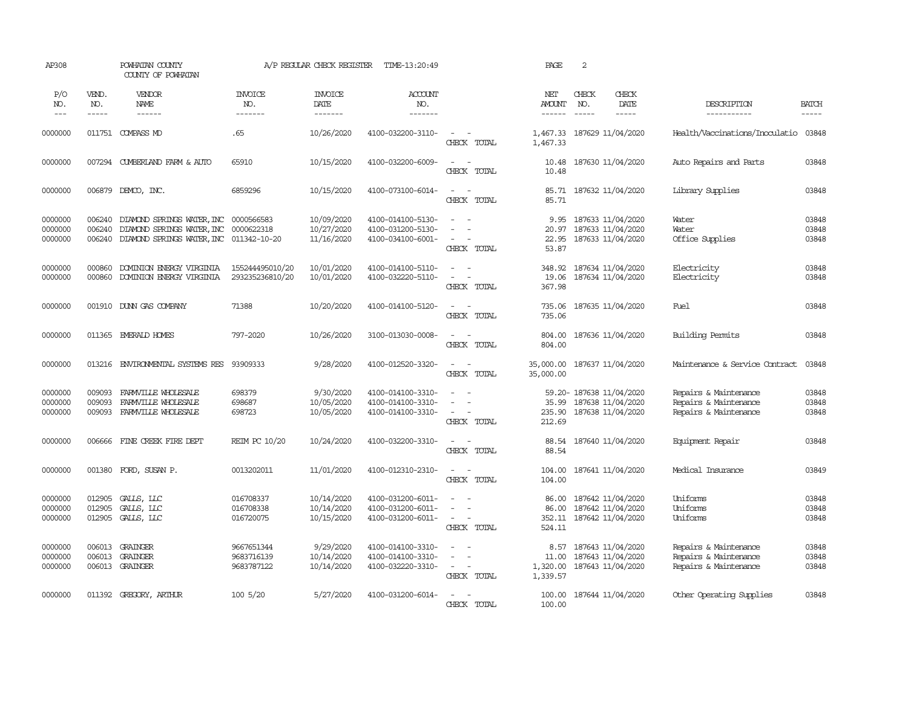AP308 POWHATAN COUNTY A/P REGULAR CHECK REGISTER TIME-13:20:49 PAGE 2
COUNTY OF POWHATAN

| P/O NO. | VEND. NO. | VENDOR NAME | INVOICE NO. | INVOICE DATE | ACCOUNT NO. | | NET AMOUNT | CHECK NO. | CHECK DATE | DESCRIPTION | BATCH |
|---|---|---|---|---|---|---|---|---|---|---|---|
| 0000000 | 011751 | COMPASS MD | .65 | 10/26/2020 | 4100-032200-3110- | - - | 1,467.33 | 187629 | 11/04/2020 | Health/Vaccinations/Inoculatio | 03848 |
| | | | | | | CHECK TOTAL | 1,467.33 | | | | |
| 0000000 | 007294 | CUMBERLAND FARM & AUTO | 65910 | 10/15/2020 | 4100-032200-6009- | - - | 10.48 | 187630 | 11/04/2020 | Auto Repairs and Parts | 03848 |
| | | | | | | CHECK TOTAL | 10.48 | | | | |
| 0000000 | 006879 | DEMCO, INC. | 6859296 | 10/15/2020 | 4100-073100-6014- | - - | 85.71 | 187632 | 11/04/2020 | Library Supplies | 03848 |
| | | | | | | CHECK TOTAL | 85.71 | | | | |
| 0000000 | 006240 | DIAMOND SPRINGS WATER,INC | 0000566583 | 10/09/2020 | 4100-014100-5130- | - - | 9.95 | 187633 | 11/04/2020 | Water | 03848 |
| 0000000 | 006240 | DIAMOND SPRINGS WATER,INC | 0000622318 | 10/27/2020 | 4100-031200-5130- | - - | 20.97 | 187633 | 11/04/2020 | Water | 03848 |
| 0000000 | 006240 | DIAMOND SPRINGS WATER,INC | 011342-10-20 | 11/16/2020 | 4100-034100-6001- | - - | 22.95 | 187633 | 11/04/2020 | Office Supplies | 03848 |
| | | | | | | CHECK TOTAL | 53.87 | | | | |
| 0000000 | 000860 | DOMINION ENERGY VIRGINIA | 155244495010/20 | 10/01/2020 | 4100-014100-5110- | - - | 348.92 | 187634 | 11/04/2020 | Electricity | 03848 |
| 0000000 | 000860 | DOMINION ENERGY VIRGINIA | 293235236810/20 | 10/01/2020 | 4100-032220-5110- | - - | 19.06 | 187634 | 11/04/2020 | Electricity | 03848 |
| | | | | | | CHECK TOTAL | 367.98 | | | | |
| 0000000 | 001910 | DUNN GAS COMPANY | 71388 | 10/20/2020 | 4100-014100-5120- | - - | 735.06 | 187635 | 11/04/2020 | Fuel | 03848 |
| | | | | | | CHECK TOTAL | 735.06 | | | | |
| 0000000 | 011365 | EMERALD HOMES | 797-2020 | 10/26/2020 | 3100-013030-0008- | - - | 804.00 | 187636 | 11/04/2020 | Building Permits | 03848 |
| | | | | | | CHECK TOTAL | 804.00 | | | | |
| 0000000 | 013216 | ENVIRONMENTAL SYSTEMS RES | 93909333 | 9/28/2020 | 4100-012520-3320- | - - | 35,000.00 | 187637 | 11/04/2020 | Maintenance & Service Contract | 03848 |
| | | | | | | CHECK TOTAL | 35,000.00 | | | | |
| 0000000 | 009093 | FARMVILLE WHOLESALE | 698379 | 9/30/2020 | 4100-014100-3310- | - - | 59.20- | 187638 | 11/04/2020 | Repairs & Maintenance | 03848 |
| 0000000 | 009093 | FARMVILLE WHOLESALE | 698687 | 10/05/2020 | 4100-014100-3310- | - - | 35.99 | 187638 | 11/04/2020 | Repairs & Maintenance | 03848 |
| 0000000 | 009093 | FARMVILLE WHOLESALE | 698723 | 10/05/2020 | 4100-014100-3310- | - - | 235.90 | 187638 | 11/04/2020 | Repairs & Maintenance | 03848 |
| | | | | | | CHECK TOTAL | 212.69 | | | | |
| 0000000 | 006666 | FINE CREEK FIRE DEPT | REIM PC 10/20 | 10/24/2020 | 4100-032200-3310- | - - | 88.54 | 187640 | 11/04/2020 | Equipment Repair | 03848 |
| | | | | | | CHECK TOTAL | 88.54 | | | | |
| 0000000 | 001380 | FORD, SUSAN P. | 0013202011 | 11/01/2020 | 4100-012310-2310- | - - | 104.00 | 187641 | 11/04/2020 | Medical Insurance | 03849 |
| | | | | | | CHECK TOTAL | 104.00 | | | | |
| 0000000 | 012905 | GALLS, LLC | 016708337 | 10/14/2020 | 4100-031200-6011- | - - | 86.00 | 187642 | 11/04/2020 | Uniforms | 03848 |
| 0000000 | 012905 | GALLS, LLC | 016708338 | 10/14/2020 | 4100-031200-6011- | - - | 86.00 | 187642 | 11/04/2020 | Uniforms | 03848 |
| 0000000 | 012905 | GALLS, LLC | 016720075 | 10/15/2020 | 4100-031200-6011- | - - | 352.11 | 187642 | 11/04/2020 | Uniforms | 03848 |
| | | | | | | CHECK TOTAL | 524.11 | | | | |
| 0000000 | 006013 | GRAINGER | 9667651344 | 9/29/2020 | 4100-014100-3310- | - - | 8.57 | 187643 | 11/04/2020 | Repairs & Maintenance | 03848 |
| 0000000 | 006013 | GRAINGER | 9683716139 | 10/14/2020 | 4100-014100-3310- | - - | 11.00 | 187643 | 11/04/2020 | Repairs & Maintenance | 03848 |
| 0000000 | 006013 | GRAINGER | 9683787122 | 10/14/2020 | 4100-032220-3310- | - - | 1,320.00 | 187643 | 11/04/2020 | Repairs & Maintenance | 03848 |
| | | | | | | CHECK TOTAL | 1,339.57 | | | | |
| 0000000 | 011392 | GREGORY, ARTHUR | 100 5/20 | 5/27/2020 | 4100-031200-6014- | - - | 100.00 | 187644 | 11/04/2020 | Other Operating Supplies | 03848 |
| | | | | | | CHECK TOTAL | 100.00 | | | | |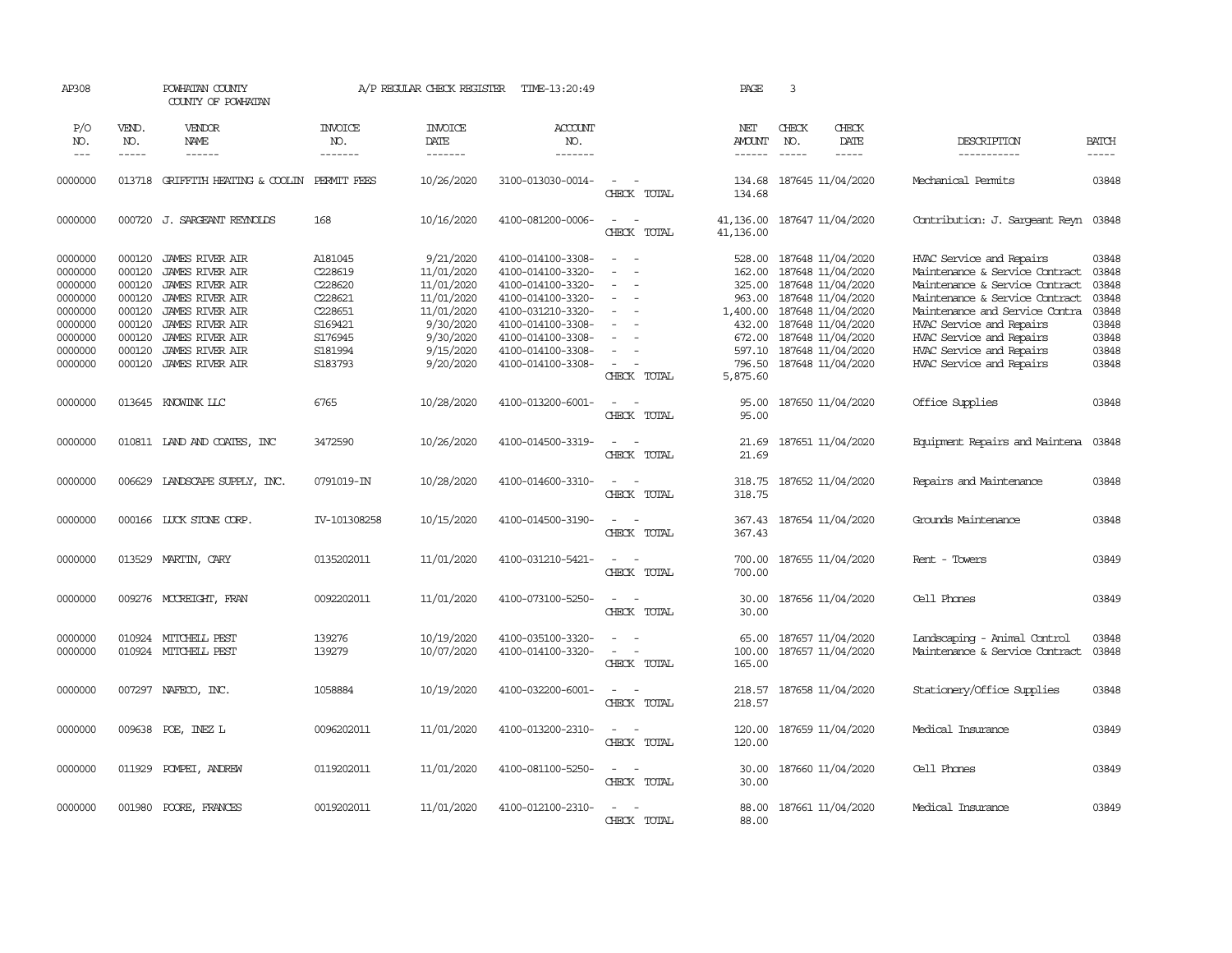AP308 POWHATAN COUNTY A/P REGULAR CHECK REGISTER TIME-13:20:49 PAGE 3
COUNTY OF POWHATAN

| P/O NO. | VEND. NO. | VENDOR NAME | INVOICE NO. | INVOICE DATE | ACCOUNT NO. | | NET AMOUNT | CHECK NO. | CHECK DATE | DESCRIPTION | BATCH |
|---|---|---|---|---|---|---|---|---|---|---|---|
| 0000000 | 013718 | GRIFFITH HEATING & COOLIN | PERMIT FEES | 10/26/2020 | 3100-013030-0014- | - - | 134.68 | 187645 | 11/04/2020 | Mechanical Permits | 03848 |
| | | | | | | CHECK TOTAL | 134.68 | | | | |
| 0000000 | 000720 | J. SARGEANT REYNOLDS | 168 | 10/16/2020 | 4100-081200-0006- | - - | 41,136.00 | 187647 | 11/04/2020 | Contribution: J. Sargeant Reyn | 03848 |
| | | | | | | CHECK TOTAL | 41,136.00 | | | | |
| 0000000 | 000120 | JAMES RIVER AIR | A181045 | 9/21/2020 | 4100-014100-3308- | - - | 528.00 | 187648 | 11/04/2020 | HVAC Service and Repairs | 03848 |
| 0000000 | 000120 | JAMES RIVER AIR | C228619 | 11/01/2020 | 4100-014100-3320- | - - | 162.00 | 187648 | 11/04/2020 | Maintenance & Service Contract | 03848 |
| 0000000 | 000120 | JAMES RIVER AIR | C228620 | 11/01/2020 | 4100-014100-3320- | - - | 325.00 | 187648 | 11/04/2020 | Maintenance & Service Contract | 03848 |
| 0000000 | 000120 | JAMES RIVER AIR | C228621 | 11/01/2020 | 4100-014100-3320- | - - | 963.00 | 187648 | 11/04/2020 | Maintenance & Service Contract | 03848 |
| 0000000 | 000120 | JAMES RIVER AIR | C228651 | 11/01/2020 | 4100-031210-3320- | - - | 1,400.00 | 187648 | 11/04/2020 | Maintenance and Service Contra | 03848 |
| 0000000 | 000120 | JAMES RIVER AIR | S169421 | 9/30/2020 | 4100-014100-3308- | - - | 432.00 | 187648 | 11/04/2020 | HVAC Service and Repairs | 03848 |
| 0000000 | 000120 | JAMES RIVER AIR | S176945 | 9/30/2020 | 4100-014100-3308- | - - | 672.00 | 187648 | 11/04/2020 | HVAC Service and Repairs | 03848 |
| 0000000 | 000120 | JAMES RIVER AIR | S181994 | 9/15/2020 | 4100-014100-3308- | - - | 597.10 | 187648 | 11/04/2020 | HVAC Service and Repairs | 03848 |
| 0000000 | 000120 | JAMES RIVER AIR | S183793 | 9/20/2020 | 4100-014100-3308- | - - | 796.50 | 187648 | 11/04/2020 | HVAC Service and Repairs | 03848 |
| | | | | | | CHECK TOTAL | 5,875.60 | | | | |
| 0000000 | 013645 | KNOWINK LLC | 6765 | 10/28/2020 | 4100-013200-6001- | - - | 95.00 | 187650 | 11/04/2020 | Office Supplies | 03848 |
| | | | | | | CHECK TOTAL | 95.00 | | | | |
| 0000000 | 010811 | LAND AND COATES, INC | 3472590 | 10/26/2020 | 4100-014500-3319- | - - | 21.69 | 187651 | 11/04/2020 | Equipment Repairs and Maintena | 03848 |
| | | | | | | CHECK TOTAL | 21.69 | | | | |
| 0000000 | 006629 | LANDSCAPE SUPPLY, INC. | 0791019-IN | 10/28/2020 | 4100-014600-3310- | - - | 318.75 | 187652 | 11/04/2020 | Repairs and Maintenance | 03848 |
| | | | | | | CHECK TOTAL | 318.75 | | | | |
| 0000000 | 000166 | LUCK STONE CORP. | IV-101308258 | 10/15/2020 | 4100-014500-3190- | - - | 367.43 | 187654 | 11/04/2020 | Grounds Maintenance | 03848 |
| | | | | | | CHECK TOTAL | 367.43 | | | | |
| 0000000 | 013529 | MARTIN, CARY | 0135202011 | 11/01/2020 | 4100-031210-5421- | - - | 700.00 | 187655 | 11/04/2020 | Rent - Towers | 03849 |
| | | | | | | CHECK TOTAL | 700.00 | | | | |
| 0000000 | 009276 | MCCREIGHT, FRAN | 0092202011 | 11/01/2020 | 4100-073100-5250- | - - | 30.00 | 187656 | 11/04/2020 | Cell Phones | 03849 |
| | | | | | | CHECK TOTAL | 30.00 | | | | |
| 0000000 | 010924 | MITCHELL PEST | 139276 | 10/19/2020 | 4100-035100-3320- | - - | 65.00 | 187657 | 11/04/2020 | Landscaping - Animal Control | 03848 |
| 0000000 | 010924 | MITCHELL PEST | 139279 | 10/07/2020 | 4100-014100-3320- | - - | 100.00 | 187657 | 11/04/2020 | Maintenance & Service Contract | 03848 |
| | | | | | | CHECK TOTAL | 165.00 | | | | |
| 0000000 | 007297 | NAFECO, INC. | 1058884 | 10/19/2020 | 4100-032200-6001- | - - | 218.57 | 187658 | 11/04/2020 | Stationery/Office Supplies | 03848 |
| | | | | | | CHECK TOTAL | 218.57 | | | | |
| 0000000 | 009638 | POE, INEZ L | 0096202011 | 11/01/2020 | 4100-013200-2310- | - - | 120.00 | 187659 | 11/04/2020 | Medical Insurance | 03849 |
| | | | | | | CHECK TOTAL | 120.00 | | | | |
| 0000000 | 011929 | POMPEI, ANDREW | 0119202011 | 11/01/2020 | 4100-081100-5250- | - - | 30.00 | 187660 | 11/04/2020 | Cell Phones | 03849 |
| | | | | | | CHECK TOTAL | 30.00 | | | | |
| 0000000 | 001980 | POORE, FRANCES | 0019202011 | 11/01/2020 | 4100-012100-2310- | - - | 88.00 | 187661 | 11/04/2020 | Medical Insurance | 03849 |
| | | | | | | CHECK TOTAL | 88.00 | | | | |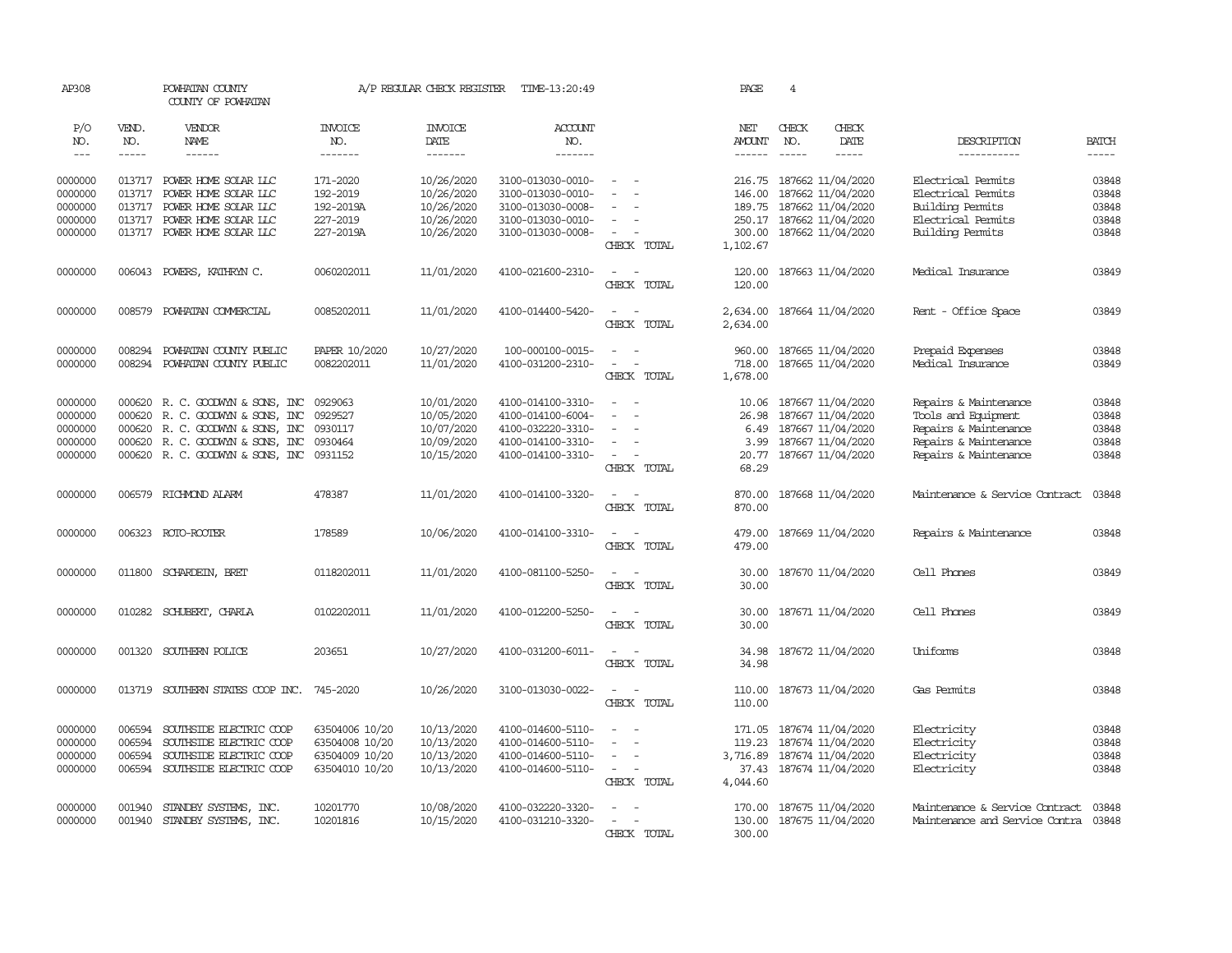AP308 POWHATAN COUNTY A/P REGULAR CHECK REGISTER TIME-13:20:49 PAGE 4

COUNTY OF POWHATAN

| P/O NO. | VEND. NO. | VENDOR NAME | INVOICE NO. | INVOICE DATE | ACCOUNT NO. | | NET AMOUNT | CHECK NO. | CHECK DATE | DESCRIPTION | BATCH |
|---|---|---|---|---|---|---|---|---|---|---|---|
| 0000000 | 013717 | POWER HOME SOLAR LLC | 171-2020 | 10/26/2020 | 3100-013030-0010- | - - | 216.75 | 187662 | 11/04/2020 | Electrical Permits | 03848 |
| 0000000 | 013717 | POWER HOME SOLAR LLC | 192-2019 | 10/26/2020 | 3100-013030-0010- | - - | 146.00 | 187662 | 11/04/2020 | Electrical Permits | 03848 |
| 0000000 | 013717 | POWER HOME SOLAR LLC | 192-2019A | 10/26/2020 | 3100-013030-0008- | - - | 189.75 | 187662 | 11/04/2020 | Building Permits | 03848 |
| 0000000 | 013717 | POWER HOME SOLAR LLC | 227-2019 | 10/26/2020 | 3100-013030-0010- | - - | 250.17 | 187662 | 11/04/2020 | Electrical Permits | 03848 |
| 0000000 | 013717 | POWER HOME SOLAR LLC | 227-2019A | 10/26/2020 | 3100-013030-0008- | - - | 300.00 | 187662 | 11/04/2020 | Building Permits | 03848 |
| | | | | | | CHECK TOTAL | 1,102.67 | | | | |
| 0000000 | 006043 | POWERS, KATHRYN C. | 0060202011 | 11/01/2020 | 4100-021600-2310- | - - | 120.00 | 187663 | 11/04/2020 | Medical Insurance | 03849 |
| | | | | | | CHECK TOTAL | 120.00 | | | | |
| 0000000 | 008579 | POWHATAN COMMERCIAL | 0085202011 | 11/01/2020 | 4100-014400-5420- | - - | 2,634.00 | 187664 | 11/04/2020 | Rent - Office Space | 03849 |
| | | | | | | CHECK TOTAL | 2,634.00 | | | | |
| 0000000 | 008294 | POWHATAN COUNTY PUBLIC | PAPER 10/2020 | 10/27/2020 | 100-000100-0015- | - - | 960.00 | 187665 | 11/04/2020 | Prepaid Expenses | 03848 |
| 0000000 | 008294 | POWHATAN COUNTY PUBLIC | 0082202011 | 11/01/2020 | 4100-031200-2310- | - - | 718.00 | 187665 | 11/04/2020 | Medical Insurance | 03849 |
| | | | | | | CHECK TOTAL | 1,678.00 | | | | |
| 0000000 | 000620 | R. C. GOODWYN & SONS, INC | 0929063 | 10/01/2020 | 4100-014100-3310- | - - | 10.06 | 187667 | 11/04/2020 | Repairs & Maintenance | 03848 |
| 0000000 | 000620 | R. C. GOODWYN & SONS, INC | 0929527 | 10/05/2020 | 4100-014100-6004- | - - | 26.98 | 187667 | 11/04/2020 | Tools and Equipment | 03848 |
| 0000000 | 000620 | R. C. GOODWYN & SONS, INC | 0930117 | 10/07/2020 | 4100-032220-3310- | - - | 6.49 | 187667 | 11/04/2020 | Repairs & Maintenance | 03848 |
| 0000000 | 000620 | R. C. GOODWYN & SONS, INC | 0930464 | 10/09/2020 | 4100-014100-3310- | - - | 3.99 | 187667 | 11/04/2020 | Repairs & Maintenance | 03848 |
| 0000000 | 000620 | R. C. GOODWYN & SONS, INC | 0931152 | 10/15/2020 | 4100-014100-3310- | - - | 20.77 | 187667 | 11/04/2020 | Repairs & Maintenance | 03848 |
| | | | | | | CHECK TOTAL | 68.29 | | | | |
| 0000000 | 006579 | RICHMOND ALARM | 478387 | 11/01/2020 | 4100-014100-3320- | - - | 870.00 | 187668 | 11/04/2020 | Maintenance & Service Contract | 03848 |
| | | | | | | CHECK TOTAL | 870.00 | | | | |
| 0000000 | 006323 | ROTO-ROOTER | 178589 | 10/06/2020 | 4100-014100-3310- | - - | 479.00 | 187669 | 11/04/2020 | Repairs & Maintenance | 03848 |
| | | | | | | CHECK TOTAL | 479.00 | | | | |
| 0000000 | 011800 | SCHARDEIN, BRET | 0118202011 | 11/01/2020 | 4100-081100-5250- | - - | 30.00 | 187670 | 11/04/2020 | Cell Phones | 03849 |
| | | | | | | CHECK TOTAL | 30.00 | | | | |
| 0000000 | 010282 | SCHUBERT, CHARLA | 0102202011 | 11/01/2020 | 4100-012200-5250- | - - | 30.00 | 187671 | 11/04/2020 | Cell Phones | 03849 |
| | | | | | | CHECK TOTAL | 30.00 | | | | |
| 0000000 | 001320 | SOUTHERN POLICE | 203651 | 10/27/2020 | 4100-031200-6011- | - - | 34.98 | 187672 | 11/04/2020 | Uniforms | 03848 |
| | | | | | | CHECK TOTAL | 34.98 | | | | |
| 0000000 | 013719 | SOUTHERN STATES COOP INC. | 745-2020 | 10/26/2020 | 3100-013030-0022- | - - | 110.00 | 187673 | 11/04/2020 | Gas Permits | 03848 |
| | | | | | | CHECK TOTAL | 110.00 | | | | |
| 0000000 | 006594 | SOUTHSIDE ELECTRIC COOP | 63504006 10/20 | 10/13/2020 | 4100-014600-5110- | - - | 171.05 | 187674 | 11/04/2020 | Electricity | 03848 |
| 0000000 | 006594 | SOUTHSIDE ELECTRIC COOP | 63504008 10/20 | 10/13/2020 | 4100-014600-5110- | - - | 119.23 | 187674 | 11/04/2020 | Electricity | 03848 |
| 0000000 | 006594 | SOUTHSIDE ELECTRIC COOP | 63504009 10/20 | 10/13/2020 | 4100-014600-5110- | - - | 3,716.89 | 187674 | 11/04/2020 | Electricity | 03848 |
| 0000000 | 006594 | SOUTHSIDE ELECTRIC COOP | 63504010 10/20 | 10/13/2020 | 4100-014600-5110- | - - | 37.43 | 187674 | 11/04/2020 | Electricity | 03848 |
| | | | | | | CHECK TOTAL | 4,044.60 | | | | |
| 0000000 | 001940 | STANDBY SYSTEMS, INC. | 10201770 | 10/08/2020 | 4100-032220-3320- | - - | 170.00 | 187675 | 11/04/2020 | Maintenance & Service Contract | 03848 |
| 0000000 | 001940 | STANDBY SYSTEMS, INC. | 10201816 | 10/15/2020 | 4100-031210-3320- | - - | 130.00 | 187675 | 11/04/2020 | Maintenance and Service Contra | 03848 |
| | | | | | | CHECK TOTAL | 300.00 | | | | |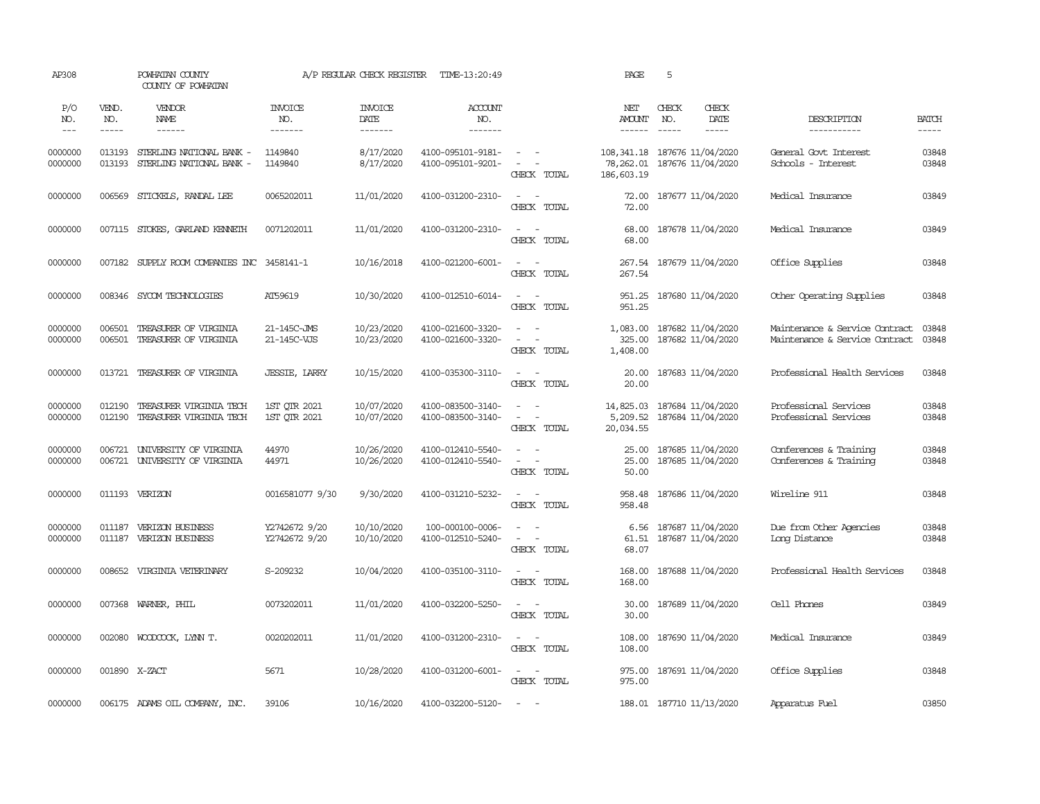AP308 POWHATAN COUNTY A/P REGULAR CHECK REGISTER TIME-13:20:49 PAGE 5
COUNTY OF POWHATAN

| P/O NO. | VEND. NO. | VENDOR NAME | INVOICE NO. | INVOICE DATE | ACCOUNT NO. | | NET AMOUNT | CHECK NO. | CHECK DATE | DESCRIPTION | BATCH |
|---|---|---|---|---|---|---|---|---|---|---|---|
| 0000000 | 013193 | STERLING NATIONAL BANK - | 1149840 | 8/17/2020 | 4100-095101-9181- | - - | 108,341.18 | 187676 | 11/04/2020 | General Govt Interest | 03848 |
| 0000000 | 013193 | STERLING NATIONAL BANK - | 1149840 | 8/17/2020 | 4100-095101-9201- | - - | 78,262.01 | 187676 | 11/04/2020 | Schools - Interest | 03848 |
| | | | | | | CHECK TOTAL | 186,603.19 | | | | |
| 0000000 | 006569 | STICKELS, RANDAL LEE | 0065202011 | 11/01/2020 | 4100-031200-2310- | - - | 72.00 | 187677 | 11/04/2020 | Medical Insurance | 03849 |
| | | | | | | CHECK TOTAL | 72.00 | | | | |
| 0000000 | 007115 | STOKES, GARLAND KENNETH | 0071202011 | 11/01/2020 | 4100-031200-2310- | - - | 68.00 | 187678 | 11/04/2020 | Medical Insurance | 03849 |
| | | | | | | CHECK TOTAL | 68.00 | | | | |
| 0000000 | 007182 | SUPPLY ROOM COMPANIES INC | 3458141-1 | 10/16/2018 | 4100-021200-6001- | - - | 267.54 | 187679 | 11/04/2020 | Office Supplies | 03848 |
| | | | | | | CHECK TOTAL | 267.54 | | | | |
| 0000000 | 008346 | SYCOM TECHNOLOGIES | AI59619 | 10/30/2020 | 4100-012510-6014- | - - | 951.25 | 187680 | 11/04/2020 | Other Operating Supplies | 03848 |
| | | | | | | CHECK TOTAL | 951.25 | | | | |
| 0000000 | 006501 | TREASURER OF VIRGINIA | 21-145C-JMS | 10/23/2020 | 4100-021600-3320- | - - | 1,083.00 | 187682 | 11/04/2020 | Maintenance & Service Contract | 03848 |
| 0000000 | 006501 | TREASURER OF VIRGINIA | 21-145C-VJS | 10/23/2020 | 4100-021600-3320- | - - | 325.00 | 187682 | 11/04/2020 | Maintenance & Service Contract | 03848 |
| | | | | | | CHECK TOTAL | 1,408.00 | | | | |
| 0000000 | 013721 | TREASURER OF VIRGINIA | JESSIE, LARRY | 10/15/2020 | 4100-035300-3110- | - - | 20.00 | 187683 | 11/04/2020 | Professional Health Services | 03848 |
| | | | | | | CHECK TOTAL | 20.00 | | | | |
| 0000000 | 012190 | TREASURER VIRGINIA TECH | 1ST QTR 2021 | 10/07/2020 | 4100-083500-3140- | - - | 14,825.03 | 187684 | 11/04/2020 | Professional Services | 03848 |
| 0000000 | 012190 | TREASURER VIRGINIA TECH | 1ST QTR 2021 | 10/07/2020 | 4100-083500-3140- | - - | 5,209.52 | 187684 | 11/04/2020 | Professional Services | 03848 |
| | | | | | | CHECK TOTAL | 20,034.55 | | | | |
| 0000000 | 006721 | UNIVERSITY OF VIRGINIA | 44970 | 10/26/2020 | 4100-012410-5540- | - - | 25.00 | 187685 | 11/04/2020 | Conferences & Training | 03848 |
| 0000000 | 006721 | UNIVERSITY OF VIRGINIA | 44971 | 10/26/2020 | 4100-012410-5540- | - - | 25.00 | 187685 | 11/04/2020 | Conferences & Training | 03848 |
| | | | | | | CHECK TOTAL | 50.00 | | | | |
| 0000000 | 011193 | VERIZON | 0016581077 9/30 | 9/30/2020 | 4100-031210-5232- | - - | 958.48 | 187686 | 11/04/2020 | Wireline 911 | 03848 |
| | | | | | | CHECK TOTAL | 958.48 | | | | |
| 0000000 | 011187 | VERIZON BUSINESS | Y2742672 9/20 | 10/10/2020 | 100-000100-0006- | - - | 6.56 | 187687 | 11/04/2020 | Due from Other Agencies | 03848 |
| 0000000 | 011187 | VERIZON BUSINESS | Y2742672 9/20 | 10/10/2020 | 4100-012510-5240- | - - | 61.51 | 187687 | 11/04/2020 | Long Distance | 03848 |
| | | | | | | CHECK TOTAL | 68.07 | | | | |
| 0000000 | 008652 | VIRGINIA VETERINARY | S-209232 | 10/04/2020 | 4100-035100-3110- | - - | 168.00 | 187688 | 11/04/2020 | Professional Health Services | 03848 |
| | | | | | | CHECK TOTAL | 168.00 | | | | |
| 0000000 | 007368 | WARNER, PHIL | 0073202011 | 11/01/2020 | 4100-032200-5250- | - - | 30.00 | 187689 | 11/04/2020 | Cell Phones | 03849 |
| | | | | | | CHECK TOTAL | 30.00 | | | | |
| 0000000 | 002080 | WOODCOCK, LYNN T. | 0020202011 | 11/01/2020 | 4100-031200-2310- | - - | 108.00 | 187690 | 11/04/2020 | Medical Insurance | 03849 |
| | | | | | | CHECK TOTAL | 108.00 | | | | |
| 0000000 | 001890 | X-ZACT | 5671 | 10/28/2020 | 4100-031200-6001- | - - | 975.00 | 187691 | 11/04/2020 | Office Supplies | 03848 |
| | | | | | | CHECK TOTAL | 975.00 | | | | |
| 0000000 | 006175 | ADAMS OIL COMPANY, INC. | 39106 | 10/16/2020 | 4100-032200-5120- | - - | 188.01 | 187710 | 11/13/2020 | Apparatus Fuel | 03850 |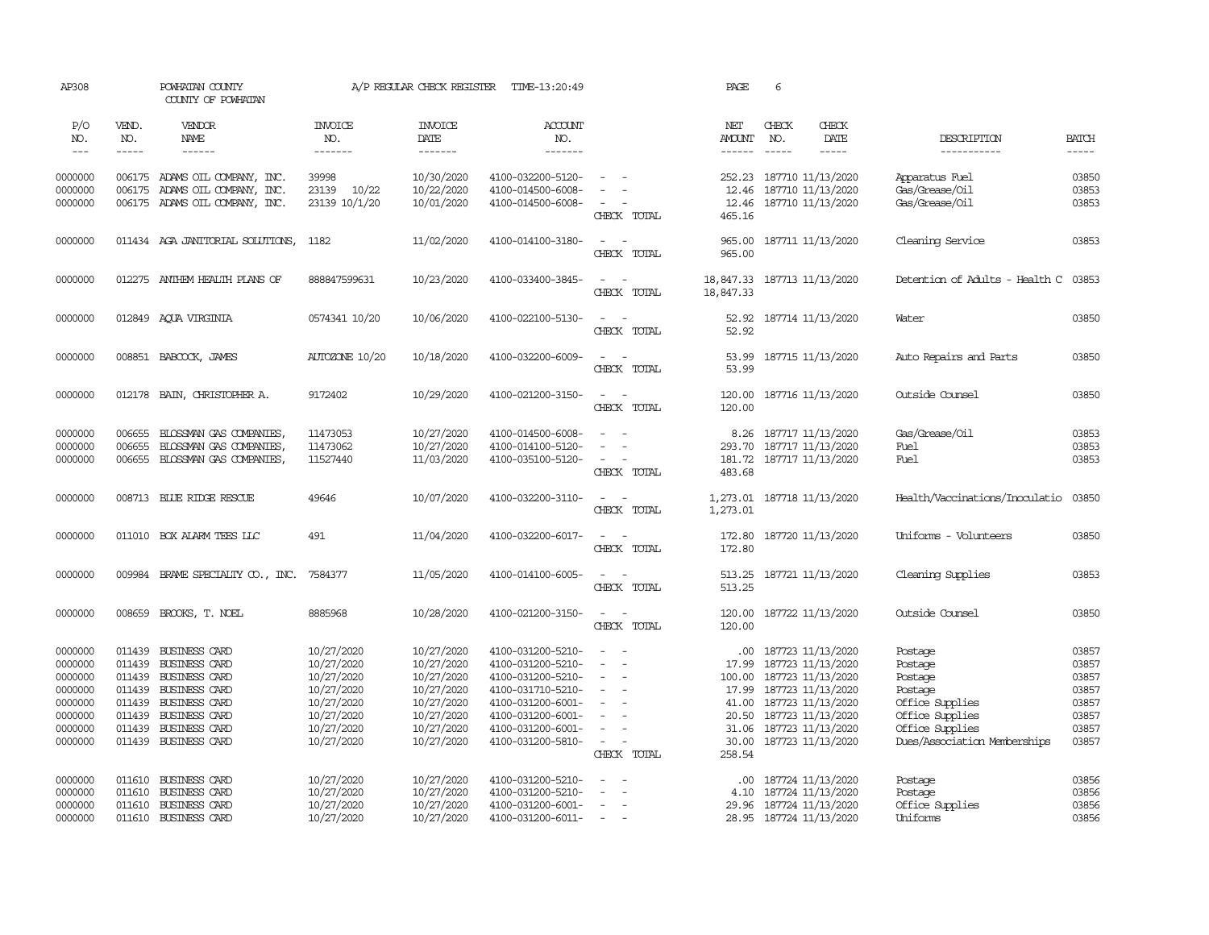AP308 POWHATAN COUNTY A/P REGULAR CHECK REGISTER TIME-13:20:49 PAGE 6

COUNTY OF POWHATAN

| P/O NO. | VEND. NO. | VENDOR NAME | INVOICE NO. | INVOICE DATE | ACCOUNT NO. | | NET AMOUNT | CHECK NO. | CHECK DATE | DESCRIPTION | BATCH |
|---|---|---|---|---|---|---|---|---|---|---|---|
| 0000000 | 006175 | ADAMS OIL COMPANY, INC. | 39998 | 10/30/2020 | 4100-032200-5120- | - - | 252.23 | 187710 | 11/13/2020 | Apparatus Fuel | 03850 |
| 0000000 | 006175 | ADAMS OIL COMPANY, INC. | 23139 10/22 | 10/22/2020 | 4100-014500-6008- | - - | 12.46 | 187710 | 11/13/2020 | Gas/Grease/Oil | 03853 |
| 0000000 | 006175 | ADAMS OIL COMPANY, INC. | 23139 10/1/20 | 10/01/2020 | 4100-014500-6008- | - - | 12.46 | 187710 | 11/13/2020 | Gas/Grease/Oil | 03853 |
| | | | | | | CHECK TOTAL | 465.16 | | | | |
| 0000000 | 011434 | AGA JANITORIAL SOLUTIONS, | 1182 | 11/02/2020 | 4100-014100-3180- | - - | 965.00 | 187711 | 11/13/2020 | Cleaning Service | 03853 |
| | | | | | | CHECK TOTAL | 965.00 | | | | |
| 0000000 | 012275 | ANTHEM HEALTH PLANS OF | 888847599631 | 10/23/2020 | 4100-033400-3845- | - - | 18,847.33 | 187713 | 11/13/2020 | Detention of Adults - Health C | 03853 |
| | | | | | | CHECK TOTAL | 18,847.33 | | | | |
| 0000000 | 012849 | AQUA VIRGINIA | 0574341 10/20 | 10/06/2020 | 4100-022100-5130- | - - | 52.92 | 187714 | 11/13/2020 | Water | 03850 |
| | | | | | | CHECK TOTAL | 52.92 | | | | |
| 0000000 | 008851 | BABCOCK, JAMES | AUTOZONE 10/20 | 10/18/2020 | 4100-032200-6009- | - - | 53.99 | 187715 | 11/13/2020 | Auto Repairs and Parts | 03850 |
| | | | | | | CHECK TOTAL | 53.99 | | | | |
| 0000000 | 012178 | BAIN, CHRISTOPHER A. | 9172402 | 10/29/2020 | 4100-021200-3150- | - - | 120.00 | 187716 | 11/13/2020 | Outside Counsel | 03850 |
| | | | | | | CHECK TOTAL | 120.00 | | | | |
| 0000000 | 006655 | BLOSSMAN GAS COMPANIES, | 11473053 | 10/27/2020 | 4100-014500-6008- | - - | 8.26 | 187717 | 11/13/2020 | Gas/Grease/Oil | 03853 |
| 0000000 | 006655 | BLOSSMAN GAS COMPANIES, | 11473062 | 10/27/2020 | 4100-014100-5120- | - - | 293.70 | 187717 | 11/13/2020 | Fuel | 03853 |
| 0000000 | 006655 | BLOSSMAN GAS COMPANIES, | 11527440 | 11/03/2020 | 4100-035100-5120- | - - | 181.72 | 187717 | 11/13/2020 | Fuel | 03853 |
| | | | | | | CHECK TOTAL | 483.68 | | | | |
| 0000000 | 008713 | BLUE RIDGE RESCUE | 49646 | 10/07/2020 | 4100-032200-3110- | - - | 1,273.01 | 187718 | 11/13/2020 | Health/Vaccinations/Inoculatio | 03850 |
| | | | | | | CHECK TOTAL | 1,273.01 | | | | |
| 0000000 | 011010 | BOX ALARM TEES LLC | 491 | 11/04/2020 | 4100-032200-6017- | - - | 172.80 | 187720 | 11/13/2020 | Uniforms - Volunteers | 03850 |
| | | | | | | CHECK TOTAL | 172.80 | | | | |
| 0000000 | 009984 | BRAME SPECIALTY CO., INC. | 7584377 | 11/05/2020 | 4100-014100-6005- | - - | 513.25 | 187721 | 11/13/2020 | Cleaning Supplies | 03853 |
| | | | | | | CHECK TOTAL | 513.25 | | | | |
| 0000000 | 008659 | BROOKS, T. NOEL | 8885968 | 10/28/2020 | 4100-021200-3150- | - - | 120.00 | 187722 | 11/13/2020 | Outside Counsel | 03850 |
| | | | | | | CHECK TOTAL | 120.00 | | | | |
| 0000000 | 011439 | BUSINESS CARD | 10/27/2020 | 10/27/2020 | 4100-031200-5210- | - - | .00 | 187723 | 11/13/2020 | Postage | 03857 |
| 0000000 | 011439 | BUSINESS CARD | 10/27/2020 | 10/27/2020 | 4100-031200-5210- | - - | 17.99 | 187723 | 11/13/2020 | Postage | 03857 |
| 0000000 | 011439 | BUSINESS CARD | 10/27/2020 | 10/27/2020 | 4100-031200-5210- | - - | 100.00 | 187723 | 11/13/2020 | Postage | 03857 |
| 0000000 | 011439 | BUSINESS CARD | 10/27/2020 | 10/27/2020 | 4100-031710-5210- | - - | 17.99 | 187723 | 11/13/2020 | Postage | 03857 |
| 0000000 | 011439 | BUSINESS CARD | 10/27/2020 | 10/27/2020 | 4100-031200-6001- | - - | 41.00 | 187723 | 11/13/2020 | Office Supplies | 03857 |
| 0000000 | 011439 | BUSINESS CARD | 10/27/2020 | 10/27/2020 | 4100-031200-6001- | - - | 20.50 | 187723 | 11/13/2020 | Office Supplies | 03857 |
| 0000000 | 011439 | BUSINESS CARD | 10/27/2020 | 10/27/2020 | 4100-031200-6001- | - - | 31.06 | 187723 | 11/13/2020 | Office Supplies | 03857 |
| 0000000 | 011439 | BUSINESS CARD | 10/27/2020 | 10/27/2020 | 4100-031200-5810- | - - | 30.00 | 187723 | 11/13/2020 | Dues/Association Memberships | 03857 |
| | | | | | | CHECK TOTAL | 258.54 | | | | |
| 0000000 | 011610 | BUSINESS CARD | 10/27/2020 | 10/27/2020 | 4100-031200-5210- | - - | .00 | 187724 | 11/13/2020 | Postage | 03856 |
| 0000000 | 011610 | BUSINESS CARD | 10/27/2020 | 10/27/2020 | 4100-031200-5210- | - - | 4.10 | 187724 | 11/13/2020 | Postage | 03856 |
| 0000000 | 011610 | BUSINESS CARD | 10/27/2020 | 10/27/2020 | 4100-031200-6001- | - - | 29.96 | 187724 | 11/13/2020 | Office Supplies | 03856 |
| 0000000 | 011610 | BUSINESS CARD | 10/27/2020 | 10/27/2020 | 4100-031200-6011- | - - | 28.95 | 187724 | 11/13/2020 | Uniforms | 03856 |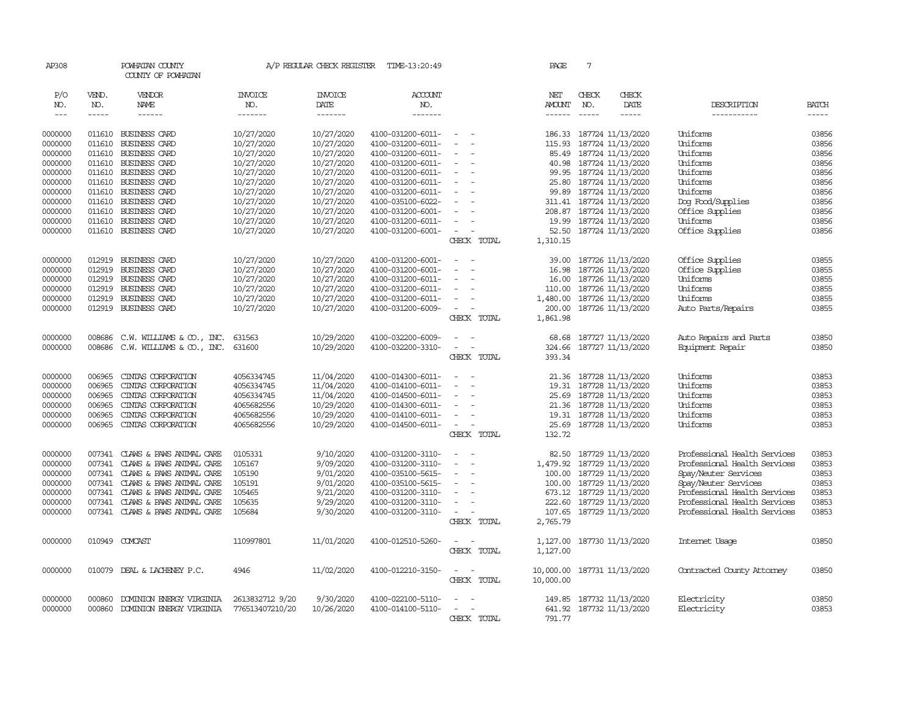AP308 POWHATAN COUNTY A/P REGULAR CHECK REGISTER TIME-13:20:49

COUNTY OF POWHATAN

| P/O NO. | VEND. NO. | VENDOR NAME | INVOICE NO. | INVOICE DATE | ACCOUNT NO. | | NET AMOUNT | CHECK NO. | CHECK DATE | DESCRIPTION | BATCH |
|---|---|---|---|---|---|---|---|---|---|---|---|
| 0000000 | 011610 | BUSINESS CARD | 10/27/2020 | 10/27/2020 | 4100-031200-6011- | - - | 186.33 | 187724 | 11/13/2020 | Uniforms | 03856 |
| 0000000 | 011610 | BUSINESS CARD | 10/27/2020 | 10/27/2020 | 4100-031200-6011- | - - | 115.93 | 187724 | 11/13/2020 | Uniforms | 03856 |
| 0000000 | 011610 | BUSINESS CARD | 10/27/2020 | 10/27/2020 | 4100-031200-6011- | - - | 85.49 | 187724 | 11/13/2020 | Uniforms | 03856 |
| 0000000 | 011610 | BUSINESS CARD | 10/27/2020 | 10/27/2020 | 4100-031200-6011- | - - | 40.98 | 187724 | 11/13/2020 | Uniforms | 03856 |
| 0000000 | 011610 | BUSINESS CARD | 10/27/2020 | 10/27/2020 | 4100-031200-6011- | - - | 99.95 | 187724 | 11/13/2020 | Uniforms | 03856 |
| 0000000 | 011610 | BUSINESS CARD | 10/27/2020 | 10/27/2020 | 4100-031200-6011- | - - | 25.80 | 187724 | 11/13/2020 | Uniforms | 03856 |
| 0000000 | 011610 | BUSINESS CARD | 10/27/2020 | 10/27/2020 | 4100-031200-6011- | - - | 99.89 | 187724 | 11/13/2020 | Uniforms | 03856 |
| 0000000 | 011610 | BUSINESS CARD | 10/27/2020 | 10/27/2020 | 4100-035100-6022- | - - | 311.41 | 187724 | 11/13/2020 | Dog Food/Supplies | 03856 |
| 0000000 | 011610 | BUSINESS CARD | 10/27/2020 | 10/27/2020 | 4100-031200-6001- | - - | 208.87 | 187724 | 11/13/2020 | Office Supplies | 03856 |
| 0000000 | 011610 | BUSINESS CARD | 10/27/2020 | 10/27/2020 | 4100-031200-6011- | - - | 19.99 | 187724 | 11/13/2020 | Uniforms | 03856 |
| 0000000 | 011610 | BUSINESS CARD | 10/27/2020 | 10/27/2020 | 4100-031200-6001- | - - | 52.50 | 187724 | 11/13/2020 | Office Supplies | 03856 |
| | | | | | | CHECK TOTAL | 1,310.15 | | | | |
| 0000000 | 012919 | BUSINESS CARD | 10/27/2020 | 10/27/2020 | 4100-031200-6001- | - - | 39.00 | 187726 | 11/13/2020 | Office Supplies | 03855 |
| 0000000 | 012919 | BUSINESS CARD | 10/27/2020 | 10/27/2020 | 4100-031200-6001- | - - | 16.98 | 187726 | 11/13/2020 | Office Supplies | 03855 |
| 0000000 | 012919 | BUSINESS CARD | 10/27/2020 | 10/27/2020 | 4100-031200-6011- | - - | 16.00 | 187726 | 11/13/2020 | Uniforms | 03855 |
| 0000000 | 012919 | BUSINESS CARD | 10/27/2020 | 10/27/2020 | 4100-031200-6011- | - - | 110.00 | 187726 | 11/13/2020 | Uniforms | 03855 |
| 0000000 | 012919 | BUSINESS CARD | 10/27/2020 | 10/27/2020 | 4100-031200-6011- | - - | 1,480.00 | 187726 | 11/13/2020 | Uniforms | 03855 |
| 0000000 | 012919 | BUSINESS CARD | 10/27/2020 | 10/27/2020 | 4100-031200-6009- | - - | 200.00 | 187726 | 11/13/2020 | Auto Parts/Repairs | 03855 |
| | | | | | | CHECK TOTAL | 1,861.98 | | | | |
| 0000000 | 008686 | C.W. WILLIAMS & CO., INC. | 631563 | 10/29/2020 | 4100-032200-6009- | - - | 68.68 | 187727 | 11/13/2020 | Auto Repairs and Parts | 03850 |
| 0000000 | 008686 | C.W. WILLIAMS & CO., INC. | 631600 | 10/29/2020 | 4100-032200-3310- | - - | 324.66 | 187727 | 11/13/2020 | Equipment Repair | 03850 |
| | | | | | | CHECK TOTAL | 393.34 | | | | |
| 0000000 | 006965 | CINTAS CORPORATION | 4056334745 | 11/04/2020 | 4100-014300-6011- | - - | 21.36 | 187728 | 11/13/2020 | Uniforms | 03853 |
| 0000000 | 006965 | CINTAS CORPORATION | 4056334745 | 11/04/2020 | 4100-014100-6011- | - - | 19.31 | 187728 | 11/13/2020 | Uniforms | 03853 |
| 0000000 | 006965 | CINTAS CORPORATION | 4056334745 | 11/04/2020 | 4100-014500-6011- | - - | 25.69 | 187728 | 11/13/2020 | Uniforms | 03853 |
| 0000000 | 006965 | CINTAS CORPORATION | 4065682556 | 10/29/2020 | 4100-014300-6011- | - - | 21.36 | 187728 | 11/13/2020 | Uniforms | 03853 |
| 0000000 | 006965 | CINTAS CORPORATION | 4065682556 | 10/29/2020 | 4100-014100-6011- | - - | 19.31 | 187728 | 11/13/2020 | Uniforms | 03853 |
| 0000000 | 006965 | CINTAS CORPORATION | 4065682556 | 10/29/2020 | 4100-014500-6011- | - - | 25.69 | 187728 | 11/13/2020 | Uniforms | 03853 |
| | | | | | | CHECK TOTAL | 132.72 | | | | |
| 0000000 | 007341 | CLAWS & PAWS ANIMAL CARE | 0105331 | 9/10/2020 | 4100-031200-3110- | - - | 82.50 | 187729 | 11/13/2020 | Professional Health Services | 03853 |
| 0000000 | 007341 | CLAWS & PAWS ANIMAL CARE | 105167 | 9/09/2020 | 4100-031200-3110- | - - | 1,479.92 | 187729 | 11/13/2020 | Professional Health Services | 03853 |
| 0000000 | 007341 | CLAWS & PAWS ANIMAL CARE | 105190 | 9/01/2020 | 4100-035100-5615- | - - | 100.00 | 187729 | 11/13/2020 | Spay/Neuter Services | 03853 |
| 0000000 | 007341 | CLAWS & PAWS ANIMAL CARE | 105191 | 9/01/2020 | 4100-035100-5615- | - - | 100.00 | 187729 | 11/13/2020 | Spay/Neuter Services | 03853 |
| 0000000 | 007341 | CLAWS & PAWS ANIMAL CARE | 105465 | 9/21/2020 | 4100-031200-3110- | - - | 673.12 | 187729 | 11/13/2020 | Professional Health Services | 03853 |
| 0000000 | 007341 | CLAWS & PAWS ANIMAL CARE | 105635 | 9/29/2020 | 4100-031200-3110- | - - | 222.60 | 187729 | 11/13/2020 | Professional Health Services | 03853 |
| 0000000 | 007341 | CLAWS & PAWS ANIMAL CARE | 105684 | 9/30/2020 | 4100-031200-3110- | - - | 107.65 | 187729 | 11/13/2020 | Professional Health Services | 03853 |
| | | | | | | CHECK TOTAL | 2,765.79 | | | | |
| 0000000 | 010949 | COMCAST | 110997801 | 11/01/2020 | 4100-012510-5260- | - - | 1,127.00 | 187730 | 11/13/2020 | Internet Usage | 03850 |
| | | | | | | CHECK TOTAL | 1,127.00 | | | | |
| 0000000 | 010079 | DEAL & LACHENEY P.C. | 4946 | 11/02/2020 | 4100-012210-3150- | - - | 10,000.00 | 187731 | 11/13/2020 | Contracted County Attorney | 03850 |
| | | | | | | CHECK TOTAL | 10,000.00 | | | | |
| 0000000 | 000860 | DOMINION ENERGY VIRGINIA | 2613832712 9/20 | 9/30/2020 | 4100-022100-5110- | - - | 149.85 | 187732 | 11/13/2020 | Electricity | 03850 |
| 0000000 | 000860 | DOMINION ENERGY VIRGINIA | 776513407210/20 | 10/26/2020 | 4100-014100-5110- | - - | 641.92 | 187732 | 11/13/2020 | Electricity | 03853 |
| | | | | | | CHECK TOTAL | 791.77 | | | | |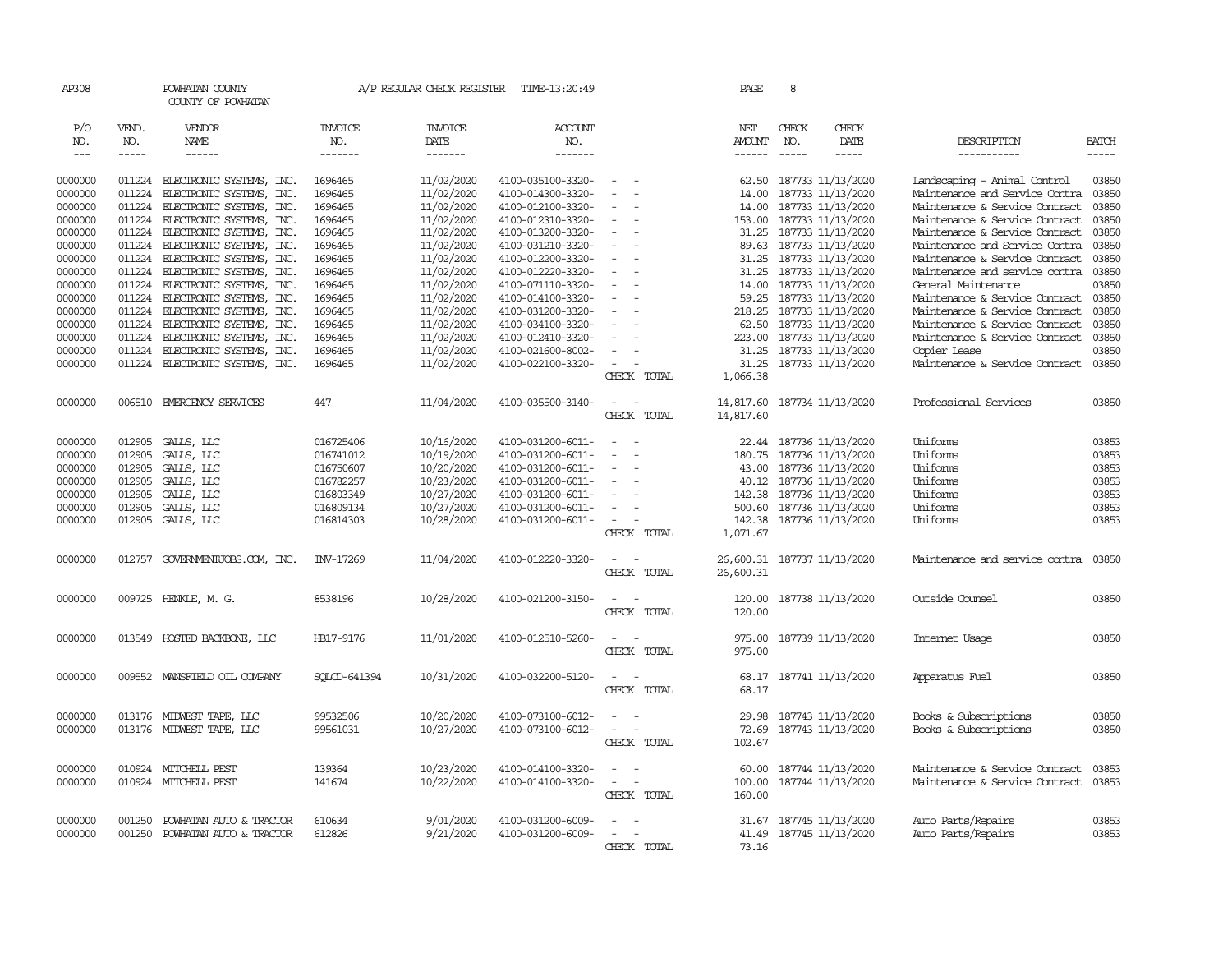AP308 POWHATAN COUNTY A/P REGULAR CHECK REGISTER TIME-13:20:49 PAGE 8

COUNTY OF POWHATAN

| P/O NO. | VEND. NO. | VENDOR NAME | INVOICE NO. | INVOICE DATE | ACCOUNT NO. | | NET AMOUNT | CHECK NO. | CHECK DATE | DESCRIPTION | BATCH |
|---|---|---|---|---|---|---|---|---|---|---|---|
| 0000000 | 011224 | ELECTRONIC SYSTEMS, INC. | 1696465 | 11/02/2020 | 4100-035100-3320- | - - | 62.50 | 187733 | 11/13/2020 | Landscaping - Animal Control | 03850 |
| 0000000 | 011224 | ELECTRONIC SYSTEMS, INC. | 1696465 | 11/02/2020 | 4100-014300-3320- | - - | 14.00 | 187733 | 11/13/2020 | Maintenance and Service Contra | 03850 |
| 0000000 | 011224 | ELECTRONIC SYSTEMS, INC. | 1696465 | 11/02/2020 | 4100-012100-3320- | - - | 14.00 | 187733 | 11/13/2020 | Maintenance & Service Contract | 03850 |
| 0000000 | 011224 | ELECTRONIC SYSTEMS, INC. | 1696465 | 11/02/2020 | 4100-012310-3320- | - - | 153.00 | 187733 | 11/13/2020 | Maintenance & Service Contract | 03850 |
| 0000000 | 011224 | ELECTRONIC SYSTEMS, INC. | 1696465 | 11/02/2020 | 4100-013200-3320- | - - | 31.25 | 187733 | 11/13/2020 | Maintenance & Service Contract | 03850 |
| 0000000 | 011224 | ELECTRONIC SYSTEMS, INC. | 1696465 | 11/02/2020 | 4100-031210-3320- | - - | 89.63 | 187733 | 11/13/2020 | Maintenance and Service Contra | 03850 |
| 0000000 | 011224 | ELECTRONIC SYSTEMS, INC. | 1696465 | 11/02/2020 | 4100-012200-3320- | - - | 31.25 | 187733 | 11/13/2020 | Maintenance & Service Contract | 03850 |
| 0000000 | 011224 | ELECTRONIC SYSTEMS, INC. | 1696465 | 11/02/2020 | 4100-012220-3320- | - - | 31.25 | 187733 | 11/13/2020 | Maintenance and service contra | 03850 |
| 0000000 | 011224 | ELECTRONIC SYSTEMS, INC. | 1696465 | 11/02/2020 | 4100-071110-3320- | - - | 14.00 | 187733 | 11/13/2020 | General Maintenance | 03850 |
| 0000000 | 011224 | ELECTRONIC SYSTEMS, INC. | 1696465 | 11/02/2020 | 4100-014100-3320- | - - | 59.25 | 187733 | 11/13/2020 | Maintenance & Service Contract | 03850 |
| 0000000 | 011224 | ELECTRONIC SYSTEMS, INC. | 1696465 | 11/02/2020 | 4100-031200-3320- | - - | 218.25 | 187733 | 11/13/2020 | Maintenance & Service Contract | 03850 |
| 0000000 | 011224 | ELECTRONIC SYSTEMS, INC. | 1696465 | 11/02/2020 | 4100-034100-3320- | - - | 62.50 | 187733 | 11/13/2020 | Maintenance & Service Contract | 03850 |
| 0000000 | 011224 | ELECTRONIC SYSTEMS, INC. | 1696465 | 11/02/2020 | 4100-012410-3320- | - - | 223.00 | 187733 | 11/13/2020 | Maintenance & Service Contract | 03850 |
| 0000000 | 011224 | ELECTRONIC SYSTEMS, INC. | 1696465 | 11/02/2020 | 4100-021600-8002- | - - | 31.25 | 187733 | 11/13/2020 | Copier Lease | 03850 |
| 0000000 | 011224 | ELECTRONIC SYSTEMS, INC. | 1696465 | 11/02/2020 | 4100-022100-3320- | - - | 31.25 | 187733 | 11/13/2020 | Maintenance & Service Contract | 03850 |
| | | | | | | CHECK TOTAL | 1,066.38 | | | | |
| 0000000 | 006510 | EMERGENCY SERVICES | 447 | 11/04/2020 | 4100-035500-3140- | - - | 14,817.60 | 187734 | 11/13/2020 | Professional Services | 03850 |
| | | | | | | CHECK TOTAL | 14,817.60 | | | | |
| 0000000 | 012905 | GALLS, LLC | 016725406 | 10/16/2020 | 4100-031200-6011- | - - | 22.44 | 187736 | 11/13/2020 | Uniforms | 03853 |
| 0000000 | 012905 | GALLS, LLC | 016741012 | 10/19/2020 | 4100-031200-6011- | - - | 180.75 | 187736 | 11/13/2020 | Uniforms | 03853 |
| 0000000 | 012905 | GALLS, LLC | 016750607 | 10/20/2020 | 4100-031200-6011- | - - | 43.00 | 187736 | 11/13/2020 | Uniforms | 03853 |
| 0000000 | 012905 | GALLS, LLC | 016782257 | 10/23/2020 | 4100-031200-6011- | - - | 40.12 | 187736 | 11/13/2020 | Uniforms | 03853 |
| 0000000 | 012905 | GALLS, LLC | 016803349 | 10/27/2020 | 4100-031200-6011- | - - | 142.38 | 187736 | 11/13/2020 | Uniforms | 03853 |
| 0000000 | 012905 | GALLS, LLC | 016809134 | 10/27/2020 | 4100-031200-6011- | - - | 500.60 | 187736 | 11/13/2020 | Uniforms | 03853 |
| 0000000 | 012905 | GALLS, LLC | 016814303 | 10/28/2020 | 4100-031200-6011- | - - | 142.38 | 187736 | 11/13/2020 | Uniforms | 03853 |
| | | | | | | CHECK TOTAL | 1,071.67 | | | | |
| 0000000 | 012757 | GOVERNMENTJOBS.COM, INC. | INV-17269 | 11/04/2020 | 4100-012220-3320- | - - | 26,600.31 | 187737 | 11/13/2020 | Maintenance and service contra | 03850 |
| | | | | | | CHECK TOTAL | 26,600.31 | | | | |
| 0000000 | 009725 | HENKLE, M. G. | 8538196 | 10/28/2020 | 4100-021200-3150- | - - | 120.00 | 187738 | 11/13/2020 | Outside Counsel | 03850 |
| | | | | | | CHECK TOTAL | 120.00 | | | | |
| 0000000 | 013549 | HOSTED BACKBONE, LLC | HB17-9176 | 11/01/2020 | 4100-012510-5260- | - - | 975.00 | 187739 | 11/13/2020 | Internet Usage | 03850 |
| | | | | | | CHECK TOTAL | 975.00 | | | | |
| 0000000 | 009552 | MANSFIELD OIL COMPANY | SQLCD-641394 | 10/31/2020 | 4100-032200-5120- | - - | 68.17 | 187741 | 11/13/2020 | Apparatus Fuel | 03850 |
| | | | | | | CHECK TOTAL | 68.17 | | | | |
| 0000000 | 013176 | MIDWEST TAPE, LLC | 99532506 | 10/20/2020 | 4100-073100-6012- | - - | 29.98 | 187743 | 11/13/2020 | Books & Subscriptions | 03850 |
| 0000000 | 013176 | MIDWEST TAPE, LLC | 99561031 | 10/27/2020 | 4100-073100-6012- | - - | 72.69 | 187743 | 11/13/2020 | Books & Subscriptions | 03850 |
| | | | | | | CHECK TOTAL | 102.67 | | | | |
| 0000000 | 010924 | MITCHELL PEST | 139364 | 10/23/2020 | 4100-014100-3320- | - - | 60.00 | 187744 | 11/13/2020 | Maintenance & Service Contract | 03853 |
| 0000000 | 010924 | MITCHELL PEST | 141674 | 10/22/2020 | 4100-014100-3320- | - - | 100.00 | 187744 | 11/13/2020 | Maintenance & Service Contract | 03853 |
| | | | | | | CHECK TOTAL | 160.00 | | | | |
| 0000000 | 001250 | POWHATAN AUTO & TRACTOR | 610634 | 9/01/2020 | 4100-031200-6009- | - - | 31.67 | 187745 | 11/13/2020 | Auto Parts/Repairs | 03853 |
| 0000000 | 001250 | POWHATAN AUTO & TRACTOR | 612826 | 9/21/2020 | 4100-031200-6009- | - - | 41.49 | 187745 | 11/13/2020 | Auto Parts/Repairs | 03853 |
| | | | | | | CHECK TOTAL | 73.16 | | | | |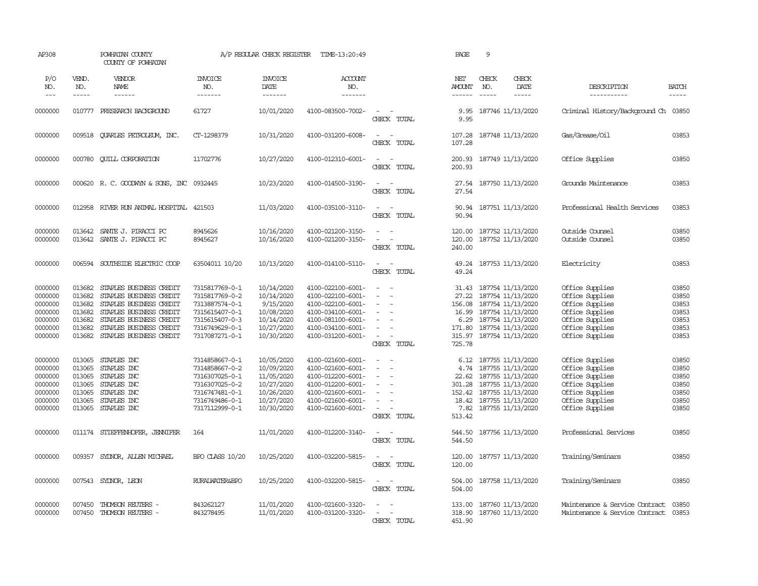AP308 POWHATAN COUNTY A/P REGULAR CHECK REGISTER TIME-13:20:49 PAGE 9

COUNTY OF POWHATAN

| P/O NO. | VEND. NO. | VENDOR NAME | INVOICE NO. | INVOICE DATE | ACCOUNT NO. | | NET AMOUNT | CHECK NO. | CHECK DATE | DESCRIPTION | BATCH |
|---|---|---|---|---|---|---|---|---|---|---|---|
| 0000000 | 010777 | PRESEARCH BACKGROUND | 61727 | 10/01/2020 | 4100-083500-7002- | - - | 9.95 | 187746 | 11/13/2020 | Criminal History/Background Ch | 03850 |
| | | | | | | CHECK TOTAL | 9.95 | | | | |
| 0000000 | 009518 | QUARLES PETROLEUM, INC. | CT-1298379 | 10/31/2020 | 4100-031200-6008- | - - | 107.28 | 187748 | 11/13/2020 | Gas/Grease/Oil | 03853 |
| | | | | | | CHECK TOTAL | 107.28 | | | | |
| 0000000 | 000780 | QUILL CORPORATION | 11702776 | 10/27/2020 | 4100-012310-6001- | - - | 200.93 | 187749 | 11/13/2020 | Office Supplies | 03850 |
| | | | | | | CHECK TOTAL | 200.93 | | | | |
| 0000000 | 000620 | R. C. GOODWYN & SONS, INC | 0932445 | 10/23/2020 | 4100-014500-3190- | - - | 27.54 | 187750 | 11/13/2020 | Grounds Maintenance | 03853 |
| | | | | | | CHECK TOTAL | 27.54 | | | | |
| 0000000 | 012958 | RIVER RUN ANIMAL HOSPITAL | 421503 | 11/03/2020 | 4100-035100-3110- | - - | 90.94 | 187751 | 11/13/2020 | Professional Health Services | 03853 |
| | | | | | | CHECK TOTAL | 90.94 | | | | |
| 0000000 | 013642 | SANTE J. PIRACCI PC | 8945626 | 10/16/2020 | 4100-021200-3150- | - - | 120.00 | 187752 | 11/13/2020 | Outside Counsel | 03850 |
| 0000000 | 013642 | SANTE J. PIRACCI PC | 8945627 | 10/16/2020 | 4100-021200-3150- | - - | 120.00 | 187752 | 11/13/2020 | Outside Counsel | 03850 |
| | | | | | | CHECK TOTAL | 240.00 | | | | |
| 0000000 | 006594 | SOUTHSIDE ELECTRIC COOP | 63504011 10/20 | 10/13/2020 | 4100-014100-5110- | - - | 49.24 | 187753 | 11/13/2020 | Electricity | 03853 |
| | | | | | | CHECK TOTAL | 49.24 | | | | |
| 0000000 | 013682 | STAPLES BUSINESS CREDIT | 7315817769-0-1 | 10/14/2020 | 4100-022100-6001- | - - | 31.43 | 187754 | 11/13/2020 | Office Supplies | 03850 |
| 0000000 | 013682 | STAPLES BUSINESS CREDIT | 7315817769-0-2 | 10/14/2020 | 4100-022100-6001- | - - | 27.22 | 187754 | 11/13/2020 | Office Supplies | 03850 |
| 0000000 | 013682 | STAPLES BUSINESS CREDIT | 7313887574-0-1 | 9/15/2020 | 4100-022100-6001- | - - | 156.08 | 187754 | 11/13/2020 | Office Supplies | 03853 |
| 0000000 | 013682 | STAPLES BUSINESS CREDIT | 7315615407-0-1 | 10/08/2020 | 4100-034100-6001- | - - | 16.99 | 187754 | 11/13/2020 | Office Supplies | 03853 |
| 0000000 | 013682 | STAPLES BUSINESS CREDIT | 7315615407-0-3 | 10/14/2020 | 4100-081100-6001- | - - | 6.29 | 187754 | 11/13/2020 | Office Supplies | 03853 |
| 0000000 | 013682 | STAPLES BUSINESS CREDIT | 7316749629-0-1 | 10/27/2020 | 4100-034100-6001- | - - | 171.80 | 187754 | 11/13/2020 | Office Supplies | 03853 |
| 0000000 | 013682 | STAPLES BUSINESS CREDIT | 7317087271-0-1 | 10/30/2020 | 4100-031200-6001- | - - | 315.97 | 187754 | 11/13/2020 | Office Supplies | 03853 |
| | | | | | | CHECK TOTAL | 725.78 | | | | |
| 0000000 | 013065 | STAPLES INC | 7314858667-0-1 | 10/05/2020 | 4100-021600-6001- | - - | 6.12 | 187755 | 11/13/2020 | Office Supplies | 03850 |
| 0000000 | 013065 | STAPLES INC | 7314858667-0-2 | 10/09/2020 | 4100-021600-6001- | - - | 4.74 | 187755 | 11/13/2020 | Office Supplies | 03850 |
| 0000000 | 013065 | STAPLES INC | 7316307025-0-1 | 11/05/2020 | 4100-012200-6001- | - - | 22.62 | 187755 | 11/13/2020 | Office Supplies | 03850 |
| 0000000 | 013065 | STAPLES INC | 7316307025-0-2 | 10/27/2020 | 4100-012200-6001- | - - | 301.28 | 187755 | 11/13/2020 | Office Supplies | 03850 |
| 0000000 | 013065 | STAPLES INC | 7316747481-0-1 | 10/26/2020 | 4100-021600-6001- | - - | 152.42 | 187755 | 11/13/2020 | Office Supplies | 03850 |
| 0000000 | 013065 | STAPLES INC | 7316749486-0-1 | 10/27/2020 | 4100-021600-6001- | - - | 18.42 | 187755 | 11/13/2020 | Office Supplies | 03850 |
| 0000000 | 013065 | STAPLES INC | 7317112999-0-1 | 10/30/2020 | 4100-021600-6001- | - - | 7.82 | 187755 | 11/13/2020 | Office Supplies | 03850 |
| | | | | | | CHECK TOTAL | 513.42 | | | | |
| 0000000 | 011174 | STIEFFENHOFER, JENNIFER | 164 | 11/01/2020 | 4100-012200-3140- | - - | 544.50 | 187756 | 11/13/2020 | Professional Services | 03850 |
| | | | | | | CHECK TOTAL | 544.50 | | | | |
| 0000000 | 009357 | SYDNOR, ALLEN MICHAEL | BPO CLASS 10/20 | 10/25/2020 | 4100-032200-5815- | - - | 120.00 | 187757 | 11/13/2020 | Training/Seminars | 03850 |
| | | | | | | CHECK TOTAL | 120.00 | | | | |
| 0000000 | 007543 | SYDNOR, LEON | RURALWATER&BPO | 10/25/2020 | 4100-032200-5815- | - - | 504.00 | 187758 | 11/13/2020 | Training/Seminars | 03850 |
| | | | | | | CHECK TOTAL | 504.00 | | | | |
| 0000000 | 007450 | THOMSON REUTERS - | 843262127 | 11/01/2020 | 4100-021600-3320- | - - | 133.00 | 187760 | 11/13/2020 | Maintenance & Service Contract | 03850 |
| 0000000 | 007450 | THOMSON REUTERS - | 843278495 | 11/01/2020 | 4100-031200-3320- | - - | 318.90 | 187760 | 11/13/2020 | Maintenance & Service Contract | 03853 |
| | | | | | | CHECK TOTAL | 451.90 | | | | |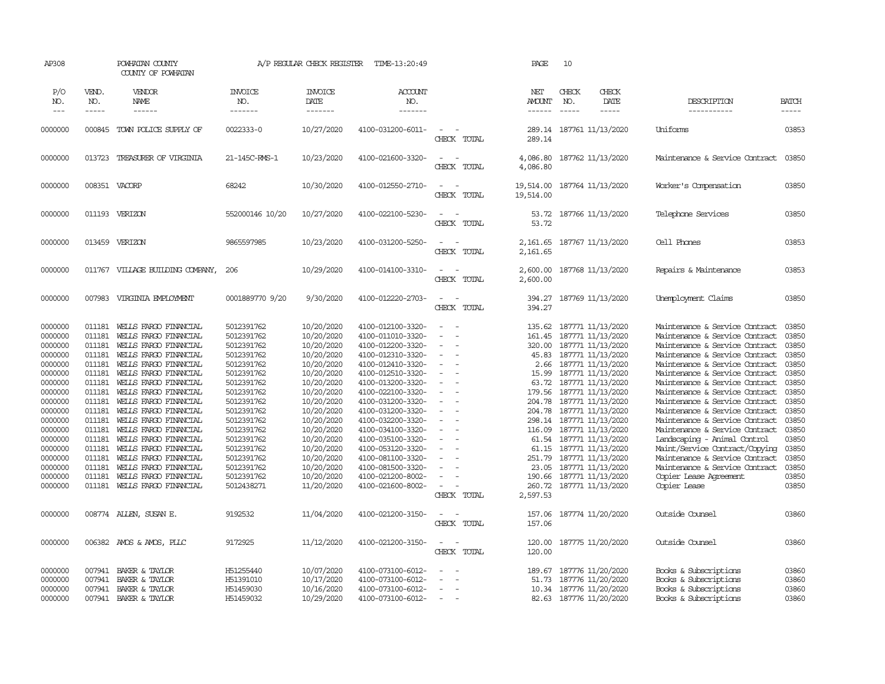AP308 POWHATAN COUNTY COUNTY OF POWHATAN A/P REGULAR CHECK REGISTER TIME-13:20:49 PAGE 10

| P/O NO. | VEND. NO. | VENDOR NAME | INVOICE NO. | INVOICE DATE | ACCOUNT NO. | | NET AMOUNT | CHECK NO. | CHECK DATE | DESCRIPTION | BATCH |
|---|---|---|---|---|---|---|---|---|---|---|---|
| --- | ----- | ------ | ------- | ------- | ------- | | ------ | ----- | ----- | ----------- | ----- |
| 0000000 | 000845 | TOWN POLICE SUPPLY OF | 0022333-0 | 10/27/2020 | 4100-031200-6011- | - - | 289.14 | 187761 | 11/13/2020 | Uniforms | 03853 |
| | | | | | | CHECK TOTAL | 289.14 | | | | |
| 0000000 | 013723 | TREASURER OF VIRGINIA | 21-145C-RMS-1 | 10/23/2020 | 4100-021600-3320- | - - | 4,086.80 | 187762 | 11/13/2020 | Maintenance & Service Contract | 03850 |
| | | | | | | CHECK TOTAL | 4,086.80 | | | | |
| 0000000 | 008351 | VACORP | 68242 | 10/30/2020 | 4100-012550-2710- | - - | 19,514.00 | 187764 | 11/13/2020 | Worker's Compensation | 03850 |
| | | | | | | CHECK TOTAL | 19,514.00 | | | | |
| 0000000 | 011193 | VERIZON | 552000146 10/20 | 10/27/2020 | 4100-022100-5230- | - - | 53.72 | 187766 | 11/13/2020 | Telephone Services | 03850 |
| | | | | | | CHECK TOTAL | 53.72 | | | | |
| 0000000 | 013459 | VERIZON | 9865597985 | 10/23/2020 | 4100-031200-5250- | - - | 2,161.65 | 187767 | 11/13/2020 | Cell Phones | 03853 |
| | | | | | | CHECK TOTAL | 2,161.65 | | | | |
| 0000000 | 011767 | VILLAGE BUILDING COMPANY, | 206 | 10/29/2020 | 4100-014100-3310- | - - | 2,600.00 | 187768 | 11/13/2020 | Repairs & Maintenance | 03853 |
| | | | | | | CHECK TOTAL | 2,600.00 | | | | |
| 0000000 | 007983 | VIRGINIA EMPLOYMENT | 0001889770 9/20 | 9/30/2020 | 4100-012220-2703- | - - | 394.27 | 187769 | 11/13/2020 | Unemployment Claims | 03850 |
| | | | | | | CHECK TOTAL | 394.27 | | | | |
| 0000000 | 011181 | WELLS FARGO FINANCIAL | 5012391762 | 10/20/2020 | 4100-012100-3320- | - - | 135.62 | 187771 | 11/13/2020 | Maintenance & Service Contract | 03850 |
| 0000000 | 011181 | WELLS FARGO FINANCIAL | 5012391762 | 10/20/2020 | 4100-011010-3320- | - - | 161.45 | 187771 | 11/13/2020 | Maintenance & Service Contract | 03850 |
| 0000000 | 011181 | WELLS FARGO FINANCIAL | 5012391762 | 10/20/2020 | 4100-012200-3320- | - - | 320.00 | 187771 | 11/13/2020 | Maintenance & Service Contract | 03850 |
| 0000000 | 011181 | WELLS FARGO FINANCIAL | 5012391762 | 10/20/2020 | 4100-012310-3320- | - - | 45.83 | 187771 | 11/13/2020 | Maintenance & Service Contract | 03850 |
| 0000000 | 011181 | WELLS FARGO FINANCIAL | 5012391762 | 10/20/2020 | 4100-012410-3320- | - - | 2.66 | 187771 | 11/13/2020 | Maintenance & Service Contract | 03850 |
| 0000000 | 011181 | WELLS FARGO FINANCIAL | 5012391762 | 10/20/2020 | 4100-012510-3320- | - - | 15.99 | 187771 | 11/13/2020 | Maintenance & Service Contract | 03850 |
| 0000000 | 011181 | WELLS FARGO FINANCIAL | 5012391762 | 10/20/2020 | 4100-013200-3320- | - - | 63.72 | 187771 | 11/13/2020 | Maintenance & Service Contract | 03850 |
| 0000000 | 011181 | WELLS FARGO FINANCIAL | 5012391762 | 10/20/2020 | 4100-022100-3320- | - - | 179.56 | 187771 | 11/13/2020 | Maintenance & Service Contract | 03850 |
| 0000000 | 011181 | WELLS FARGO FINANCIAL | 5012391762 | 10/20/2020 | 4100-031200-3320- | - - | 204.78 | 187771 | 11/13/2020 | Maintenance & Service Contract | 03850 |
| 0000000 | 011181 | WELLS FARGO FINANCIAL | 5012391762 | 10/20/2020 | 4100-031200-3320- | - - | 204.78 | 187771 | 11/13/2020 | Maintenance & Service Contract | 03850 |
| 0000000 | 011181 | WELLS FARGO FINANCIAL | 5012391762 | 10/20/2020 | 4100-032200-3320- | - - | 298.14 | 187771 | 11/13/2020 | Maintenance & Service Contract | 03850 |
| 0000000 | 011181 | WELLS FARGO FINANCIAL | 5012391762 | 10/20/2020 | 4100-034100-3320- | - - | 116.09 | 187771 | 11/13/2020 | Maintenance & Service Contract | 03850 |
| 0000000 | 011181 | WELLS FARGO FINANCIAL | 5012391762 | 10/20/2020 | 4100-035100-3320- | - - | 61.54 | 187771 | 11/13/2020 | Landscaping - Animal Control | 03850 |
| 0000000 | 011181 | WELLS FARGO FINANCIAL | 5012391762 | 10/20/2020 | 4100-053120-3320- | - - | 61.15 | 187771 | 11/13/2020 | Maint/Service Contract/Copying | 03850 |
| 0000000 | 011181 | WELLS FARGO FINANCIAL | 5012391762 | 10/20/2020 | 4100-081100-3320- | - - | 251.79 | 187771 | 11/13/2020 | Maintenance & Service Contract | 03850 |
| 0000000 | 011181 | WELLS FARGO FINANCIAL | 5012391762 | 10/20/2020 | 4100-081500-3320- | - - | 23.05 | 187771 | 11/13/2020 | Maintenance & Service Contract | 03850 |
| 0000000 | 011181 | WELLS FARGO FINANCIAL | 5012391762 | 10/20/2020 | 4100-021200-8002- | - - | 190.66 | 187771 | 11/13/2020 | Copier Lease Agreement | 03850 |
| 0000000 | 011181 | WELLS FARGO FINANCIAL | 5012438271 | 11/20/2020 | 4100-021600-8002- | - - | 260.72 | 187771 | 11/13/2020 | Copier Lease | 03850 |
| | | | | | | CHECK TOTAL | 2,597.53 | | | | |
| 0000000 | 008774 | ALLEN, SUSAN E. | 9192532 | 11/04/2020 | 4100-021200-3150- | - - | 157.06 | 187774 | 11/20/2020 | Outside Counsel | 03860 |
| | | | | | | CHECK TOTAL | 157.06 | | | | |
| 0000000 | 006382 | AMOS & AMOS, PLLC | 9172925 | 11/12/2020 | 4100-021200-3150- | - - | 120.00 | 187775 | 11/20/2020 | Outside Counsel | 03860 |
| | | | | | | CHECK TOTAL | 120.00 | | | | |
| 0000000 | 007941 | BAKER & TAYLOR | H51255440 | 10/07/2020 | 4100-073100-6012- | - - | 189.67 | 187776 | 11/20/2020 | Books & Subscriptions | 03860 |
| 0000000 | 007941 | BAKER & TAYLOR | H51391010 | 10/17/2020 | 4100-073100-6012- | - - | 51.73 | 187776 | 11/20/2020 | Books & Subscriptions | 03860 |
| 0000000 | 007941 | BAKER & TAYLOR | H51459030 | 10/16/2020 | 4100-073100-6012- | - - | 10.34 | 187776 | 11/20/2020 | Books & Subscriptions | 03860 |
| 0000000 | 007941 | BAKER & TAYLOR | H51459032 | 10/29/2020 | 4100-073100-6012- | - - | 82.63 | 187776 | 11/20/2020 | Books & Subscriptions | 03860 |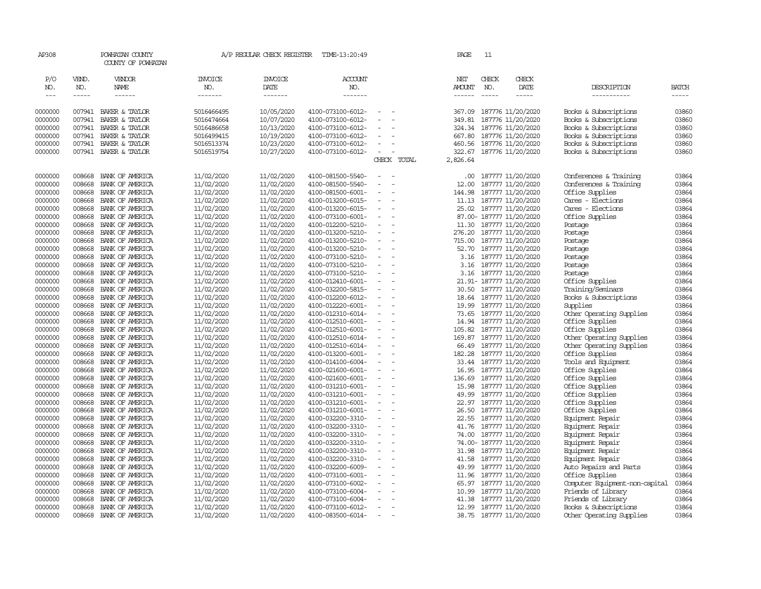AP308 POWHATAN COUNTY A/P REGULAR CHECK REGISTER TIME-13:20:49

COUNTY OF POWHATAN

| P/O NO. | VEND. NO. | VENDOR NAME | INVOICE NO. | INVOICE DATE | ACCOUNT NO. | | NET AMOUNT | CHECK NO. | CHECK DATE | DESCRIPTION | BATCH |
|---|---|---|---|---|---|---|---|---|---|---|---|
| --- | ----- | ------ | ------- | ------- | ------- | | ------ | ----- | ----- | ----------- | ----- |
| 0000000 | 007941 | BAKER & TAYLOR | 5016466495 | 10/05/2020 | 4100-073100-6012- | - - | 367.09 | 187776 | 11/20/2020 | Books & Subscriptions | 03860 |
| 0000000 | 007941 | BAKER & TAYLOR | 5016474664 | 10/07/2020 | 4100-073100-6012- | - - | 349.81 | 187776 | 11/20/2020 | Books & Subscriptions | 03860 |
| 0000000 | 007941 | BAKER & TAYLOR | 5016486658 | 10/13/2020 | 4100-073100-6012- | - - | 324.34 | 187776 | 11/20/2020 | Books & Subscriptions | 03860 |
| 0000000 | 007941 | BAKER & TAYLOR | 5016499415 | 10/19/2020 | 4100-073100-6012- | - - | 667.80 | 187776 | 11/20/2020 | Books & Subscriptions | 03860 |
| 0000000 | 007941 | BAKER & TAYLOR | 5016513374 | 10/23/2020 | 4100-073100-6012- | - - | 460.56 | 187776 | 11/20/2020 | Books & Subscriptions | 03860 |
| 0000000 | 007941 | BAKER & TAYLOR | 5016519754 | 10/27/2020 | 4100-073100-6012- | - - | 322.67 | 187776 | 11/20/2020 | Books & Subscriptions | 03860 |
| | | | | | | CHECK TOTAL | 2,826.64 | | | | |
| 0000000 | 008668 | BANK OF AMERICA | 11/02/2020 | 11/02/2020 | 4100-081500-5540- | - - | .00 | 187777 | 11/20/2020 | Conferences & Training | 03864 |
| 0000000 | 008668 | BANK OF AMERICA | 11/02/2020 | 11/02/2020 | 4100-081500-5540- | - - | 12.00 | 187777 | 11/20/2020 | Conferences & Training | 03864 |
| 0000000 | 008668 | BANK OF AMERICA | 11/02/2020 | 11/02/2020 | 4100-081500-6001- | - - | 144.98 | 187777 | 11/20/2020 | Office Supplies | 03864 |
| 0000000 | 008668 | BANK OF AMERICA | 11/02/2020 | 11/02/2020 | 4100-013200-6015- | - - | 11.13 | 187777 | 11/20/2020 | Cares - Elections | 03864 |
| 0000000 | 008668 | BANK OF AMERICA | 11/02/2020 | 11/02/2020 | 4100-013200-6015- | - - | 25.02 | 187777 | 11/20/2020 | Cares - Elections | 03864 |
| 0000000 | 008668 | BANK OF AMERICA | 11/02/2020 | 11/02/2020 | 4100-073100-6001- | - - | 87.00- | 187777 | 11/20/2020 | Office Supplies | 03864 |
| 0000000 | 008668 | BANK OF AMERICA | 11/02/2020 | 11/02/2020 | 4100-012200-5210- | - - | 11.30 | 187777 | 11/20/2020 | Postage | 03864 |
| 0000000 | 008668 | BANK OF AMERICA | 11/02/2020 | 11/02/2020 | 4100-013200-5210- | - - | 276.20 | 187777 | 11/20/2020 | Postage | 03864 |
| 0000000 | 008668 | BANK OF AMERICA | 11/02/2020 | 11/02/2020 | 4100-013200-5210- | - - | 715.00 | 187777 | 11/20/2020 | Postage | 03864 |
| 0000000 | 008668 | BANK OF AMERICA | 11/02/2020 | 11/02/2020 | 4100-013200-5210- | - - | 52.70 | 187777 | 11/20/2020 | Postage | 03864 |
| 0000000 | 008668 | BANK OF AMERICA | 11/02/2020 | 11/02/2020 | 4100-073100-5210- | - - | 3.16 | 187777 | 11/20/2020 | Postage | 03864 |
| 0000000 | 008668 | BANK OF AMERICA | 11/02/2020 | 11/02/2020 | 4100-073100-5210- | - - | 3.16 | 187777 | 11/20/2020 | Postage | 03864 |
| 0000000 | 008668 | BANK OF AMERICA | 11/02/2020 | 11/02/2020 | 4100-073100-5210- | - - | 3.16 | 187777 | 11/20/2020 | Postage | 03864 |
| 0000000 | 008668 | BANK OF AMERICA | 11/02/2020 | 11/02/2020 | 4100-012410-6001- | - - | 21.91- | 187777 | 11/20/2020 | Office Supplies | 03864 |
| 0000000 | 008668 | BANK OF AMERICA | 11/02/2020 | 11/02/2020 | 4100-032200-5815- | - - | 30.50 | 187777 | 11/20/2020 | Training/Seminars | 03864 |
| 0000000 | 008668 | BANK OF AMERICA | 11/02/2020 | 11/02/2020 | 4100-012200-6012- | - - | 18.64 | 187777 | 11/20/2020 | Books & Subscriptions | 03864 |
| 0000000 | 008668 | BANK OF AMERICA | 11/02/2020 | 11/02/2020 | 4100-012220-6001- | - - | 19.99 | 187777 | 11/20/2020 | Supplies | 03864 |
| 0000000 | 008668 | BANK OF AMERICA | 11/02/2020 | 11/02/2020 | 4100-012310-6014- | - - | 73.65 | 187777 | 11/20/2020 | Other Operating Supplies | 03864 |
| 0000000 | 008668 | BANK OF AMERICA | 11/02/2020 | 11/02/2020 | 4100-012510-6001- | - - | 14.94 | 187777 | 11/20/2020 | Office Supplies | 03864 |
| 0000000 | 008668 | BANK OF AMERICA | 11/02/2020 | 11/02/2020 | 4100-012510-6001- | - - | 105.82 | 187777 | 11/20/2020 | Office Supplies | 03864 |
| 0000000 | 008668 | BANK OF AMERICA | 11/02/2020 | 11/02/2020 | 4100-012510-6014- | - - | 169.87 | 187777 | 11/20/2020 | Other Operating Supplies | 03864 |
| 0000000 | 008668 | BANK OF AMERICA | 11/02/2020 | 11/02/2020 | 4100-012510-6014- | - - | 66.49 | 187777 | 11/20/2020 | Other Operating Supplies | 03864 |
| 0000000 | 008668 | BANK OF AMERICA | 11/02/2020 | 11/02/2020 | 4100-013200-6001- | - - | 182.28 | 187777 | 11/20/2020 | Office Supplies | 03864 |
| 0000000 | 008668 | BANK OF AMERICA | 11/02/2020 | 11/02/2020 | 4100-014100-6004- | - - | 33.44 | 187777 | 11/20/2020 | Tools and Equipment | 03864 |
| 0000000 | 008668 | BANK OF AMERICA | 11/02/2020 | 11/02/2020 | 4100-021600-6001- | - - | 16.95 | 187777 | 11/20/2020 | Office Supplies | 03864 |
| 0000000 | 008668 | BANK OF AMERICA | 11/02/2020 | 11/02/2020 | 4100-021600-6001- | - - | 136.69 | 187777 | 11/20/2020 | Office Supplies | 03864 |
| 0000000 | 008668 | BANK OF AMERICA | 11/02/2020 | 11/02/2020 | 4100-031210-6001- | - - | 15.98 | 187777 | 11/20/2020 | Office Supplies | 03864 |
| 0000000 | 008668 | BANK OF AMERICA | 11/02/2020 | 11/02/2020 | 4100-031210-6001- | - - | 49.99 | 187777 | 11/20/2020 | Office Supplies | 03864 |
| 0000000 | 008668 | BANK OF AMERICA | 11/02/2020 | 11/02/2020 | 4100-031210-6001- | - - | 22.97 | 187777 | 11/20/2020 | Office Supplies | 03864 |
| 0000000 | 008668 | BANK OF AMERICA | 11/02/2020 | 11/02/2020 | 4100-031210-6001- | - - | 26.50 | 187777 | 11/20/2020 | Office Supplies | 03864 |
| 0000000 | 008668 | BANK OF AMERICA | 11/02/2020 | 11/02/2020 | 4100-032200-3310- | - - | 22.55 | 187777 | 11/20/2020 | Equipment Repair | 03864 |
| 0000000 | 008668 | BANK OF AMERICA | 11/02/2020 | 11/02/2020 | 4100-032200-3310- | - - | 41.76 | 187777 | 11/20/2020 | Equipment Repair | 03864 |
| 0000000 | 008668 | BANK OF AMERICA | 11/02/2020 | 11/02/2020 | 4100-032200-3310- | - - | 74.00 | 187777 | 11/20/2020 | Equipment Repair | 03864 |
| 0000000 | 008668 | BANK OF AMERICA | 11/02/2020 | 11/02/2020 | 4100-032200-3310- | - - | 74.00- | 187777 | 11/20/2020 | Equipment Repair | 03864 |
| 0000000 | 008668 | BANK OF AMERICA | 11/02/2020 | 11/02/2020 | 4100-032200-3310- | - - | 31.98 | 187777 | 11/20/2020 | Equipment Repair | 03864 |
| 0000000 | 008668 | BANK OF AMERICA | 11/02/2020 | 11/02/2020 | 4100-032200-3310- | - - | 41.58 | 187777 | 11/20/2020 | Equipment Repair | 03864 |
| 0000000 | 008668 | BANK OF AMERICA | 11/02/2020 | 11/02/2020 | 4100-032200-6009- | - - | 49.99 | 187777 | 11/20/2020 | Auto Repairs and Parts | 03864 |
| 0000000 | 008668 | BANK OF AMERICA | 11/02/2020 | 11/02/2020 | 4100-073100-6001- | - - | 11.96 | 187777 | 11/20/2020 | Office Supplies | 03864 |
| 0000000 | 008668 | BANK OF AMERICA | 11/02/2020 | 11/02/2020 | 4100-073100-6002- | - - | 65.97 | 187777 | 11/20/2020 | Computer Equipment-non-capital | 03864 |
| 0000000 | 008668 | BANK OF AMERICA | 11/02/2020 | 11/02/2020 | 4100-073100-6004- | - - | 10.99 | 187777 | 11/20/2020 | Friends of Library | 03864 |
| 0000000 | 008668 | BANK OF AMERICA | 11/02/2020 | 11/02/2020 | 4100-073100-6004- | - - | 41.38 | 187777 | 11/20/2020 | Friends of Library | 03864 |
| 0000000 | 008668 | BANK OF AMERICA | 11/02/2020 | 11/02/2020 | 4100-073100-6012- | - - | 12.99 | 187777 | 11/20/2020 | Books & Subscriptions | 03864 |
| 0000000 | 008668 | BANK OF AMERICA | 11/02/2020 | 11/02/2020 | 4100-083500-6014- | - - | 38.75 | 187777 | 11/20/2020 | Other Operating Supplies | 03864 |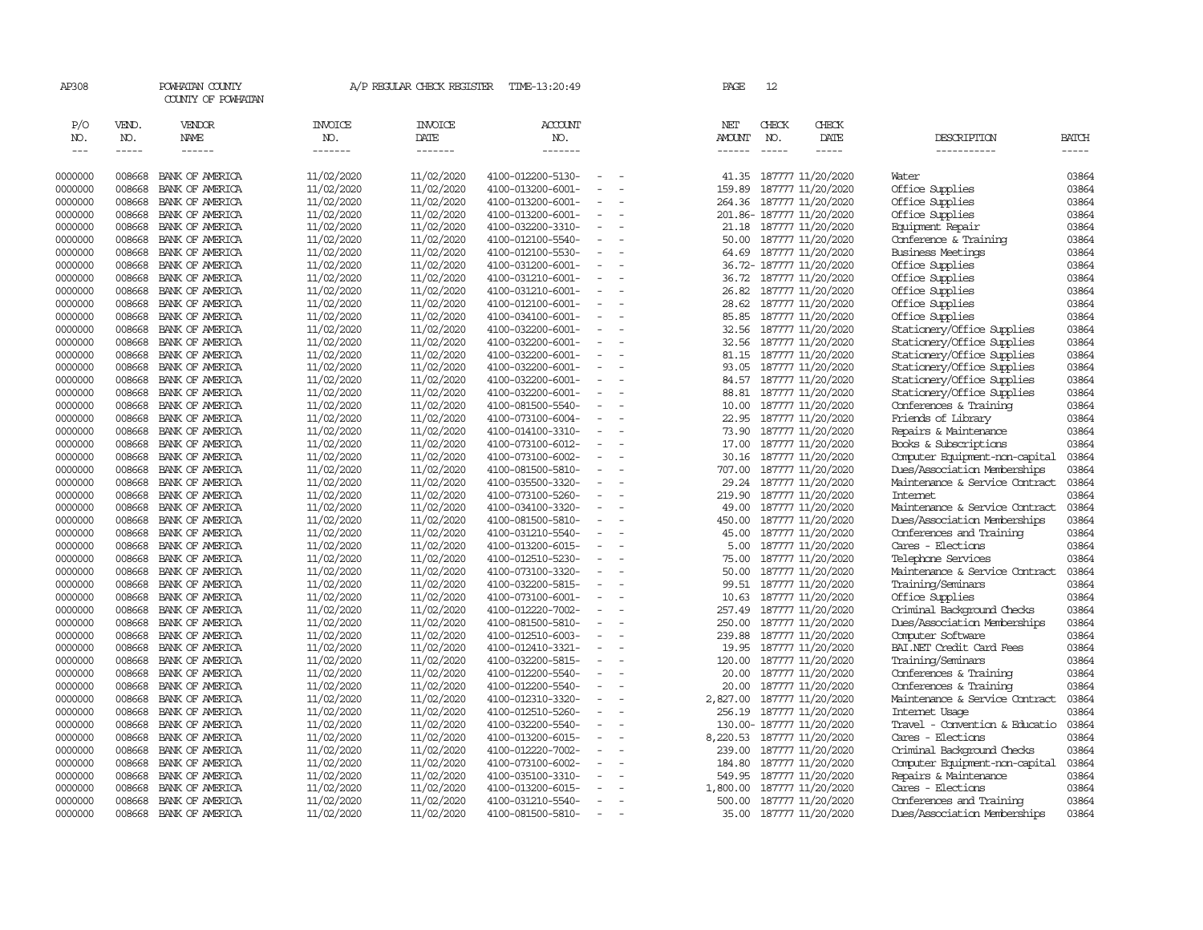AP308 POWHATAN COUNTY A/P REGULAR CHECK REGISTER TIME-13:20:49 PAGE 12

COUNTY OF POWHATAN

| P/O NO. | VEND. NO. | VENDOR NAME | INVOICE NO. | INVOICE DATE | ACCOUNT NO. | NET AMOUNT | CHECK NO. | CHECK DATE | DESCRIPTION | BATCH |
|---|---|---|---|---|---|---|---|---|---|---|
| 0000000 | 008668 | BANK OF AMERICA | 11/02/2020 | 11/02/2020 | 4100-012200-5130- - - | 41.35 | 187777 | 11/20/2020 | Water | 03864 |
| 0000000 | 008668 | BANK OF AMERICA | 11/02/2020 | 11/02/2020 | 4100-013200-6001- - - | 159.89 | 187777 | 11/20/2020 | Office Supplies | 03864 |
| 0000000 | 008668 | BANK OF AMERICA | 11/02/2020 | 11/02/2020 | 4100-013200-6001- - - | 264.36 | 187777 | 11/20/2020 | Office Supplies | 03864 |
| 0000000 | 008668 | BANK OF AMERICA | 11/02/2020 | 11/02/2020 | 4100-013200-6001- - - | 201.86- | 187777 | 11/20/2020 | Office Supplies | 03864 |
| 0000000 | 008668 | BANK OF AMERICA | 11/02/2020 | 11/02/2020 | 4100-032200-3310- - - | 21.18 | 187777 | 11/20/2020 | Equipment Repair | 03864 |
| 0000000 | 008668 | BANK OF AMERICA | 11/02/2020 | 11/02/2020 | 4100-012100-5540- - - | 50.00 | 187777 | 11/20/2020 | Conference & Training | 03864 |
| 0000000 | 008668 | BANK OF AMERICA | 11/02/2020 | 11/02/2020 | 4100-012100-5530- - - | 64.69 | 187777 | 11/20/2020 | Business Meetings | 03864 |
| 0000000 | 008668 | BANK OF AMERICA | 11/02/2020 | 11/02/2020 | 4100-031200-6001- - - | 36.72- | 187777 | 11/20/2020 | Office Supplies | 03864 |
| 0000000 | 008668 | BANK OF AMERICA | 11/02/2020 | 11/02/2020 | 4100-031210-6001- - - | 36.72 | 187777 | 11/20/2020 | Office Supplies | 03864 |
| 0000000 | 008668 | BANK OF AMERICA | 11/02/2020 | 11/02/2020 | 4100-031210-6001- - - | 26.82 | 187777 | 11/20/2020 | Office Supplies | 03864 |
| 0000000 | 008668 | BANK OF AMERICA | 11/02/2020 | 11/02/2020 | 4100-012100-6001- - - | 28.62 | 187777 | 11/20/2020 | Office Supplies | 03864 |
| 0000000 | 008668 | BANK OF AMERICA | 11/02/2020 | 11/02/2020 | 4100-034100-6001- - - | 85.85 | 187777 | 11/20/2020 | Office Supplies | 03864 |
| 0000000 | 008668 | BANK OF AMERICA | 11/02/2020 | 11/02/2020 | 4100-032200-6001- - - | 32.56 | 187777 | 11/20/2020 | Stationery/Office Supplies | 03864 |
| 0000000 | 008668 | BANK OF AMERICA | 11/02/2020 | 11/02/2020 | 4100-032200-6001- - - | 32.56 | 187777 | 11/20/2020 | Stationery/Office Supplies | 03864 |
| 0000000 | 008668 | BANK OF AMERICA | 11/02/2020 | 11/02/2020 | 4100-032200-6001- - - | 81.15 | 187777 | 11/20/2020 | Stationery/Office Supplies | 03864 |
| 0000000 | 008668 | BANK OF AMERICA | 11/02/2020 | 11/02/2020 | 4100-032200-6001- - - | 93.05 | 187777 | 11/20/2020 | Stationery/Office Supplies | 03864 |
| 0000000 | 008668 | BANK OF AMERICA | 11/02/2020 | 11/02/2020 | 4100-032200-6001- - - | 84.57 | 187777 | 11/20/2020 | Stationery/Office Supplies | 03864 |
| 0000000 | 008668 | BANK OF AMERICA | 11/02/2020 | 11/02/2020 | 4100-032200-6001- - - | 88.81 | 187777 | 11/20/2020 | Stationery/Office Supplies | 03864 |
| 0000000 | 008668 | BANK OF AMERICA | 11/02/2020 | 11/02/2020 | 4100-081500-5540- - - | 10.00 | 187777 | 11/20/2020 | Conferences & Training | 03864 |
| 0000000 | 008668 | BANK OF AMERICA | 11/02/2020 | 11/02/2020 | 4100-073100-6004- - - | 22.95 | 187777 | 11/20/2020 | Friends of Library | 03864 |
| 0000000 | 008668 | BANK OF AMERICA | 11/02/2020 | 11/02/2020 | 4100-014100-3310- - - | 73.90 | 187777 | 11/20/2020 | Repairs & Maintenance | 03864 |
| 0000000 | 008668 | BANK OF AMERICA | 11/02/2020 | 11/02/2020 | 4100-073100-6012- - - | 17.00 | 187777 | 11/20/2020 | Books & Subscriptions | 03864 |
| 0000000 | 008668 | BANK OF AMERICA | 11/02/2020 | 11/02/2020 | 4100-073100-6002- - - | 30.16 | 187777 | 11/20/2020 | Computer Equipment-non-capital | 03864 |
| 0000000 | 008668 | BANK OF AMERICA | 11/02/2020 | 11/02/2020 | 4100-081500-5810- - - | 707.00 | 187777 | 11/20/2020 | Dues/Association Memberships | 03864 |
| 0000000 | 008668 | BANK OF AMERICA | 11/02/2020 | 11/02/2020 | 4100-035500-3320- - - | 29.24 | 187777 | 11/20/2020 | Maintenance & Service Contract | 03864 |
| 0000000 | 008668 | BANK OF AMERICA | 11/02/2020 | 11/02/2020 | 4100-073100-5260- - - | 219.90 | 187777 | 11/20/2020 | Internet | 03864 |
| 0000000 | 008668 | BANK OF AMERICA | 11/02/2020 | 11/02/2020 | 4100-034100-3320- - - | 49.00 | 187777 | 11/20/2020 | Maintenance & Service Contract | 03864 |
| 0000000 | 008668 | BANK OF AMERICA | 11/02/2020 | 11/02/2020 | 4100-081500-5810- - - | 450.00 | 187777 | 11/20/2020 | Dues/Association Memberships | 03864 |
| 0000000 | 008668 | BANK OF AMERICA | 11/02/2020 | 11/02/2020 | 4100-031210-5540- - - | 45.00 | 187777 | 11/20/2020 | Conferences and Training | 03864 |
| 0000000 | 008668 | BANK OF AMERICA | 11/02/2020 | 11/02/2020 | 4100-013200-6015- - - | 5.00 | 187777 | 11/20/2020 | Cares - Elections | 03864 |
| 0000000 | 008668 | BANK OF AMERICA | 11/02/2020 | 11/02/2020 | 4100-012510-5230- - - | 75.00 | 187777 | 11/20/2020 | Telephone Services | 03864 |
| 0000000 | 008668 | BANK OF AMERICA | 11/02/2020 | 11/02/2020 | 4100-073100-3320- - - | 50.00 | 187777 | 11/20/2020 | Maintenance & Service Contract | 03864 |
| 0000000 | 008668 | BANK OF AMERICA | 11/02/2020 | 11/02/2020 | 4100-032200-5815- - - | 99.51 | 187777 | 11/20/2020 | Training/Seminars | 03864 |
| 0000000 | 008668 | BANK OF AMERICA | 11/02/2020 | 11/02/2020 | 4100-073100-6001- - - | 10.63 | 187777 | 11/20/2020 | Office Supplies | 03864 |
| 0000000 | 008668 | BANK OF AMERICA | 11/02/2020 | 11/02/2020 | 4100-012220-7002- - - | 257.49 | 187777 | 11/20/2020 | Criminal Background Checks | 03864 |
| 0000000 | 008668 | BANK OF AMERICA | 11/02/2020 | 11/02/2020 | 4100-081500-5810- - - | 250.00 | 187777 | 11/20/2020 | Dues/Association Memberships | 03864 |
| 0000000 | 008668 | BANK OF AMERICA | 11/02/2020 | 11/02/2020 | 4100-012510-6003- - - | 239.88 | 187777 | 11/20/2020 | Computer Software | 03864 |
| 0000000 | 008668 | BANK OF AMERICA | 11/02/2020 | 11/02/2020 | 4100-012410-3321- - - | 19.95 | 187777 | 11/20/2020 | BAI.NET Credit Card Fees | 03864 |
| 0000000 | 008668 | BANK OF AMERICA | 11/02/2020 | 11/02/2020 | 4100-032200-5815- - - | 120.00 | 187777 | 11/20/2020 | Training/Seminars | 03864 |
| 0000000 | 008668 | BANK OF AMERICA | 11/02/2020 | 11/02/2020 | 4100-012200-5540- - - | 20.00 | 187777 | 11/20/2020 | Conferences & Training | 03864 |
| 0000000 | 008668 | BANK OF AMERICA | 11/02/2020 | 11/02/2020 | 4100-012200-5540- - - | 20.00 | 187777 | 11/20/2020 | Conferences & Training | 03864 |
| 0000000 | 008668 | BANK OF AMERICA | 11/02/2020 | 11/02/2020 | 4100-012310-3320- - - | 2,827.00 | 187777 | 11/20/2020 | Maintenance & Service Contract | 03864 |
| 0000000 | 008668 | BANK OF AMERICA | 11/02/2020 | 11/02/2020 | 4100-012510-5260- - - | 256.19 | 187777 | 11/20/2020 | Internet Usage | 03864 |
| 0000000 | 008668 | BANK OF AMERICA | 11/02/2020 | 11/02/2020 | 4100-032200-5540- - - | 130.00- | 187777 | 11/20/2020 | Travel - Convention & Educatio | 03864 |
| 0000000 | 008668 | BANK OF AMERICA | 11/02/2020 | 11/02/2020 | 4100-013200-6015- - - | 8,220.53 | 187777 | 11/20/2020 | Cares - Elections | 03864 |
| 0000000 | 008668 | BANK OF AMERICA | 11/02/2020 | 11/02/2020 | 4100-012220-7002- - - | 239.00 | 187777 | 11/20/2020 | Criminal Background Checks | 03864 |
| 0000000 | 008668 | BANK OF AMERICA | 11/02/2020 | 11/02/2020 | 4100-073100-6002- - - | 184.80 | 187777 | 11/20/2020 | Computer Equipment-non-capital | 03864 |
| 0000000 | 008668 | BANK OF AMERICA | 11/02/2020 | 11/02/2020 | 4100-035100-3310- - - | 549.95 | 187777 | 11/20/2020 | Repairs & Maintenance | 03864 |
| 0000000 | 008668 | BANK OF AMERICA | 11/02/2020 | 11/02/2020 | 4100-013200-6015- - - | 1,800.00 | 187777 | 11/20/2020 | Cares - Elections | 03864 |
| 0000000 | 008668 | BANK OF AMERICA | 11/02/2020 | 11/02/2020 | 4100-031210-5540- - - | 500.00 | 187777 | 11/20/2020 | Conferences and Training | 03864 |
| 0000000 | 008668 | BANK OF AMERICA | 11/02/2020 | 11/02/2020 | 4100-081500-5810- - - | 35.00 | 187777 | 11/20/2020 | Dues/Association Memberships | 03864 |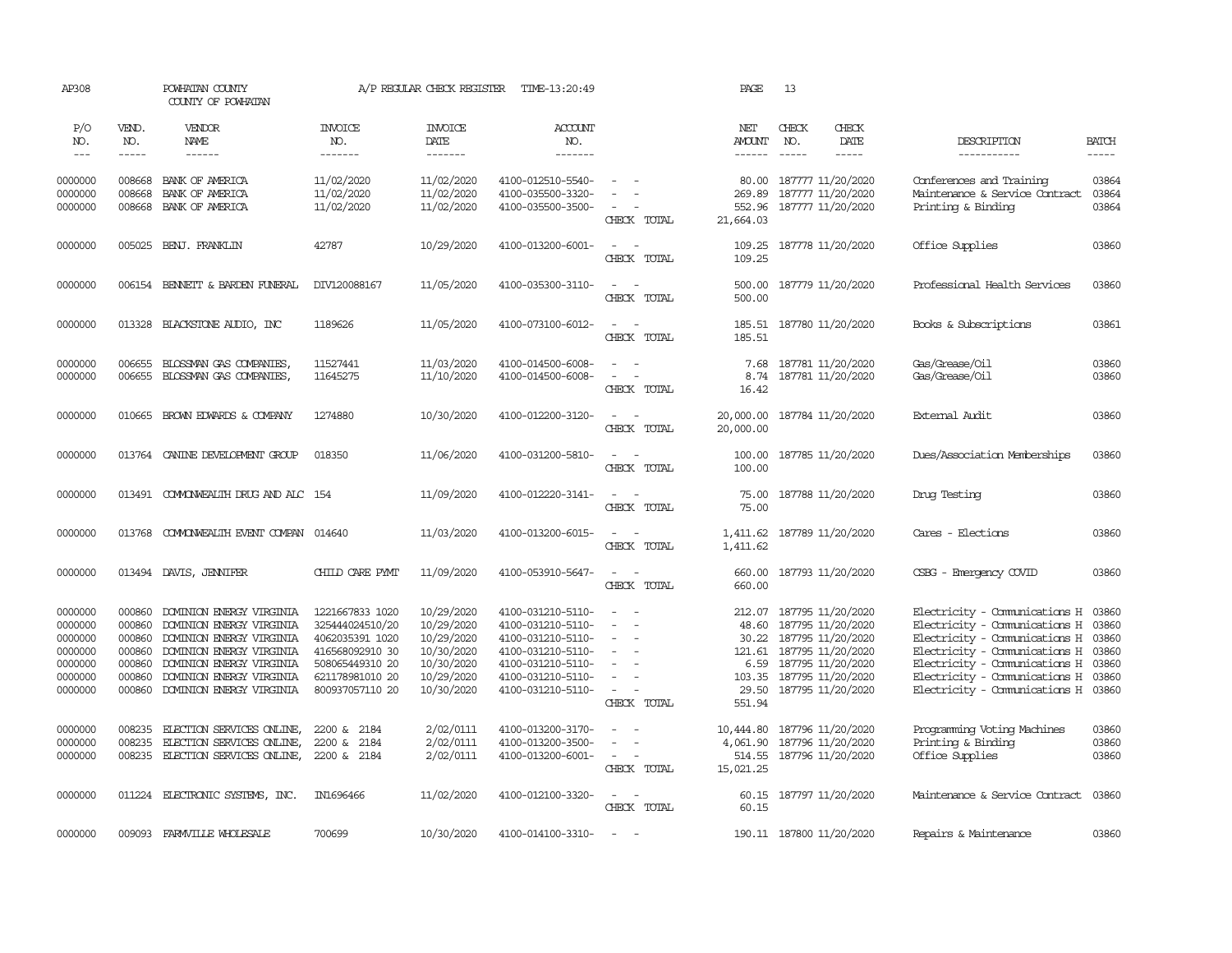AP308 POWHATAN COUNTY A/P REGULAR CHECK REGISTER TIME-13:20:49 PAGE 13
COUNTY OF POWHATAN

| P/O NO. | VEND. NO. | VENDOR NAME | INVOICE NO. | INVOICE DATE | ACCOUNT NO. | | NET AMOUNT | CHECK NO. | CHECK DATE | DESCRIPTION | BATCH |
|---|---|---|---|---|---|---|---|---|---|---|---|
| 0000000 | 008668 | BANK OF AMERICA | 11/02/2020 | 11/02/2020 | 4100-012510-5540- | - - | 80.00 | 187777 | 11/20/2020 | Conferences and Training | 03864 |
| 0000000 | 008668 | BANK OF AMERICA | 11/02/2020 | 11/02/2020 | 4100-035500-3320- | - - | 269.89 | 187777 | 11/20/2020 | Maintenance & Service Contract | 03864 |
| 0000000 | 008668 | BANK OF AMERICA | 11/02/2020 | 11/02/2020 | 4100-035500-3500- | - - | 552.96 | 187777 | 11/20/2020 | Printing & Binding | 03864 |
| | | | | | | CHECK TOTAL | 21,664.03 | | | | |
| 0000000 | 005025 | BENJ. FRANKLIN | 42787 | 10/29/2020 | 4100-013200-6001- | - - | 109.25 | 187778 | 11/20/2020 | Office Supplies | 03860 |
| | | | | | | CHECK TOTAL | 109.25 | | | | |
| 0000000 | 006154 | BENNETT & BARDEN FUNERAL | DIV120088167 | 11/05/2020 | 4100-035300-3110- | - - | 500.00 | 187779 | 11/20/2020 | Professional Health Services | 03860 |
| | | | | | | CHECK TOTAL | 500.00 | | | | |
| 0000000 | 013328 | BLACKSTONE AUDIO, INC | 1189626 | 11/05/2020 | 4100-073100-6012- | - - | 185.51 | 187780 | 11/20/2020 | Books & Subscriptions | 03861 |
| | | | | | | CHECK TOTAL | 185.51 | | | | |
| 0000000 | 006655 | BLOSSMAN GAS COMPANIES, | 11527441 | 11/03/2020 | 4100-014500-6008- | - - | 7.68 | 187781 | 11/20/2020 | Gas/Grease/Oil | 03860 |
| 0000000 | 006655 | BLOSSMAN GAS COMPANIES, | 11645275 | 11/10/2020 | 4100-014500-6008- | - - | 8.74 | 187781 | 11/20/2020 | Gas/Grease/Oil | 03860 |
| | | | | | | CHECK TOTAL | 16.42 | | | | |
| 0000000 | 010665 | BROWN EDWARDS & COMPANY | 1274880 | 10/30/2020 | 4100-012200-3120- | - - | 20,000.00 | 187784 | 11/20/2020 | External Audit | 03860 |
| | | | | | | CHECK TOTAL | 20,000.00 | | | | |
| 0000000 | 013764 | CANINE DEVELOPMENT GROUP | 018350 | 11/06/2020 | 4100-031200-5810- | - - | 100.00 | 187785 | 11/20/2020 | Dues/Association Memberships | 03860 |
| | | | | | | CHECK TOTAL | 100.00 | | | | |
| 0000000 | 013491 | COMMONWEALTH DRUG AND ALC | 154 | 11/09/2020 | 4100-012220-3141- | - - | 75.00 | 187788 | 11/20/2020 | Drug Testing | 03860 |
| | | | | | | CHECK TOTAL | 75.00 | | | | |
| 0000000 | 013768 | COMMONWEALTH EVENT COMPAN | 014640 | 11/03/2020 | 4100-013200-6015- | - - | 1,411.62 | 187789 | 11/20/2020 | Cares - Elections | 03860 |
| | | | | | | CHECK TOTAL | 1,411.62 | | | | |
| 0000000 | 013494 | DAVIS, JENNIFER | CHILD CARE PYMT | 11/09/2020 | 4100-053910-5647- | - - | 660.00 | 187793 | 11/20/2020 | CSBG - Emergency COVID | 03860 |
| | | | | | | CHECK TOTAL | 660.00 | | | | |
| 0000000 | 000860 | DOMINION ENERGY VIRGINIA | 1221667833 1020 | 10/29/2020 | 4100-031210-5110- | - - | 212.07 | 187795 | 11/20/2020 | Electricity - Communications H | 03860 |
| 0000000 | 000860 | DOMINION ENERGY VIRGINIA | 325444024510/20 | 10/29/2020 | 4100-031210-5110- | - - | 48.60 | 187795 | 11/20/2020 | Electricity - Communications H | 03860 |
| 0000000 | 000860 | DOMINION ENERGY VIRGINIA | 4062035391 1020 | 10/29/2020 | 4100-031210-5110- | - - | 30.22 | 187795 | 11/20/2020 | Electricity - Communications H | 03860 |
| 0000000 | 000860 | DOMINION ENERGY VIRGINIA | 416568092910 30 | 10/30/2020 | 4100-031210-5110- | - - | 121.61 | 187795 | 11/20/2020 | Electricity - Communications H | 03860 |
| 0000000 | 000860 | DOMINION ENERGY VIRGINIA | 508065449310 20 | 10/30/2020 | 4100-031210-5110- | - - | 6.59 | 187795 | 11/20/2020 | Electricity - Communications H | 03860 |
| 0000000 | 000860 | DOMINION ENERGY VIRGINIA | 621178981010 20 | 10/29/2020 | 4100-031210-5110- | - - | 103.35 | 187795 | 11/20/2020 | Electricity - Communications H | 03860 |
| 0000000 | 000860 | DOMINION ENERGY VIRGINIA | 800937057110 20 | 10/30/2020 | 4100-031210-5110- | - - | 29.50 | 187795 | 11/20/2020 | Electricity - Communications H | 03860 |
| | | | | | | CHECK TOTAL | 551.94 | | | | |
| 0000000 | 008235 | ELECTION SERVICES ONLINE, | 2200 & 2184 | 2/02/0111 | 4100-013200-3170- | - - | 10,444.80 | 187796 | 11/20/2020 | Programming Voting Machines | 03860 |
| 0000000 | 008235 | ELECTION SERVICES ONLINE, | 2200 & 2184 | 2/02/0111 | 4100-013200-3500- | - - | 4,061.90 | 187796 | 11/20/2020 | Printing & Binding | 03860 |
| 0000000 | 008235 | ELECTION SERVICES ONLINE, | 2200 & 2184 | 2/02/0111 | 4100-013200-6001- | - - | 514.55 | 187796 | 11/20/2020 | Office Supplies | 03860 |
| | | | | | | CHECK TOTAL | 15,021.25 | | | | |
| 0000000 | 011224 | ELECTRONIC SYSTEMS, INC. | IN1696466 | 11/02/2020 | 4100-012100-3320- | - - | 60.15 | 187797 | 11/20/2020 | Maintenance & Service Contract | 03860 |
| | | | | | | CHECK TOTAL | 60.15 | | | | |
| 0000000 | 009093 | FARMVILLE WHOLESALE | 700699 | 10/30/2020 | 4100-014100-3310- | - - | 190.11 | 187800 | 11/20/2020 | Repairs & Maintenance | 03860 |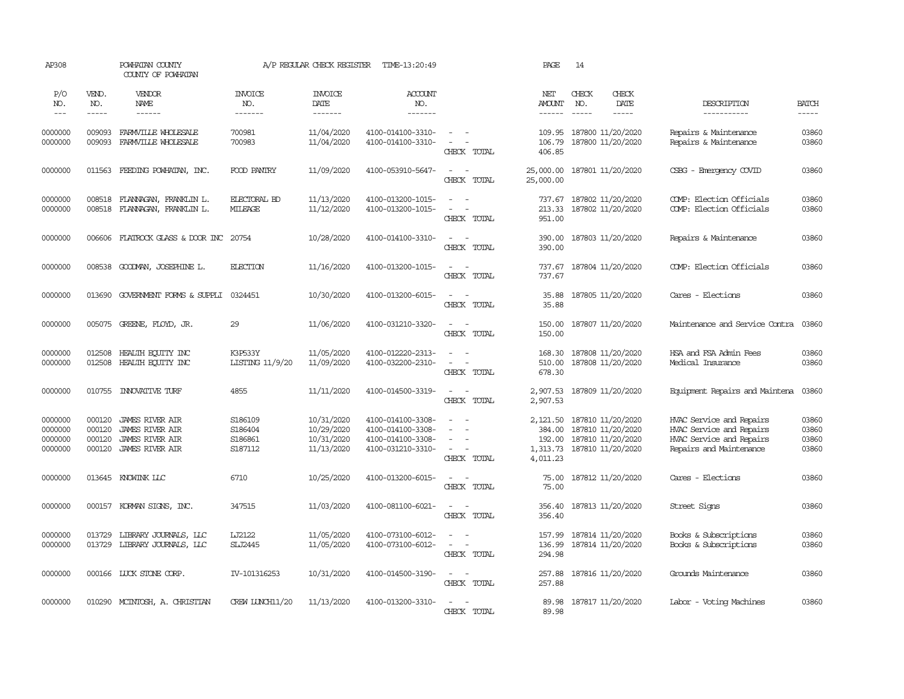AP308 POWHATAN COUNTY A/P REGULAR CHECK REGISTER TIME-13:20:49 PAGE 14
COUNTY OF POWHATAN

| P/O NO. | VEND. NO. | VENDOR NAME | INVOICE NO. | INVOICE DATE | ACCOUNT NO. | | NET AMOUNT | CHECK NO. | CHECK DATE | DESCRIPTION | BATCH |
|---|---|---|---|---|---|---|---|---|---|---|---|
| 0000000 | 009093 | FARMVILLE WHOLESALE | 700981 | 11/04/2020 | 4100-014100-3310- | - - | 109.95 | 187800 | 11/20/2020 | Repairs & Maintenance | 03860 |
| 0000000 | 009093 | FARMVILLE WHOLESALE | 700983 | 11/04/2020 | 4100-014100-3310- | - - | 106.79 | 187800 | 11/20/2020 | Repairs & Maintenance | 03860 |
| | | | | | | CHECK TOTAL | 406.85 | | | | |
| 0000000 | 011563 | FEEDING POWHATAN, INC. | FOOD PANTRY | 11/09/2020 | 4100-053910-5647- | - - | 25,000.00 | 187801 | 11/20/2020 | CSBG - Emergency COVID | 03860 |
| | | | | | | CHECK TOTAL | 25,000.00 | | | | |
| 0000000 | 008518 | FLANNAGAN, FRANKLIN L. | ELECTORAL BD | 11/13/2020 | 4100-013200-1015- | - - | 737.67 | 187802 | 11/20/2020 | COMP: Election Officials | 03860 |
| 0000000 | 008518 | FLANNAGAN, FRANKLIN L. | MILEAGE | 11/12/2020 | 4100-013200-1015- | - - | 213.33 | 187802 | 11/20/2020 | COMP: Election Officials | 03860 |
| | | | | | | CHECK TOTAL | 951.00 | | | | |
| 0000000 | 006606 | FLATROCK GLASS & DOOR INC | 20754 | 10/28/2020 | 4100-014100-3310- | - - | 390.00 | 187803 | 11/20/2020 | Repairs & Maintenance | 03860 |
| | | | | | | CHECK TOTAL | 390.00 | | | | |
| 0000000 | 008538 | GOODMAN, JOSEPHINE L. | ELECTION | 11/16/2020 | 4100-013200-1015- | - - | 737.67 | 187804 | 11/20/2020 | COMP: Election Officials | 03860 |
| | | | | | | CHECK TOTAL | 737.67 | | | | |
| 0000000 | 013690 | GOVERNMENT FORMS & SUPPLI | 0324451 | 10/30/2020 | 4100-013200-6015- | - - | 35.88 | 187805 | 11/20/2020 | Cares - Elections | 03860 |
| | | | | | | CHECK TOTAL | 35.88 | | | | |
| 0000000 | 005075 | GREENE, FLOYD, JR. | 29 | 11/06/2020 | 4100-031210-3320- | - - | 150.00 | 187807 | 11/20/2020 | Maintenance and Service Contra | 03860 |
| | | | | | | CHECK TOTAL | 150.00 | | | | |
| 0000000 | 012508 | HEALTH EQUITY INC | K3P533Y | 11/05/2020 | 4100-012220-2313- | - - | 168.30 | 187808 | 11/20/2020 | HSA and FSA Admin Fees | 03860 |
| 0000000 | 012508 | HEALTH EQUITY INC | LISTING 11/9/20 | 11/09/2020 | 4100-032200-2310- | - - | 510.00 | 187808 | 11/20/2020 | Medical Insurance | 03860 |
| | | | | | | CHECK TOTAL | 678.30 | | | | |
| 0000000 | 010755 | INNOVATIVE TURF | 4855 | 11/11/2020 | 4100-014500-3319- | - - | 2,907.53 | 187809 | 11/20/2020 | Equipment Repairs and Maintena | 03860 |
| | | | | | | CHECK TOTAL | 2,907.53 | | | | |
| 0000000 | 000120 | JAMES RIVER AIR | S186109 | 10/31/2020 | 4100-014100-3308- | - - | 2,121.50 | 187810 | 11/20/2020 | HVAC Service and Repairs | 03860 |
| 0000000 | 000120 | JAMES RIVER AIR | S186404 | 10/29/2020 | 4100-014100-3308- | - - | 384.00 | 187810 | 11/20/2020 | HVAC Service and Repairs | 03860 |
| 0000000 | 000120 | JAMES RIVER AIR | S186861 | 10/31/2020 | 4100-014100-3308- | - - | 192.00 | 187810 | 11/20/2020 | HVAC Service and Repairs | 03860 |
| 0000000 | 000120 | JAMES RIVER AIR | S187112 | 11/13/2020 | 4100-031210-3310- | - - | 1,313.73 | 187810 | 11/20/2020 | Repairs and Maintenance | 03860 |
| | | | | | | CHECK TOTAL | 4,011.23 | | | | |
| 0000000 | 013645 | KNOWINK LLC | 6710 | 10/25/2020 | 4100-013200-6015- | - - | 75.00 | 187812 | 11/20/2020 | Cares - Elections | 03860 |
| | | | | | | CHECK TOTAL | 75.00 | | | | |
| 0000000 | 000157 | KORMAN SIGNS, INC. | 347515 | 11/03/2020 | 4100-081100-6021- | - - | 356.40 | 187813 | 11/20/2020 | Street Signs | 03860 |
| | | | | | | CHECK TOTAL | 356.40 | | | | |
| 0000000 | 013729 | LIBRARY JOURNALS, LLC | LJ2122 | 11/05/2020 | 4100-073100-6012- | - - | 157.99 | 187814 | 11/20/2020 | Books & Subscriptions | 03860 |
| 0000000 | 013729 | LIBRARY JOURNALS, LLC | SLJ2445 | 11/05/2020 | 4100-073100-6012- | - - | 136.99 | 187814 | 11/20/2020 | Books & Subscriptions | 03860 |
| | | | | | | CHECK TOTAL | 294.98 | | | | |
| 0000000 | 000166 | LUCK STONE CORP. | IV-101316253 | 10/31/2020 | 4100-014500-3190- | - - | 257.88 | 187816 | 11/20/2020 | Grounds Maintenance | 03860 |
| | | | | | | CHECK TOTAL | 257.88 | | | | |
| 0000000 | 010290 | MCINTOSH, A. CHRISTIAN | CREW LUNCH11/20 | 11/13/2020 | 4100-013200-3310- | - - | 89.98 | 187817 | 11/20/2020 | Labor - Voting Machines | 03860 |
| | | | | | | CHECK TOTAL | 89.98 | | | | |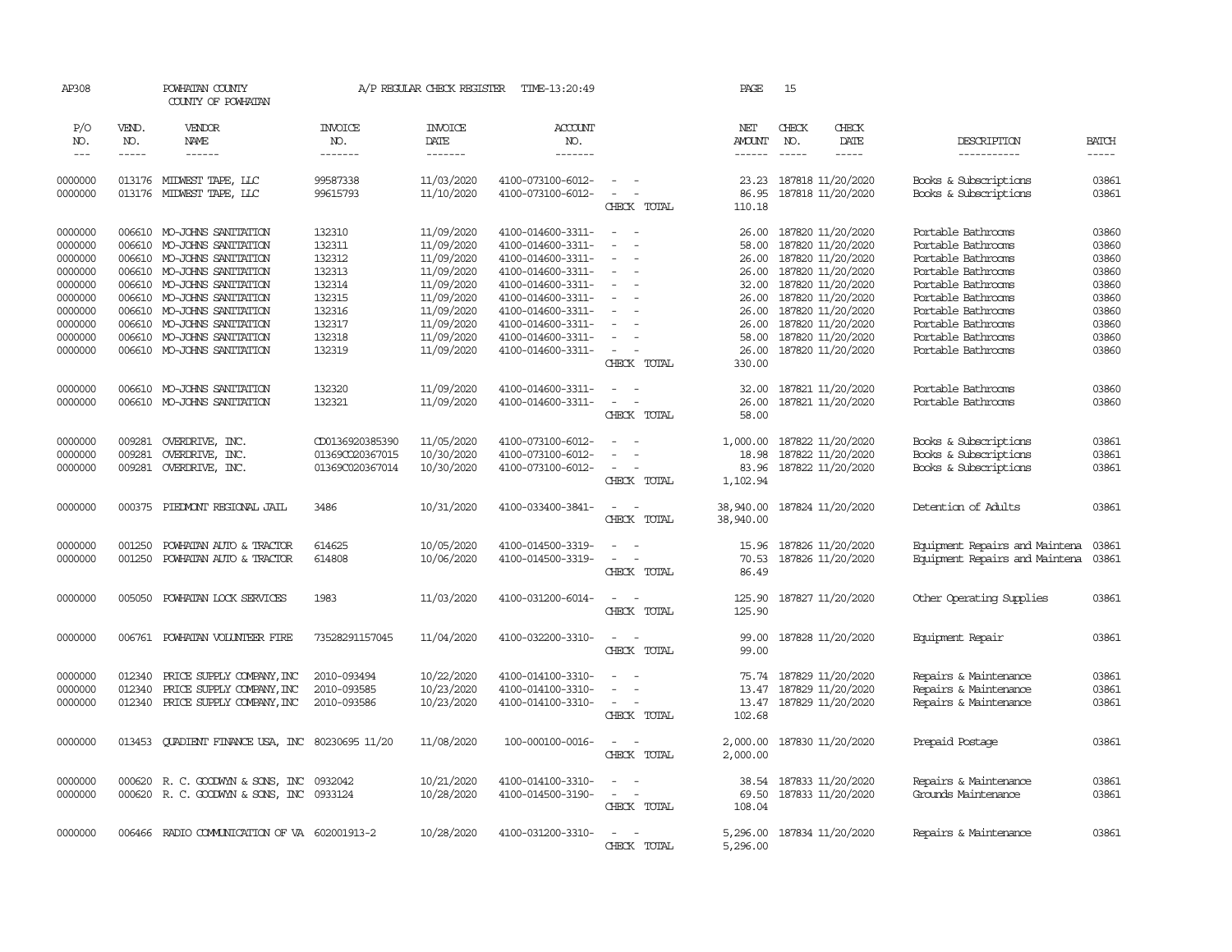AP308 POWHATAN COUNTY A/P REGULAR CHECK REGISTER TIME-13:20:49 PAGE 15
COUNTY OF POWHATAN

| P/O NO. | VEND. NO. | VENDOR NAME | INVOICE NO. | INVOICE DATE | ACCOUNT NO. | | NET AMOUNT | CHECK NO. | CHECK DATE | DESCRIPTION | BATCH |
|---|---|---|---|---|---|---|---|---|---|---|---|
| 0000000 | 013176 | MIDWEST TAPE, LLC | 99587338 | 11/03/2020 | 4100-073100-6012- | - - | 23.23 | 187818 | 11/20/2020 | Books & Subscriptions | 03861 |
| 0000000 | 013176 | MIDWEST TAPE, LLC | 99615793 | 11/10/2020 | 4100-073100-6012- | - - | 86.95 | 187818 | 11/20/2020 | Books & Subscriptions | 03861 |
| | | | | | | CHECK TOTAL | 110.18 | | | | |
| 0000000 | 006610 | MO-JOHNS SANITATION | 132310 | 11/09/2020 | 4100-014600-3311- | - - | 26.00 | 187820 | 11/20/2020 | Portable Bathrooms | 03860 |
| 0000000 | 006610 | MO-JOHNS SANITATION | 132311 | 11/09/2020 | 4100-014600-3311- | - - | 58.00 | 187820 | 11/20/2020 | Portable Bathrooms | 03860 |
| 0000000 | 006610 | MO-JOHNS SANITATION | 132312 | 11/09/2020 | 4100-014600-3311- | - - | 26.00 | 187820 | 11/20/2020 | Portable Bathrooms | 03860 |
| 0000000 | 006610 | MO-JOHNS SANITATION | 132313 | 11/09/2020 | 4100-014600-3311- | - - | 26.00 | 187820 | 11/20/2020 | Portable Bathrooms | 03860 |
| 0000000 | 006610 | MO-JOHNS SANITATION | 132314 | 11/09/2020 | 4100-014600-3311- | - - | 32.00 | 187820 | 11/20/2020 | Portable Bathrooms | 03860 |
| 0000000 | 006610 | MO-JOHNS SANITATION | 132315 | 11/09/2020 | 4100-014600-3311- | - - | 26.00 | 187820 | 11/20/2020 | Portable Bathrooms | 03860 |
| 0000000 | 006610 | MO-JOHNS SANITATION | 132316 | 11/09/2020 | 4100-014600-3311- | - - | 26.00 | 187820 | 11/20/2020 | Portable Bathrooms | 03860 |
| 0000000 | 006610 | MO-JOHNS SANITATION | 132317 | 11/09/2020 | 4100-014600-3311- | - - | 26.00 | 187820 | 11/20/2020 | Portable Bathrooms | 03860 |
| 0000000 | 006610 | MO-JOHNS SANITATION | 132318 | 11/09/2020 | 4100-014600-3311- | - - | 58.00 | 187820 | 11/20/2020 | Portable Bathrooms | 03860 |
| 0000000 | 006610 | MO-JOHNS SANITATION | 132319 | 11/09/2020 | 4100-014600-3311- | - - | 26.00 | 187820 | 11/20/2020 | Portable Bathrooms | 03860 |
| | | | | | | CHECK TOTAL | 330.00 | | | | |
| 0000000 | 006610 | MO-JOHNS SANITATION | 132320 | 11/09/2020 | 4100-014600-3311- | - - | 32.00 | 187821 | 11/20/2020 | Portable Bathrooms | 03860 |
| 0000000 | 006610 | MO-JOHNS SANITATION | 132321 | 11/09/2020 | 4100-014600-3311- | - - | 26.00 | 187821 | 11/20/2020 | Portable Bathrooms | 03860 |
| | | | | | | CHECK TOTAL | 58.00 | | | | |
| 0000000 | 009281 | OVERDRIVE, INC. | CD0136920385390 | 11/05/2020 | 4100-073100-6012- | - - | 1,000.00 | 187822 | 11/20/2020 | Books & Subscriptions | 03861 |
| 0000000 | 009281 | OVERDRIVE, INC. | 01369CO20367015 | 10/30/2020 | 4100-073100-6012- | - - | 18.98 | 187822 | 11/20/2020 | Books & Subscriptions | 03861 |
| 0000000 | 009281 | OVERDRIVE, INC. | 01369CO20367014 | 10/30/2020 | 4100-073100-6012- | - - | 83.96 | 187822 | 11/20/2020 | Books & Subscriptions | 03861 |
| | | | | | | CHECK TOTAL | 1,102.94 | | | | |
| 0000000 | 000375 | PIEDMONT REGIONAL JAIL | 3486 | 10/31/2020 | 4100-033400-3841- | - - | 38,940.00 | 187824 | 11/20/2020 | Detention of Adults | 03861 |
| | | | | | | CHECK TOTAL | 38,940.00 | | | | |
| 0000000 | 001250 | POWHATAN AUTO & TRACTOR | 614625 | 10/05/2020 | 4100-014500-3319- | - - | 15.96 | 187826 | 11/20/2020 | Equipment Repairs and Maintena | 03861 |
| 0000000 | 001250 | POWHATAN AUTO & TRACTOR | 614808 | 10/06/2020 | 4100-014500-3319- | - - | 70.53 | 187826 | 11/20/2020 | Equipment Repairs and Maintena | 03861 |
| | | | | | | CHECK TOTAL | 86.49 | | | | |
| 0000000 | 005050 | POWHATAN LOCK SERVICES | 1983 | 11/03/2020 | 4100-031200-6014- | - - | 125.90 | 187827 | 11/20/2020 | Other Operating Supplies | 03861 |
| | | | | | | CHECK TOTAL | 125.90 | | | | |
| 0000000 | 006761 | POWHATAN VOLUNTEER FIRE | 73528291157045 | 11/04/2020 | 4100-032200-3310- | - - | 99.00 | 187828 | 11/20/2020 | Equipment Repair | 03861 |
| | | | | | | CHECK TOTAL | 99.00 | | | | |
| 0000000 | 012340 | PRICE SUPPLY COMPANY,INC | 2010-093494 | 10/22/2020 | 4100-014100-3310- | - - | 75.74 | 187829 | 11/20/2020 | Repairs & Maintenance | 03861 |
| 0000000 | 012340 | PRICE SUPPLY COMPANY,INC | 2010-093585 | 10/23/2020 | 4100-014100-3310- | - - | 13.47 | 187829 | 11/20/2020 | Repairs & Maintenance | 03861 |
| 0000000 | 012340 | PRICE SUPPLY COMPANY,INC | 2010-093586 | 10/23/2020 | 4100-014100-3310- | - - | 13.47 | 187829 | 11/20/2020 | Repairs & Maintenance | 03861 |
| | | | | | | CHECK TOTAL | 102.68 | | | | |
| 0000000 | 013453 | QUADIENT FINANCE USA, INC | 80230695 11/20 | 11/08/2020 | 100-000100-0016- | - - | 2,000.00 | 187830 | 11/20/2020 | Prepaid Postage | 03861 |
| | | | | | | CHECK TOTAL | 2,000.00 | | | | |
| 0000000 | 000620 | R. C. GOODWYN & SONS, INC | 0932042 | 10/21/2020 | 4100-014100-3310- | - - | 38.54 | 187833 | 11/20/2020 | Repairs & Maintenance | 03861 |
| 0000000 | 000620 | R. C. GOODWYN & SONS, INC | 0933124 | 10/28/2020 | 4100-014500-3190- | - - | 69.50 | 187833 | 11/20/2020 | Grounds Maintenance | 03861 |
| | | | | | | CHECK TOTAL | 108.04 | | | | |
| 0000000 | 006466 | RADIO COMMUNICATION OF VA | 602001913-2 | 10/28/2020 | 4100-031200-3310- | - - | 5,296.00 | 187834 | 11/20/2020 | Repairs & Maintenance | 03861 |
| | | | | | | CHECK TOTAL | 5,296.00 | | | | |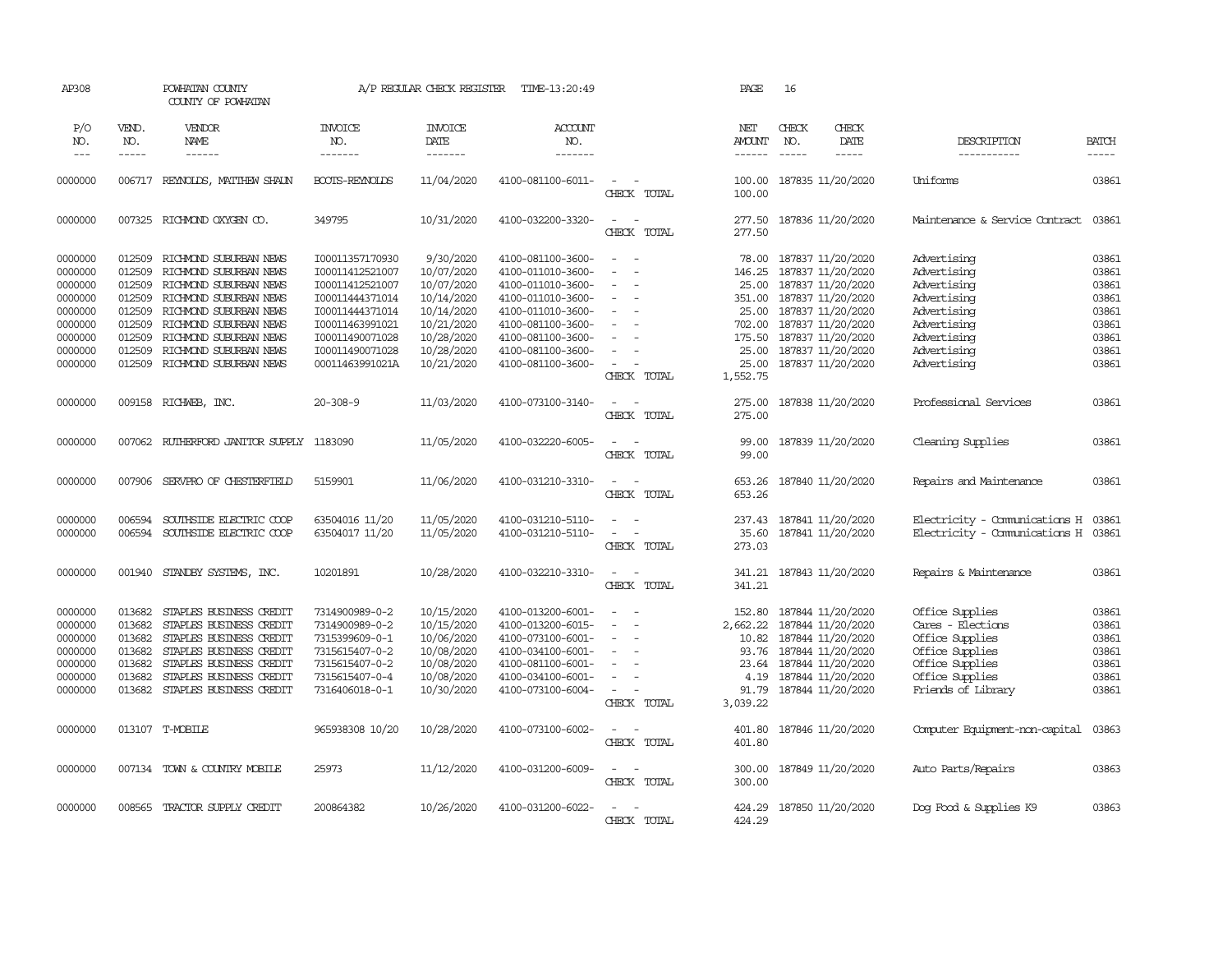AP308 POWHATAN COUNTY A/P REGULAR CHECK REGISTER TIME-13:20:49 PAGE 16
COUNTY OF POWHATAN

| P/O NO. | VEND. NO. | VENDOR NAME | INVOICE NO. | INVOICE DATE | ACCOUNT NO. | | NET AMOUNT | CHECK NO. | CHECK DATE | DESCRIPTION | BATCH |
|---|---|---|---|---|---|---|---|---|---|---|---|
| 0000000 | 006717 | REYNOLDS, MATTHEW SHAUN | BOOTS-REYNOLDS | 11/04/2020 | 4100-081100-6011- | - - | 100.00 | 187835 | 11/20/2020 | Uniforms | 03861 |
| | | | | | | CHECK TOTAL | 100.00 | | | | |
| 0000000 | 007325 | RICHMOND OXYGEN CO. | 349795 | 10/31/2020 | 4100-032200-3320- | - - | 277.50 | 187836 | 11/20/2020 | Maintenance & Service Contract | 03861 |
| | | | | | | CHECK TOTAL | 277.50 | | | | |
| 0000000 | 012509 | RICHMOND SUBURBAN NEWS | I00011357170930 | 9/30/2020 | 4100-081100-3600- | - - | 78.00 | 187837 | 11/20/2020 | Advertising | 03861 |
| 0000000 | 012509 | RICHMOND SUBURBAN NEWS | I00011412521007 | 10/07/2020 | 4100-011010-3600- | - - | 146.25 | 187837 | 11/20/2020 | Advertising | 03861 |
| 0000000 | 012509 | RICHMOND SUBURBAN NEWS | I00011412521007 | 10/07/2020 | 4100-011010-3600- | - - | 25.00 | 187837 | 11/20/2020 | Advertising | 03861 |
| 0000000 | 012509 | RICHMOND SUBURBAN NEWS | I00011444371014 | 10/14/2020 | 4100-011010-3600- | - - | 351.00 | 187837 | 11/20/2020 | Advertising | 03861 |
| 0000000 | 012509 | RICHMOND SUBURBAN NEWS | I00011444371014 | 10/14/2020 | 4100-011010-3600- | - - | 25.00 | 187837 | 11/20/2020 | Advertising | 03861 |
| 0000000 | 012509 | RICHMOND SUBURBAN NEWS | I00011463991021 | 10/21/2020 | 4100-081100-3600- | - - | 702.00 | 187837 | 11/20/2020 | Advertising | 03861 |
| 0000000 | 012509 | RICHMOND SUBURBAN NEWS | I00011490071028 | 10/28/2020 | 4100-081100-3600- | - - | 175.50 | 187837 | 11/20/2020 | Advertising | 03861 |
| 0000000 | 012509 | RICHMOND SUBURBAN NEWS | I00011490071028 | 10/28/2020 | 4100-081100-3600- | - - | 25.00 | 187837 | 11/20/2020 | Advertising | 03861 |
| 0000000 | 012509 | RICHMOND SUBURBAN NEWS | 00011463991021A | 10/21/2020 | 4100-081100-3600- | - - | 25.00 | 187837 | 11/20/2020 | Advertising | 03861 |
| | | | | | | CHECK TOTAL | 1,552.75 | | | | |
| 0000000 | 009158 | RICHWEB, INC. | 20-308-9 | 11/03/2020 | 4100-073100-3140- | - - | 275.00 | 187838 | 11/20/2020 | Professional Services | 03861 |
| | | | | | | CHECK TOTAL | 275.00 | | | | |
| 0000000 | 007062 | RUTHERFORD JANITOR SUPPLY | 1183090 | 11/05/2020 | 4100-032220-6005- | - - | 99.00 | 187839 | 11/20/2020 | Cleaning Supplies | 03861 |
| | | | | | | CHECK TOTAL | 99.00 | | | | |
| 0000000 | 007906 | SERVPRO OF CHESTERFIELD | 5159901 | 11/06/2020 | 4100-031210-3310- | - - | 653.26 | 187840 | 11/20/2020 | Repairs and Maintenance | 03861 |
| | | | | | | CHECK TOTAL | 653.26 | | | | |
| 0000000 | 006594 | SOUTHSIDE ELECTRIC COOP | 63504016 11/20 | 11/05/2020 | 4100-031210-5110- | - - | 237.43 | 187841 | 11/20/2020 | Electricity - Communications H | 03861 |
| 0000000 | 006594 | SOUTHSIDE ELECTRIC COOP | 63504017 11/20 | 11/05/2020 | 4100-031210-5110- | - - | 35.60 | 187841 | 11/20/2020 | Electricity - Communications H | 03861 |
| | | | | | | CHECK TOTAL | 273.03 | | | | |
| 0000000 | 001940 | STANDBY SYSTEMS, INC. | 10201891 | 10/28/2020 | 4100-032210-3310- | - - | 341.21 | 187843 | 11/20/2020 | Repairs & Maintenance | 03861 |
| | | | | | | CHECK TOTAL | 341.21 | | | | |
| 0000000 | 013682 | STAPLES BUSINESS CREDIT | 7314900989-0-2 | 10/15/2020 | 4100-013200-6001- | - - | 152.80 | 187844 | 11/20/2020 | Office Supplies | 03861 |
| 0000000 | 013682 | STAPLES BUSINESS CREDIT | 7314900989-0-2 | 10/15/2020 | 4100-013200-6015- | - - | 2,662.22 | 187844 | 11/20/2020 | Cares - Elections | 03861 |
| 0000000 | 013682 | STAPLES BUSINESS CREDIT | 7315399609-0-1 | 10/06/2020 | 4100-073100-6001- | - - | 10.82 | 187844 | 11/20/2020 | Office Supplies | 03861 |
| 0000000 | 013682 | STAPLES BUSINESS CREDIT | 7315615407-0-2 | 10/08/2020 | 4100-034100-6001- | - - | 93.76 | 187844 | 11/20/2020 | Office Supplies | 03861 |
| 0000000 | 013682 | STAPLES BUSINESS CREDIT | 7315615407-0-2 | 10/08/2020 | 4100-081100-6001- | - - | 23.64 | 187844 | 11/20/2020 | Office Supplies | 03861 |
| 0000000 | 013682 | STAPLES BUSINESS CREDIT | 7315615407-0-4 | 10/08/2020 | 4100-034100-6001- | - - | 4.19 | 187844 | 11/20/2020 | Office Supplies | 03861 |
| 0000000 | 013682 | STAPLES BUSINESS CREDIT | 7316406018-0-1 | 10/30/2020 | 4100-073100-6004- | - - | 91.79 | 187844 | 11/20/2020 | Friends of Library | 03861 |
| | | | | | | CHECK TOTAL | 3,039.22 | | | | |
| 0000000 | 013107 | T-MOBILE | 965938308 10/20 | 10/28/2020 | 4100-073100-6002- | - - | 401.80 | 187846 | 11/20/2020 | Computer Equipment-non-capital | 03863 |
| | | | | | | CHECK TOTAL | 401.80 | | | | |
| 0000000 | 007134 | TOWN & COUNTRY MOBILE | 25973 | 11/12/2020 | 4100-031200-6009- | - - | 300.00 | 187849 | 11/20/2020 | Auto Parts/Repairs | 03863 |
| | | | | | | CHECK TOTAL | 300.00 | | | | |
| 0000000 | 008565 | TRACTOR SUPPLY CREDIT | 200864382 | 10/26/2020 | 4100-031200-6022- | - - | 424.29 | 187850 | 11/20/2020 | Dog Food & Supplies K9 | 03863 |
| | | | | | | CHECK TOTAL | 424.29 | | | | |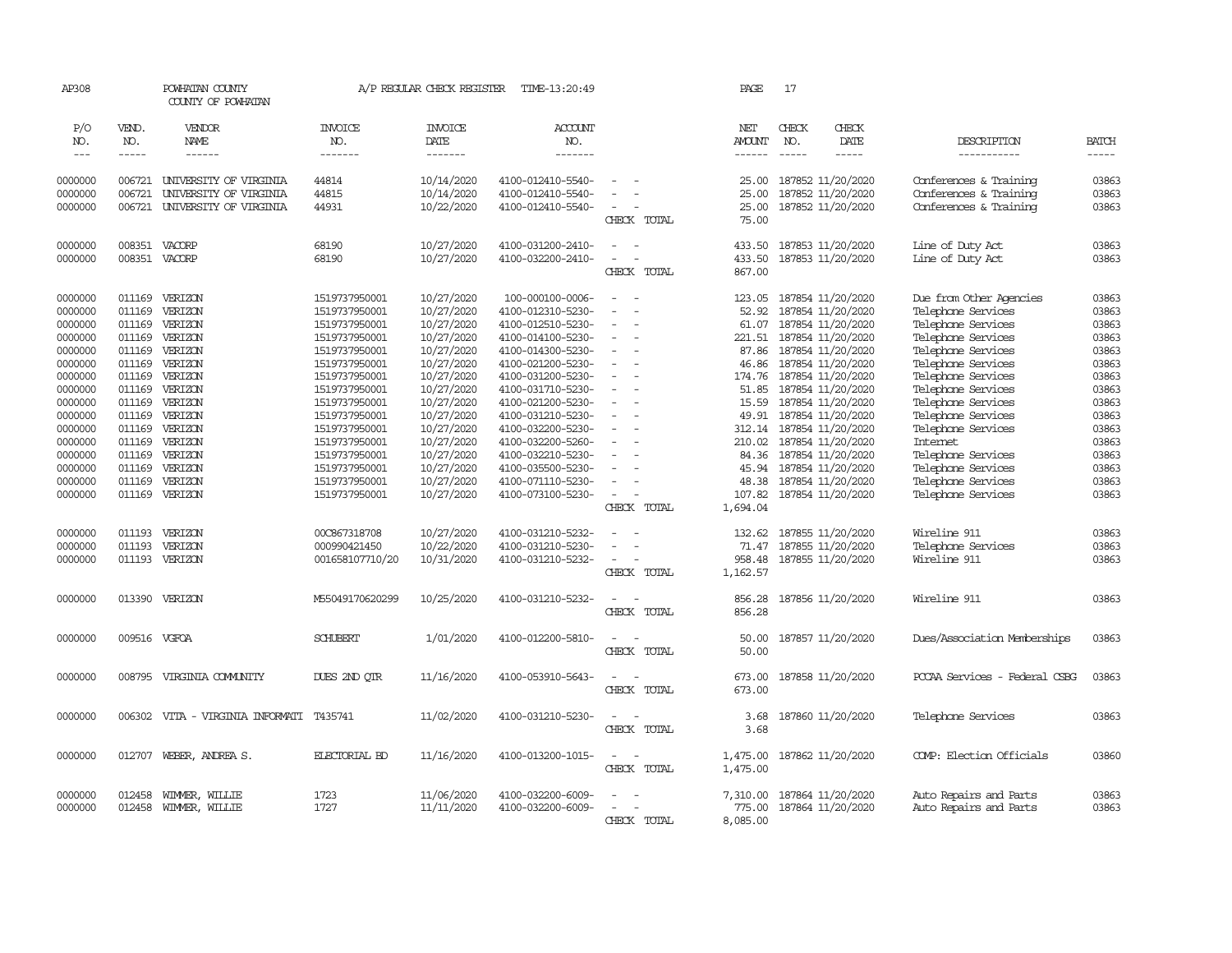AP308 POWHATAN COUNTY A/P REGULAR CHECK REGISTER TIME-13:20:49 PAGE 17

COUNTY OF POWHATAN

| P/O NO. | VEND. NO. | VENDOR NAME | INVOICE NO. | INVOICE DATE | ACCOUNT NO. | | NET AMOUNT | CHECK NO. | CHECK DATE | DESCRIPTION | BATCH |
|---|---|---|---|---|---|---|---|---|---|---|---|
| --- | ----- | ------ | ------- | ------- | ------- | | ------ | ----- | ----- | ----------- | ----- |
| 0000000 | 006721 | UNIVERSITY OF VIRGINIA | 44814 | 10/14/2020 | 4100-012410-5540- | - - | 25.00 | 187852 | 11/20/2020 | Conferences & Training | 03863 |
| 0000000 | 006721 | UNIVERSITY OF VIRGINIA | 44815 | 10/14/2020 | 4100-012410-5540- | - - | 25.00 | 187852 | 11/20/2020 | Conferences & Training | 03863 |
| 0000000 | 006721 | UNIVERSITY OF VIRGINIA | 44931 | 10/22/2020 | 4100-012410-5540- | - - | 25.00 | 187852 | 11/20/2020 | Conferences & Training | 03863 |
| | | | | | | CHECK TOTAL | 75.00 | | | | |
| 0000000 | 008351 | VACORP | 68190 | 10/27/2020 | 4100-031200-2410- | - - | 433.50 | 187853 | 11/20/2020 | Line of Duty Act | 03863 |
| 0000000 | 008351 | VACORP | 68190 | 10/27/2020 | 4100-032200-2410- | - - | 433.50 | 187853 | 11/20/2020 | Line of Duty Act | 03863 |
| | | | | | | CHECK TOTAL | 867.00 | | | | |
| 0000000 | 011169 | VERIZON | 1519737950001 | 10/27/2020 | 100-000100-0006- | - - | 123.05 | 187854 | 11/20/2020 | Due from Other Agencies | 03863 |
| 0000000 | 011169 | VERIZON | 1519737950001 | 10/27/2020 | 4100-012310-5230- | - - | 52.92 | 187854 | 11/20/2020 | Telephone Services | 03863 |
| 0000000 | 011169 | VERIZON | 1519737950001 | 10/27/2020 | 4100-012510-5230- | - - | 61.07 | 187854 | 11/20/2020 | Telephone Services | 03863 |
| 0000000 | 011169 | VERIZON | 1519737950001 | 10/27/2020 | 4100-014100-5230- | - - | 221.51 | 187854 | 11/20/2020 | Telephone Services | 03863 |
| 0000000 | 011169 | VERIZON | 1519737950001 | 10/27/2020 | 4100-014300-5230- | - - | 87.86 | 187854 | 11/20/2020 | Telephone Services | 03863 |
| 0000000 | 011169 | VERIZON | 1519737950001 | 10/27/2020 | 4100-021200-5230- | - - | 46.86 | 187854 | 11/20/2020 | Telephone Services | 03863 |
| 0000000 | 011169 | VERIZON | 1519737950001 | 10/27/2020 | 4100-031200-5230- | - - | 174.76 | 187854 | 11/20/2020 | Telephone Services | 03863 |
| 0000000 | 011169 | VERIZON | 1519737950001 | 10/27/2020 | 4100-031710-5230- | - - | 51.85 | 187854 | 11/20/2020 | Telephone Services | 03863 |
| 0000000 | 011169 | VERIZON | 1519737950001 | 10/27/2020 | 4100-021200-5230- | - - | 15.59 | 187854 | 11/20/2020 | Telephone Services | 03863 |
| 0000000 | 011169 | VERIZON | 1519737950001 | 10/27/2020 | 4100-031210-5230- | - - | 49.91 | 187854 | 11/20/2020 | Telephone Services | 03863 |
| 0000000 | 011169 | VERIZON | 1519737950001 | 10/27/2020 | 4100-032200-5230- | - - | 312.14 | 187854 | 11/20/2020 | Telephone Services | 03863 |
| 0000000 | 011169 | VERIZON | 1519737950001 | 10/27/2020 | 4100-032200-5260- | - - | 210.02 | 187854 | 11/20/2020 | Internet | 03863 |
| 0000000 | 011169 | VERIZON | 1519737950001 | 10/27/2020 | 4100-032210-5230- | - - | 84.36 | 187854 | 11/20/2020 | Telephone Services | 03863 |
| 0000000 | 011169 | VERIZON | 1519737950001 | 10/27/2020 | 4100-035500-5230- | - - | 45.94 | 187854 | 11/20/2020 | Telephone Services | 03863 |
| 0000000 | 011169 | VERIZON | 1519737950001 | 10/27/2020 | 4100-071110-5230- | - - | 48.38 | 187854 | 11/20/2020 | Telephone Services | 03863 |
| 0000000 | 011169 | VERIZON | 1519737950001 | 10/27/2020 | 4100-073100-5230- | - - | 107.82 | 187854 | 11/20/2020 | Telephone Services | 03863 |
| | | | | | | CHECK TOTAL | 1,694.04 | | | | |
| 0000000 | 011193 | VERIZON | 00C867318708 | 10/27/2020 | 4100-031210-5232- | - - | 132.62 | 187855 | 11/20/2020 | Wireline 911 | 03863 |
| 0000000 | 011193 | VERIZON | 000990421450 | 10/22/2020 | 4100-031210-5230- | - - | 71.47 | 187855 | 11/20/2020 | Telephone Services | 03863 |
| 0000000 | 011193 | VERIZON | 001658107710/20 | 10/31/2020 | 4100-031210-5232- | - - | 958.48 | 187855 | 11/20/2020 | Wireline 911 | 03863 |
| | | | | | | CHECK TOTAL | 1,162.57 | | | | |
| 0000000 | 013390 | VERIZON | M55049170620299 | 10/25/2020 | 4100-031210-5232- | - - | 856.28 | 187856 | 11/20/2020 | Wireline 911 | 03863 |
| | | | | | | CHECK TOTAL | 856.28 | | | | |
| 0000000 | 009516 | VGFOA | SCHUBERT | 1/01/2020 | 4100-012200-5810- | - - | 50.00 | 187857 | 11/20/2020 | Dues/Association Memberships | 03863 |
| | | | | | | CHECK TOTAL | 50.00 | | | | |
| 0000000 | 008795 | VIRGINIA COMMUNITY | DUES 2ND QTR | 11/16/2020 | 4100-053910-5643- | - - | 673.00 | 187858 | 11/20/2020 | PCCAA Services - Federal CSBG | 03863 |
| | | | | | | CHECK TOTAL | 673.00 | | | | |
| 0000000 | 006302 | VITA - VIRGINIA INFORMATI | T435741 | 11/02/2020 | 4100-031210-5230- | - - | 3.68 | 187860 | 11/20/2020 | Telephone Services | 03863 |
| | | | | | | CHECK TOTAL | 3.68 | | | | |
| 0000000 | 012707 | WEBER, ANDREA S. | ELECTORIAL BD | 11/16/2020 | 4100-013200-1015- | - - | 1,475.00 | 187862 | 11/20/2020 | COMP: Election Officials | 03860 |
| | | | | | | CHECK TOTAL | 1,475.00 | | | | |
| 0000000 | 012458 | WIMMER, WILLIE | 1723 | 11/06/2020 | 4100-032200-6009- | - - | 7,310.00 | 187864 | 11/20/2020 | Auto Repairs and Parts | 03863 |
| 0000000 | 012458 | WIMMER, WILLIE | 1727 | 11/11/2020 | 4100-032200-6009- | - - | 775.00 | 187864 | 11/20/2020 | Auto Repairs and Parts | 03863 |
| | | | | | | CHECK TOTAL | 8,085.00 | | | | |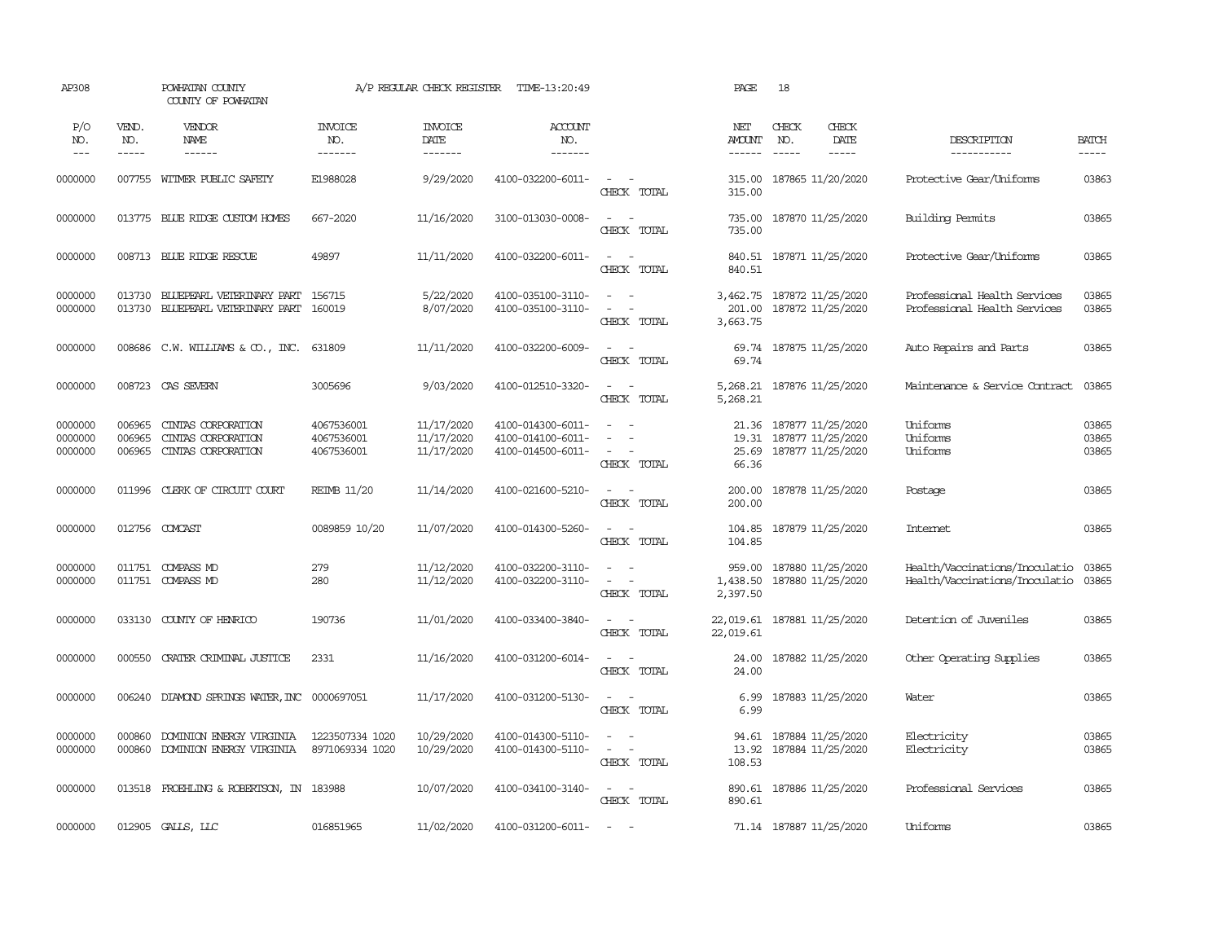AP308 POWHATAN COUNTY COUNTY OF POWHATAN A/P REGULAR CHECK REGISTER TIME-13:20:49 PAGE 18

| P/O NO. | VEND. NO. | VENDOR NAME | INVOICE NO. | INVOICE DATE | ACCOUNT NO. | | NET AMOUNT | CHECK NO. | CHECK DATE | DESCRIPTION | BATCH |
|---|---|---|---|---|---|---|---|---|---|---|---|
| 0000000 | 007755 | WITMER PUBLIC SAFETY | E1988028 | 9/29/2020 | 4100-032200-6011- | - - | 315.00 | 187865 | 11/20/2020 | Protective Gear/Uniforms | 03863 |
| | | | | | | CHECK TOTAL | 315.00 | | | | |
| 0000000 | 013775 | BLUE RIDGE CUSTOM HOMES | 667-2020 | 11/16/2020 | 3100-013030-0008- | - - | 735.00 | 187870 | 11/25/2020 | Building Permits | 03865 |
| | | | | | | CHECK TOTAL | 735.00 | | | | |
| 0000000 | 008713 | BLUE RIDGE RESCUE | 49897 | 11/11/2020 | 4100-032200-6011- | - - | 840.51 | 187871 | 11/25/2020 | Protective Gear/Uniforms | 03865 |
| | | | | | | CHECK TOTAL | 840.51 | | | | |
| 0000000 | 013730 | BLUEPEARL VETERINARY PART | 156715 | 5/22/2020 | 4100-035100-3110- | - - | 3,462.75 | 187872 | 11/25/2020 | Professional Health Services | 03865 |
| 0000000 | 013730 | BLUEPEARL VETERINARY PART | 160019 | 8/07/2020 | 4100-035100-3110- | - - | 201.00 | 187872 | 11/25/2020 | Professional Health Services | 03865 |
| | | | | | | CHECK TOTAL | 3,663.75 | | | | |
| 0000000 | 008686 | C.W. WILLIAMS & CO., INC. | 631809 | 11/11/2020 | 4100-032200-6009- | - - | 69.74 | 187875 | 11/25/2020 | Auto Repairs and Parts | 03865 |
| | | | | | | CHECK TOTAL | 69.74 | | | | |
| 0000000 | 008723 | CAS SEVERN | 3005696 | 9/03/2020 | 4100-012510-3320- | - - | 5,268.21 | 187876 | 11/25/2020 | Maintenance & Service Contract | 03865 |
| | | | | | | CHECK TOTAL | 5,268.21 | | | | |
| 0000000 | 006965 | CINTAS CORPORATION | 4067536001 | 11/17/2020 | 4100-014300-6011- | - - | 21.36 | 187877 | 11/25/2020 | Uniforms | 03865 |
| 0000000 | 006965 | CINTAS CORPORATION | 4067536001 | 11/17/2020 | 4100-014100-6011- | - - | 19.31 | 187877 | 11/25/2020 | Uniforms | 03865 |
| 0000000 | 006965 | CINTAS CORPORATION | 4067536001 | 11/17/2020 | 4100-014500-6011- | - - | 25.69 | 187877 | 11/25/2020 | Uniforms | 03865 |
| | | | | | | CHECK TOTAL | 66.36 | | | | |
| 0000000 | 011996 | CLERK OF CIRCUIT COURT | REIMB 11/20 | 11/14/2020 | 4100-021600-5210- | - - | 200.00 | 187878 | 11/25/2020 | Postage | 03865 |
| | | | | | | CHECK TOTAL | 200.00 | | | | |
| 0000000 | 012756 | COMCAST | 0089859 10/20 | 11/07/2020 | 4100-014300-5260- | - - | 104.85 | 187879 | 11/25/2020 | Internet | 03865 |
| | | | | | | CHECK TOTAL | 104.85 | | | | |
| 0000000 | 011751 | COMPASS MD | 279 | 11/12/2020 | 4100-032200-3110- | - - | 959.00 | 187880 | 11/25/2020 | Health/Vaccinations/Inoculatio | 03865 |
| 0000000 | 011751 | COMPASS MD | 280 | 11/12/2020 | 4100-032200-3110- | - - | 1,438.50 | 187880 | 11/25/2020 | Health/Vaccinations/Inoculatio | 03865 |
| | | | | | | CHECK TOTAL | 2,397.50 | | | | |
| 0000000 | 033130 | COUNTY OF HENRICO | 190736 | 11/01/2020 | 4100-033400-3840- | - - | 22,019.61 | 187881 | 11/25/2020 | Detention of Juveniles | 03865 |
| | | | | | | CHECK TOTAL | 22,019.61 | | | | |
| 0000000 | 000550 | CRATER CRIMINAL JUSTICE | 2331 | 11/16/2020 | 4100-031200-6014- | - - | 24.00 | 187882 | 11/25/2020 | Other Operating Supplies | 03865 |
| | | | | | | CHECK TOTAL | 24.00 | | | | |
| 0000000 | 006240 | DIAMOND SPRINGS WATER,INC | 0000697051 | 11/17/2020 | 4100-031200-5130- | - - | 6.99 | 187883 | 11/25/2020 | Water | 03865 |
| | | | | | | CHECK TOTAL | 6.99 | | | | |
| 0000000 | 000860 | DOMINION ENERGY VIRGINIA | 1223507334 1020 | 10/29/2020 | 4100-014300-5110- | - - | 94.61 | 187884 | 11/25/2020 | Electricity | 03865 |
| 0000000 | 000860 | DOMINION ENERGY VIRGINIA | 8971069334 1020 | 10/29/2020 | 4100-014300-5110- | - - | 13.92 | 187884 | 11/25/2020 | Electricity | 03865 |
| | | | | | | CHECK TOTAL | 108.53 | | | | |
| 0000000 | 013518 | FROEHLING & ROBERTSON, IN | 183988 | 10/07/2020 | 4100-034100-3140- | - - | 890.61 | 187886 | 11/25/2020 | Professional Services | 03865 |
| | | | | | | CHECK TOTAL | 890.61 | | | | |
| 0000000 | 012905 | GALLS, LLC | 016851965 | 11/02/2020 | 4100-031200-6011- | - - | 71.14 | 187887 | 11/25/2020 | Uniforms | 03865 |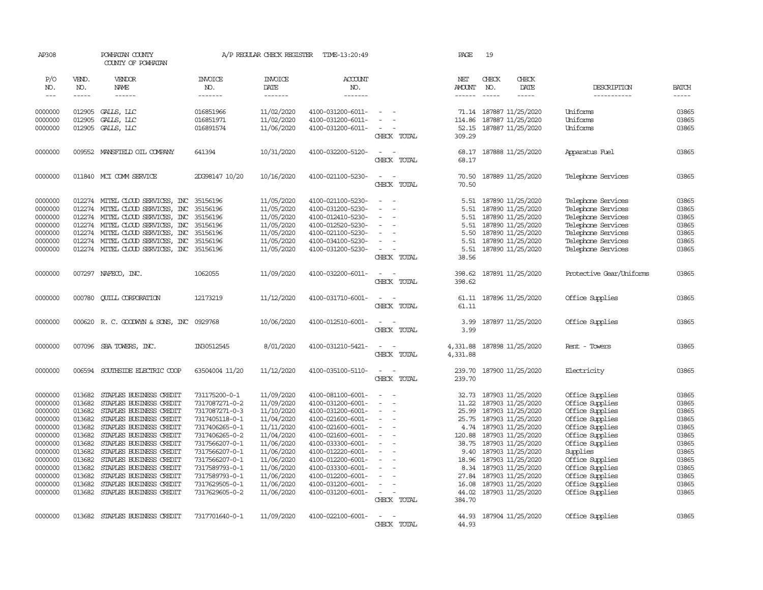AP308 POWHATAN COUNTY A/P REGULAR CHECK REGISTER TIME-13:20:49 PAGE 19

COUNTY OF POWHATAN

| P/O NO. | VEND. NO. | VENDOR NAME | INVOICE NO. | INVOICE DATE | ACCOUNT NO. | | NET AMOUNT | CHECK NO. | CHECK DATE | DESCRIPTION | BATCH |
|---|---|---|---|---|---|---|---|---|---|---|---|
| 0000000 | 012905 | GALLS, LLC | 016851966 | 11/02/2020 | 4100-031200-6011- | - - | 71.14 | 187887 | 11/25/2020 | Uniforms | 03865 |
| 0000000 | 012905 | GALLS, LLC | 016851971 | 11/02/2020 | 4100-031200-6011- | - - | 114.86 | 187887 | 11/25/2020 | Uniforms | 03865 |
| 0000000 | 012905 | GALLS, LLC | 016891574 | 11/06/2020 | 4100-031200-6011- | - - | 52.15 | 187887 | 11/25/2020 | Uniforms | 03865 |
| | | | | | | CHECK TOTAL | 309.29 | | | | |
| 0000000 | 009552 | MANSFIELD OIL COMPANY | 641394 | 10/31/2020 | 4100-032200-5120- | - - | 68.17 | 187888 | 11/25/2020 | Apparatus Fuel | 03865 |
| | | | | | | CHECK TOTAL | 68.17 | | | | |
| 0000000 | 011840 | MCI COMM SERVICE | 2DG98147 10/20 | 10/16/2020 | 4100-021100-5230- | - - | 70.50 | 187889 | 11/25/2020 | Telephone Services | 03865 |
| | | | | | | CHECK TOTAL | 70.50 | | | | |
| 0000000 | 012274 | MITEL CLOUD SERVICES, INC | 35156196 | 11/05/2020 | 4100-021100-5230- | - - | 5.51 | 187890 | 11/25/2020 | Telephone Services | 03865 |
| 0000000 | 012274 | MITEL CLOUD SERVICES, INC | 35156196 | 11/05/2020 | 4100-031200-5230- | - - | 5.51 | 187890 | 11/25/2020 | Telephone Services | 03865 |
| 0000000 | 012274 | MITEL CLOUD SERVICES, INC | 35156196 | 11/05/2020 | 4100-012410-5230- | - - | 5.51 | 187890 | 11/25/2020 | Telephone Services | 03865 |
| 0000000 | 012274 | MITEL CLOUD SERVICES, INC | 35156196 | 11/05/2020 | 4100-012520-5230- | - - | 5.51 | 187890 | 11/25/2020 | Telephone Services | 03865 |
| 0000000 | 012274 | MITEL CLOUD SERVICES, INC | 35156196 | 11/05/2020 | 4100-021100-5230- | - - | 5.50 | 187890 | 11/25/2020 | Telephone Services | 03865 |
| 0000000 | 012274 | MITEL CLOUD SERVICES, INC | 35156196 | 11/05/2020 | 4100-034100-5230- | - - | 5.51 | 187890 | 11/25/2020 | Telephone Services | 03865 |
| 0000000 | 012274 | MITEL CLOUD SERVICES, INC | 35156196 | 11/05/2020 | 4100-031200-5230- | - - | 5.51 | 187890 | 11/25/2020 | Telephone Services | 03865 |
| | | | | | | CHECK TOTAL | 38.56 | | | | |
| 0000000 | 007297 | NAFECO, INC. | 1062055 | 11/09/2020 | 4100-032200-6011- | - - | 398.62 | 187891 | 11/25/2020 | Protective Gear/Uniforms | 03865 |
| | | | | | | CHECK TOTAL | 398.62 | | | | |
| 0000000 | 000780 | QUILL CORPORATION | 12173219 | 11/12/2020 | 4100-031710-6001- | - - | 61.11 | 187896 | 11/25/2020 | Office Supplies | 03865 |
| | | | | | | CHECK TOTAL | 61.11 | | | | |
| 0000000 | 000620 | R. C. GOODWYN & SONS, INC | 0929768 | 10/06/2020 | 4100-012510-6001- | - - | 3.99 | 187897 | 11/25/2020 | Office Supplies | 03865 |
| | | | | | | CHECK TOTAL | 3.99 | | | | |
| 0000000 | 007096 | SBA TOWERS, INC. | IN30512545 | 8/01/2020 | 4100-031210-5421- | - - | 4,331.88 | 187898 | 11/25/2020 | Rent - Towers | 03865 |
| | | | | | | CHECK TOTAL | 4,331.88 | | | | |
| 0000000 | 006594 | SOUTHSIDE ELECTRIC COOP | 63504004 11/20 | 11/12/2020 | 4100-035100-5110- | - - | 239.70 | 187900 | 11/25/2020 | Electricity | 03865 |
| | | | | | | CHECK TOTAL | 239.70 | | | | |
| 0000000 | 013682 | STAPLES BUSINESS CREDIT | 731175200-0-1 | 11/09/2020 | 4100-081100-6001- | - - | 32.73 | 187903 | 11/25/2020 | Office Supplies | 03865 |
| 0000000 | 013682 | STAPLES BUSINESS CREDIT | 7317087271-0-2 | 11/09/2020 | 4100-031200-6001- | - - | 11.22 | 187903 | 11/25/2020 | Office Supplies | 03865 |
| 0000000 | 013682 | STAPLES BUSINESS CREDIT | 7317087271-0-3 | 11/10/2020 | 4100-031200-6001- | - - | 25.99 | 187903 | 11/25/2020 | Office Supplies | 03865 |
| 0000000 | 013682 | STAPLES BUSINESS CREDIT | 7317405118-0-1 | 11/04/2020 | 4100-021600-6001- | - - | 25.75 | 187903 | 11/25/2020 | Office Supplies | 03865 |
| 0000000 | 013682 | STAPLES BUSINESS CREDIT | 7317406265-0-1 | 11/11/2020 | 4100-021600-6001- | - - | 4.74 | 187903 | 11/25/2020 | Office Supplies | 03865 |
| 0000000 | 013682 | STAPLES BUSINESS CREDIT | 7317406265-0-2 | 11/04/2020 | 4100-021600-6001- | - - | 120.88 | 187903 | 11/25/2020 | Office Supplies | 03865 |
| 0000000 | 013682 | STAPLES BUSINESS CREDIT | 7317566207-0-1 | 11/06/2020 | 4100-033300-6001- | - - | 38.75 | 187903 | 11/25/2020 | Office Supplies | 03865 |
| 0000000 | 013682 | STAPLES BUSINESS CREDIT | 7317566207-0-1 | 11/06/2020 | 4100-012220-6001- | - - | 9.40 | 187903 | 11/25/2020 | Supplies | 03865 |
| 0000000 | 013682 | STAPLES BUSINESS CREDIT | 7317566207-0-1 | 11/06/2020 | 4100-012200-6001- | - - | 18.96 | 187903 | 11/25/2020 | Office Supplies | 03865 |
| 0000000 | 013682 | STAPLES BUSINESS CREDIT | 7317589793-0-1 | 11/06/2020 | 4100-033300-6001- | - - | 8.34 | 187903 | 11/25/2020 | Office Supplies | 03865 |
| 0000000 | 013682 | STAPLES BUSINESS CREDIT | 7317589793-0-1 | 11/06/2020 | 4100-012200-6001- | - - | 27.84 | 187903 | 11/25/2020 | Office Supplies | 03865 |
| 0000000 | 013682 | STAPLES BUSINESS CREDIT | 7317629505-0-1 | 11/06/2020 | 4100-031200-6001- | - - | 16.08 | 187903 | 11/25/2020 | Office Supplies | 03865 |
| 0000000 | 013682 | STAPLES BUSINESS CREDIT | 7317629605-0-2 | 11/06/2020 | 4100-031200-6001- | - - | 44.02 | 187903 | 11/25/2020 | Office Supplies | 03865 |
| | | | | | | CHECK TOTAL | 384.70 | | | | |
| 0000000 | 013682 | STAPLES BUSINESS CREDIT | 7317701640-0-1 | 11/09/2020 | 4100-022100-6001- | - - | 44.93 | 187904 | 11/25/2020 | Office Supplies | 03865 |
| | | | | | | CHECK TOTAL | 44.93 | | | | |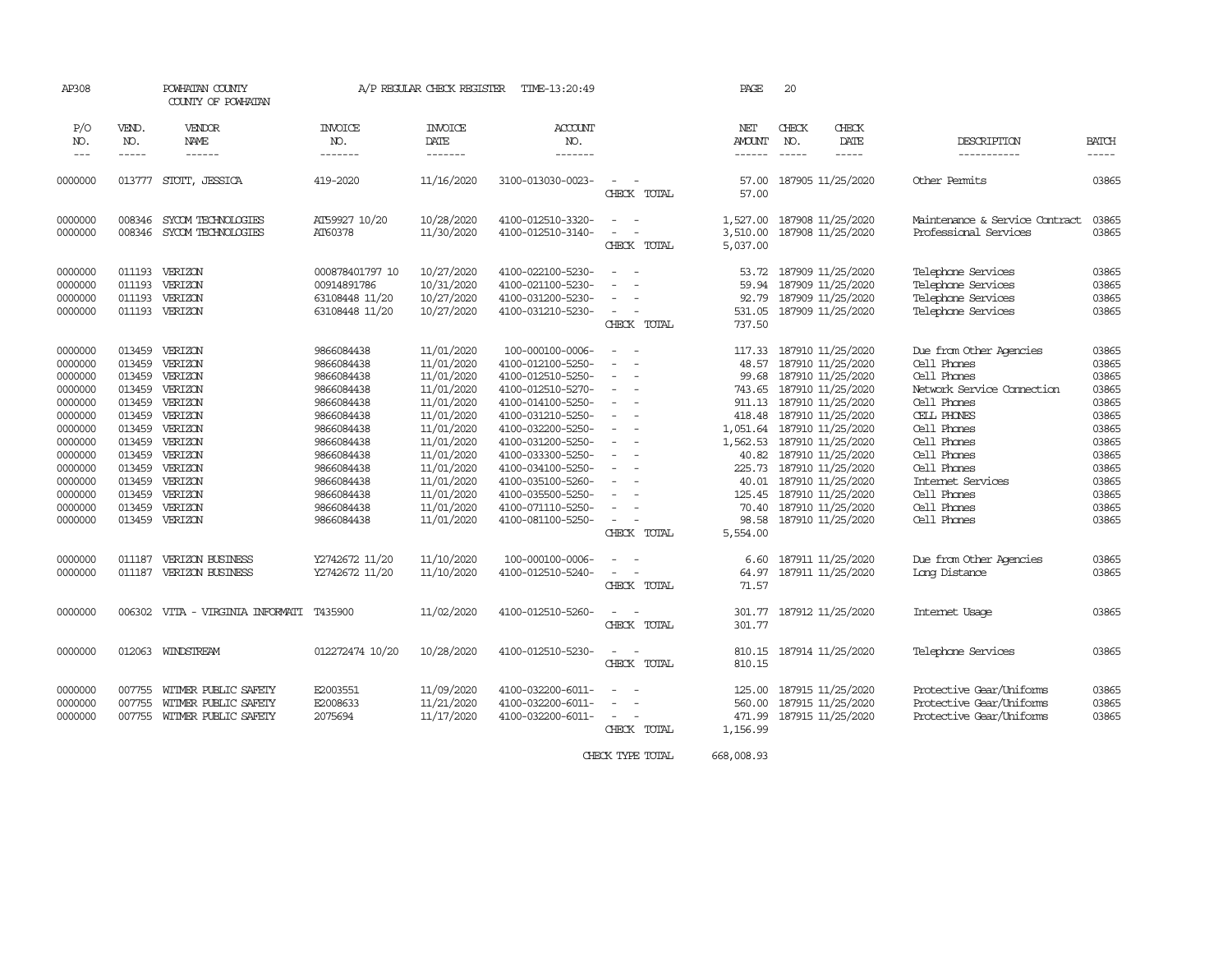AP308 POWHATAN COUNTY A/P REGULAR CHECK REGISTER TIME-13:20:49 PAGE 20

COUNTY OF POWHATAN

| P/O NO. | VEND. NO. | VENDOR NAME | INVOICE NO. | INVOICE DATE | ACCOUNT NO. | | NET AMOUNT | CHECK NO. | CHECK DATE | DESCRIPTION | BATCH |
|---|---|---|---|---|---|---|---|---|---|---|---|
| 0000000 | 013777 | STOTT, JESSICA | 419-2020 | 11/16/2020 | 3100-013030-0023- | - - | 57.00 | 187905 | 11/25/2020 | Other Permits | 03865 |
| | | | | | | CHECK TOTAL | 57.00 | | | | |
| 0000000 | 008346 | SYCOM TECHNOLOGIES | AT59927 10/20 | 10/28/2020 | 4100-012510-3320- | - - | 1,527.00 | 187908 | 11/25/2020 | Maintenance & Service Contract | 03865 |
| 0000000 | 008346 | SYCOM TECHNOLOGIES | AT60378 | 11/30/2020 | 4100-012510-3140- | - - | 3,510.00 | 187908 | 11/25/2020 | Professional Services | 03865 |
| | | | | | | CHECK TOTAL | 5,037.00 | | | | |
| 0000000 | 011193 | VERIZON | 000878401797 10 | 10/27/2020 | 4100-022100-5230- | - - | 53.72 | 187909 | 11/25/2020 | Telephone Services | 03865 |
| 0000000 | 011193 | VERIZON | 00914891786 | 10/31/2020 | 4100-021100-5230- | - - | 59.94 | 187909 | 11/25/2020 | Telephone Services | 03865 |
| 0000000 | 011193 | VERIZON | 63108448 11/20 | 10/27/2020 | 4100-031200-5230- | - - | 92.79 | 187909 | 11/25/2020 | Telephone Services | 03865 |
| 0000000 | 011193 | VERIZON | 63108448 11/20 | 10/27/2020 | 4100-031210-5230- | - - | 531.05 | 187909 | 11/25/2020 | Telephone Services | 03865 |
| | | | | | | CHECK TOTAL | 737.50 | | | | |
| 0000000 | 013459 | VERIZON | 9866084438 | 11/01/2020 | 100-000100-0006- | - - | 117.33 | 187910 | 11/25/2020 | Due from Other Agencies | 03865 |
| 0000000 | 013459 | VERIZON | 9866084438 | 11/01/2020 | 4100-012100-5250- | - - | 48.57 | 187910 | 11/25/2020 | Cell Phones | 03865 |
| 0000000 | 013459 | VERIZON | 9866084438 | 11/01/2020 | 4100-012510-5250- | - - | 99.68 | 187910 | 11/25/2020 | Cell Phones | 03865 |
| 0000000 | 013459 | VERIZON | 9866084438 | 11/01/2020 | 4100-012510-5270- | - - | 743.65 | 187910 | 11/25/2020 | Network Service Connection | 03865 |
| 0000000 | 013459 | VERIZON | 9866084438 | 11/01/2020 | 4100-014100-5250- | - - | 911.13 | 187910 | 11/25/2020 | Cell Phones | 03865 |
| 0000000 | 013459 | VERIZON | 9866084438 | 11/01/2020 | 4100-031210-5250- | - - | 418.48 | 187910 | 11/25/2020 | CELL PHONES | 03865 |
| 0000000 | 013459 | VERIZON | 9866084438 | 11/01/2020 | 4100-032200-5250- | - - | 1,051.64 | 187910 | 11/25/2020 | Cell Phones | 03865 |
| 0000000 | 013459 | VERIZON | 9866084438 | 11/01/2020 | 4100-031200-5250- | - - | 1,562.53 | 187910 | 11/25/2020 | Cell Phones | 03865 |
| 0000000 | 013459 | VERIZON | 9866084438 | 11/01/2020 | 4100-033300-5250- | - - | 40.82 | 187910 | 11/25/2020 | Cell Phones | 03865 |
| 0000000 | 013459 | VERIZON | 9866084438 | 11/01/2020 | 4100-034100-5250- | - - | 225.73 | 187910 | 11/25/2020 | Cell Phones | 03865 |
| 0000000 | 013459 | VERIZON | 9866084438 | 11/01/2020 | 4100-035100-5260- | - - | 40.01 | 187910 | 11/25/2020 | Internet Services | 03865 |
| 0000000 | 013459 | VERIZON | 9866084438 | 11/01/2020 | 4100-035500-5250- | - - | 125.45 | 187910 | 11/25/2020 | Cell Phones | 03865 |
| 0000000 | 013459 | VERIZON | 9866084438 | 11/01/2020 | 4100-071110-5250- | - - | 70.40 | 187910 | 11/25/2020 | Cell Phones | 03865 |
| 0000000 | 013459 | VERIZON | 9866084438 | 11/01/2020 | 4100-081100-5250- | - - | 98.58 | 187910 | 11/25/2020 | Cell Phones | 03865 |
| | | | | | | CHECK TOTAL | 5,554.00 | | | | |
| 0000000 | 011187 | VERIZON BUSINESS | Y2742672 11/20 | 11/10/2020 | 100-000100-0006- | - - | 6.60 | 187911 | 11/25/2020 | Due from Other Agencies | 03865 |
| 0000000 | 011187 | VERIZON BUSINESS | Y2742672 11/20 | 11/10/2020 | 4100-012510-5240- | - - | 64.97 | 187911 | 11/25/2020 | Long Distance | 03865 |
| | | | | | | CHECK TOTAL | 71.57 | | | | |
| 0000000 | 006302 | VITA - VIRGINIA INFORMATI | T435900 | 11/02/2020 | 4100-012510-5260- | - - | 301.77 | 187912 | 11/25/2020 | Internet Usage | 03865 |
| | | | | | | CHECK TOTAL | 301.77 | | | | |
| 0000000 | 012063 | WINDSTREAM | 012272474 10/20 | 10/28/2020 | 4100-012510-5230- | - - | 810.15 | 187914 | 11/25/2020 | Telephone Services | 03865 |
| | | | | | | CHECK TOTAL | 810.15 | | | | |
| 0000000 | 007755 | WITMER PUBLIC SAFETY | E2003551 | 11/09/2020 | 4100-032200-6011- | - - | 125.00 | 187915 | 11/25/2020 | Protective Gear/Uniforms | 03865 |
| 0000000 | 007755 | WITMER PUBLIC SAFETY | E2008633 | 11/21/2020 | 4100-032200-6011- | - - | 560.00 | 187915 | 11/25/2020 | Protective Gear/Uniforms | 03865 |
| 0000000 | 007755 | WITMER PUBLIC SAFETY | 2075694 | 11/17/2020 | 4100-032200-6011- | - - | 471.99 | 187915 | 11/25/2020 | Protective Gear/Uniforms | 03865 |
| | | | | | | CHECK TOTAL | 1,156.99 | | | | |
| | | | | | | CHECK TYPE TOTAL | 668,008.93 | | | | |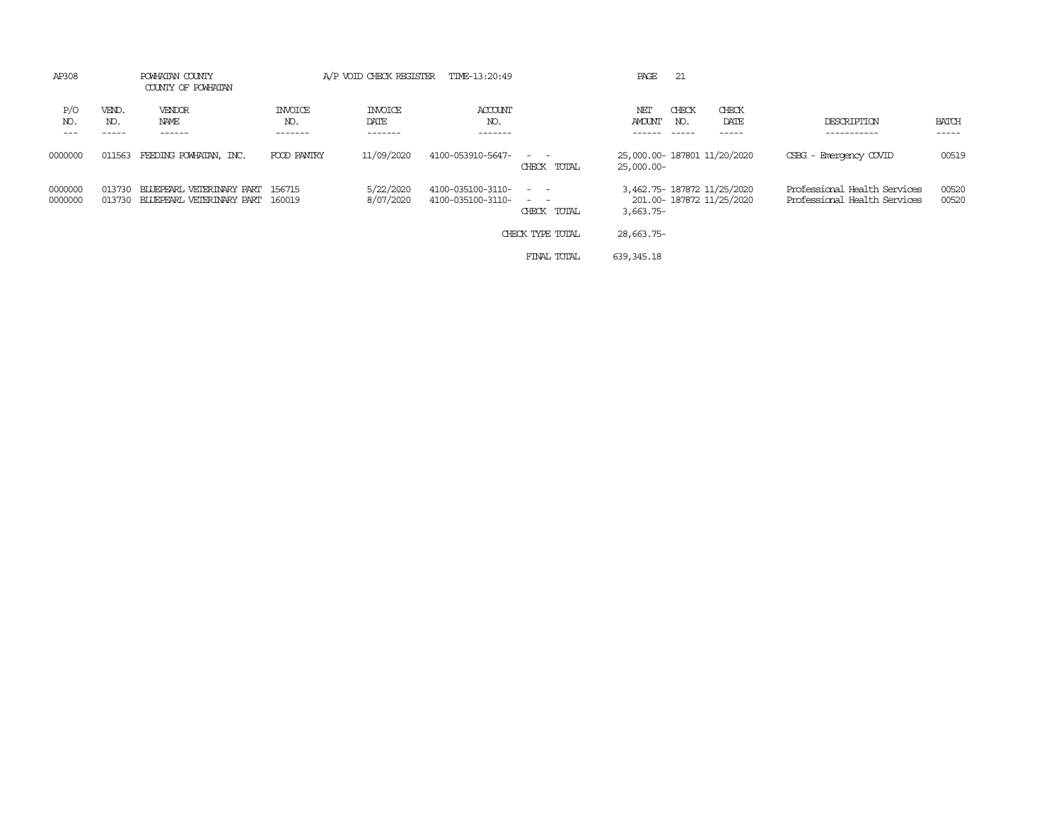AP308 POWHATAN COUNTY A/P VOID CHECK REGISTER TIME-13:20:49 PAGE 21

COUNTY OF POWHATAN

| P/O NO. | VEND. NO. | VENDOR NAME | INVOICE NO. | INVOICE DATE | ACCOUNT NO. | | NET AMOUNT | CHECK NO. | CHECK DATE | DESCRIPTION | BATCH |
|---|---|---|---|---|---|---|---|---|---|---|---|
| 0000000 | 011563 | FEEDING POWHATAN, INC. | FOOD PANTRY | 11/09/2020 | 4100-053910-5647- | - - | 25,000.00- | 187801 | 11/20/2020 | CSBG - Emergency COVID | 00519 |
| | | | | | | CHECK TOTAL | 25,000.00- | | | | |
| 0000000 | 013730 | BLUEPEARL VETERINARY PART | 156715 | 5/22/2020 | 4100-035100-3110- | - - | 3,462.75- | 187872 | 11/25/2020 | Professional Health Services | 00520 |
| 0000000 | 013730 | BLUEPEARL VETERINARY PART | 160019 | 8/07/2020 | 4100-035100-3110- | - - | 201.00- | 187872 | 11/25/2020 | Professional Health Services | 00520 |
| | | | | | | CHECK TOTAL | 3,663.75- | | | | |
| | | | | | | CHECK TYPE TOTAL | 28,663.75- | | | | |
| | | | | | | FINAL TOTAL | 639,345.18 | | | | |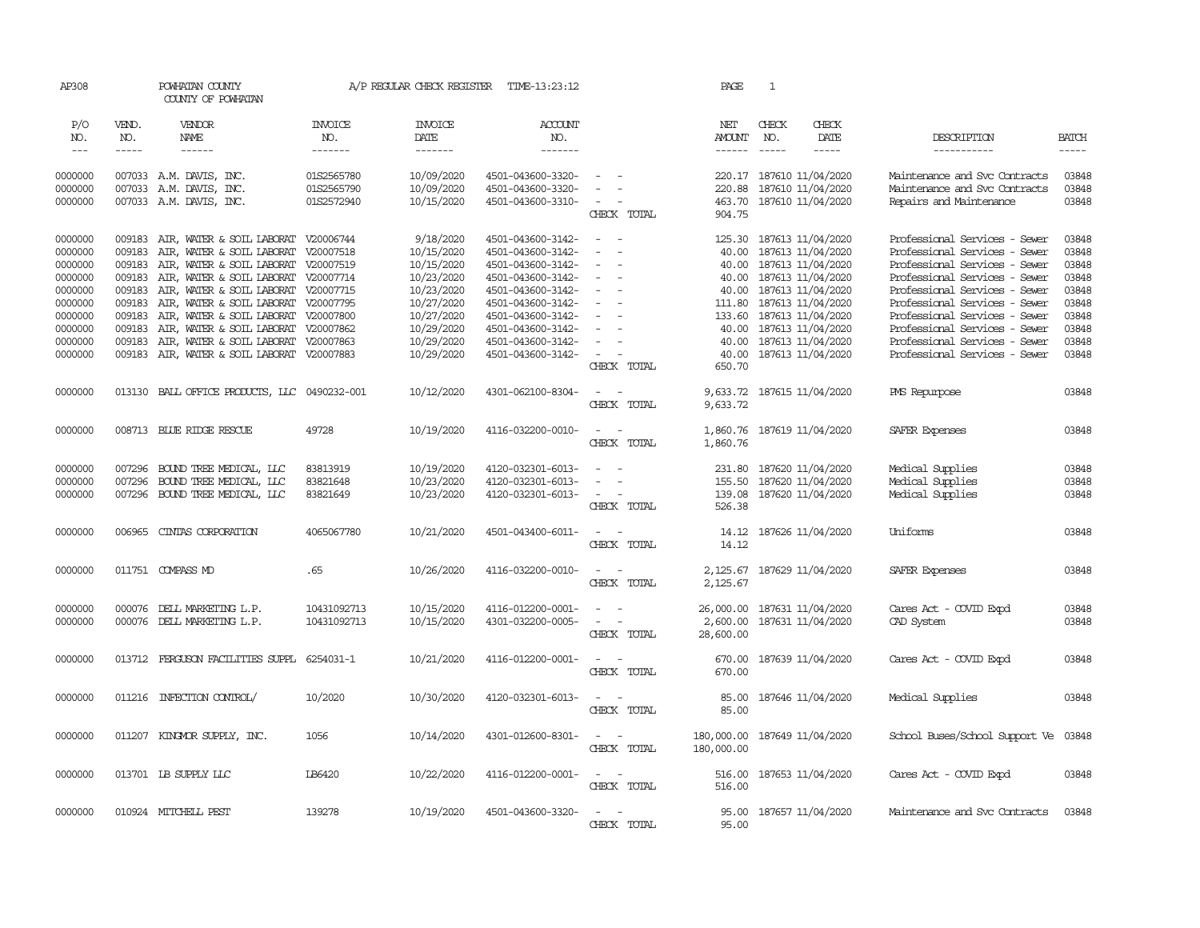AP308 POWHATAN COUNTY A/P REGULAR CHECK REGISTER TIME-13:23:12 PAGE 1

COUNTY OF POWHATAN

| P/O NO. | VEND. NO. | VENDOR NAME | INVOICE NO. | INVOICE DATE | ACCOUNT NO. | | NET AMOUNT | CHECK NO. | CHECK DATE | DESCRIPTION | BATCH |
|---|---|---|---|---|---|---|---|---|---|---|---|
| 0000000 | 007033 | A.M. DAVIS, INC. | 01S2565780 | 10/09/2020 | 4501-043600-3320- | - - | 220.17 | 187610 | 11/04/2020 | Maintenance and Svc Contracts | 03848 |
| 0000000 | 007033 | A.M. DAVIS, INC. | 01S2565790 | 10/09/2020 | 4501-043600-3320- | - - | 220.88 | 187610 | 11/04/2020 | Maintenance and Svc Contracts | 03848 |
| 0000000 | 007033 | A.M. DAVIS, INC. | 01S2572940 | 10/15/2020 | 4501-043600-3310- | - - | 463.70 | 187610 | 11/04/2020 | Repairs and Maintenance | 03848 |
| | | | | | | CHECK TOTAL | 904.75 | | | | |
| 0000000 | 009183 | AIR, WATER & SOIL LABORAT | V20006744 | 9/18/2020 | 4501-043600-3142- | - - | 125.30 | 187613 | 11/04/2020 | Professional Services - Sewer | 03848 |
| 0000000 | 009183 | AIR, WATER & SOIL LABORAT | V20007518 | 10/15/2020 | 4501-043600-3142- | - - | 40.00 | 187613 | 11/04/2020 | Professional Services - Sewer | 03848 |
| 0000000 | 009183 | AIR, WATER & SOIL LABORAT | V20007519 | 10/15/2020 | 4501-043600-3142- | - - | 40.00 | 187613 | 11/04/2020 | Professional Services - Sewer | 03848 |
| 0000000 | 009183 | AIR, WATER & SOIL LABORAT | V20007714 | 10/23/2020 | 4501-043600-3142- | - - | 40.00 | 187613 | 11/04/2020 | Professional Services - Sewer | 03848 |
| 0000000 | 009183 | AIR, WATER & SOIL LABORAT | V20007715 | 10/23/2020 | 4501-043600-3142- | - - | 40.00 | 187613 | 11/04/2020 | Professional Services - Sewer | 03848 |
| 0000000 | 009183 | AIR, WATER & SOIL LABORAT | V20007795 | 10/27/2020 | 4501-043600-3142- | - - | 111.80 | 187613 | 11/04/2020 | Professional Services - Sewer | 03848 |
| 0000000 | 009183 | AIR, WATER & SOIL LABORAT | V20007800 | 10/27/2020 | 4501-043600-3142- | - - | 133.60 | 187613 | 11/04/2020 | Professional Services - Sewer | 03848 |
| 0000000 | 009183 | AIR, WATER & SOIL LABORAT | V20007862 | 10/29/2020 | 4501-043600-3142- | - - | 40.00 | 187613 | 11/04/2020 | Professional Services - Sewer | 03848 |
| 0000000 | 009183 | AIR, WATER & SOIL LABORAT | V20007863 | 10/29/2020 | 4501-043600-3142- | - - | 40.00 | 187613 | 11/04/2020 | Professional Services - Sewer | 03848 |
| 0000000 | 009183 | AIR, WATER & SOIL LABORAT | V20007883 | 10/29/2020 | 4501-043600-3142- | - - | 40.00 | 187613 | 11/04/2020 | Professional Services - Sewer | 03848 |
| | | | | | | CHECK TOTAL | 650.70 | | | | |
| 0000000 | 013130 | BALL OFFICE PRODUCTS, LLC | 0490232-001 | 10/12/2020 | 4301-062100-8304- | - - | 9,633.72 | 187615 | 11/04/2020 | PMS Repurpose | 03848 |
| | | | | | | CHECK TOTAL | 9,633.72 | | | | |
| 0000000 | 008713 | BLUE RIDGE RESCUE | 49728 | 10/19/2020 | 4116-032200-0010- | - - | 1,860.76 | 187619 | 11/04/2020 | SAFER Expenses | 03848 |
| | | | | | | CHECK TOTAL | 1,860.76 | | | | |
| 0000000 | 007296 | BOUND TREE MEDICAL, LLC | 83813919 | 10/19/2020 | 4120-032301-6013- | - - | 231.80 | 187620 | 11/04/2020 | Medical Supplies | 03848 |
| 0000000 | 007296 | BOUND TREE MEDICAL, LLC | 83821648 | 10/23/2020 | 4120-032301-6013- | - - | 155.50 | 187620 | 11/04/2020 | Medical Supplies | 03848 |
| 0000000 | 007296 | BOUND TREE MEDICAL, LLC | 83821649 | 10/23/2020 | 4120-032301-6013- | - - | 139.08 | 187620 | 11/04/2020 | Medical Supplies | 03848 |
| | | | | | | CHECK TOTAL | 526.38 | | | | |
| 0000000 | 006965 | CINTAS CORPORATION | 4065067780 | 10/21/2020 | 4501-043400-6011- | - - | 14.12 | 187626 | 11/04/2020 | Uniforms | 03848 |
| | | | | | | CHECK TOTAL | 14.12 | | | | |
| 0000000 | 011751 | COMPASS MD | .65 | 10/26/2020 | 4116-032200-0010- | - - | 2,125.67 | 187629 | 11/04/2020 | SAFER Expenses | 03848 |
| | | | | | | CHECK TOTAL | 2,125.67 | | | | |
| 0000000 | 000076 | DELL MARKETING L.P. | 10431092713 | 10/15/2020 | 4116-012200-0001- | - - | 26,000.00 | 187631 | 11/04/2020 | Cares Act - COVID Expd | 03848 |
| 0000000 | 000076 | DELL MARKETING L.P. | 10431092713 | 10/15/2020 | 4301-032200-0005- | - - | 2,600.00 | 187631 | 11/04/2020 | CAD System | 03848 |
| | | | | | | CHECK TOTAL | 28,600.00 | | | | |
| 0000000 | 013712 | FERGUSON FACILITIES SUPPL | 6254031-1 | 10/21/2020 | 4116-012200-0001- | - - | 670.00 | 187639 | 11/04/2020 | Cares Act - COVID Expd | 03848 |
| | | | | | | CHECK TOTAL | 670.00 | | | | |
| 0000000 | 011216 | INFECTION CONTROL/ | 10/2020 | 10/30/2020 | 4120-032301-6013- | - - | 85.00 | 187646 | 11/04/2020 | Medical Supplies | 03848 |
| | | | | | | CHECK TOTAL | 85.00 | | | | |
| 0000000 | 011207 | KINGMOR SUPPLY, INC. | 1056 | 10/14/2020 | 4301-012600-8301- | - - | 180,000.00 | 187649 | 11/04/2020 | School Buses/School Support Ve | 03848 |
| | | | | | | CHECK TOTAL | 180,000.00 | | | | |
| 0000000 | 013701 | LB SUPPLY LLC | LB6420 | 10/22/2020 | 4116-012200-0001- | - - | 516.00 | 187653 | 11/04/2020 | Cares Act - COVID Expd | 03848 |
| | | | | | | CHECK TOTAL | 516.00 | | | | |
| 0000000 | 010924 | MITCHELL PEST | 139278 | 10/19/2020 | 4501-043600-3320- | - - | 95.00 | 187657 | 11/04/2020 | Maintenance and Svc Contracts | 03848 |
| | | | | | | CHECK TOTAL | 95.00 | | | | |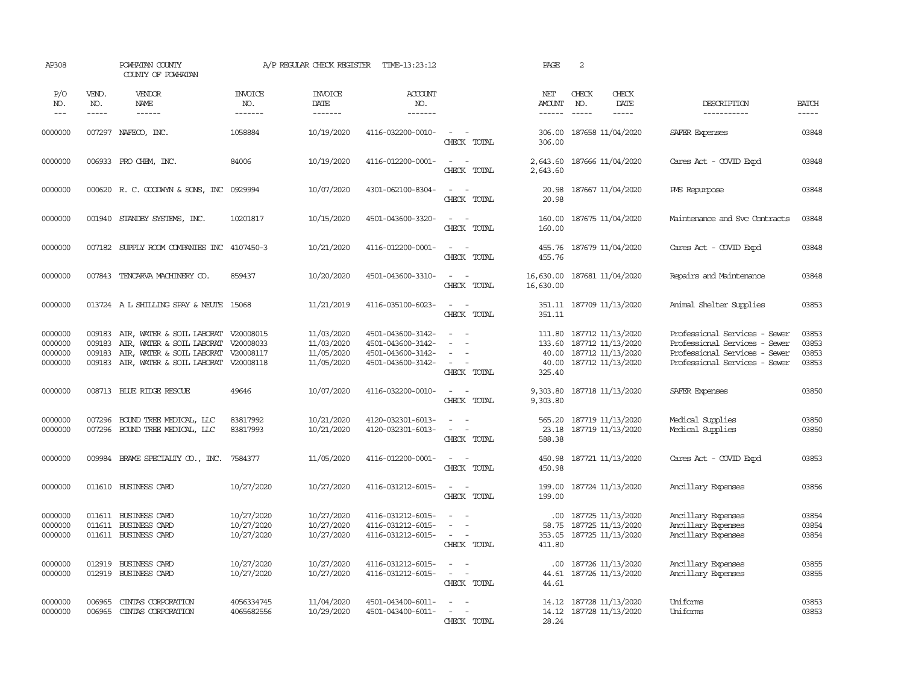AP308 POWHATAN COUNTY A/P REGULAR CHECK REGISTER TIME-13:23:12 PAGE 2

COUNTY OF POWHATAN

| P/O NO. | VEND. NO. | VENDOR NAME | INVOICE NO. | INVOICE DATE | ACCOUNT NO. | | NET AMOUNT | CHECK NO. | CHECK DATE | DESCRIPTION | BATCH |
|---|---|---|---|---|---|---|---|---|---|---|---|
| --- | ----- | ------ | ------- | ------- | ------- | | ------ | ----- | ----- | ----------- | ----- |
| 0000000 | 007297 | NAFECO, INC. | 1058884 | 10/19/2020 | 4116-032200-0010- | - - | 306.00 | 187658 | 11/04/2020 | SAFER Expenses | 03848 |
| | | | | | | CHECK TOTAL | 306.00 | | | | |
| 0000000 | 006933 | PRO CHEM, INC. | 84006 | 10/19/2020 | 4116-012200-0001- | - - | 2,643.60 | 187666 | 11/04/2020 | Cares Act - COVID Expd | 03848 |
| | | | | | | CHECK TOTAL | 2,643.60 | | | | |
| 0000000 | 000620 | R. C. GOODWYN & SONS, INC | 0929994 | 10/07/2020 | 4301-062100-8304- | - - | 20.98 | 187667 | 11/04/2020 | PMS Repurpose | 03848 |
| | | | | | | CHECK TOTAL | 20.98 | | | | |
| 0000000 | 001940 | STANDBY SYSTEMS, INC. | 10201817 | 10/15/2020 | 4501-043600-3320- | - - | 160.00 | 187675 | 11/04/2020 | Maintenance and Svc Contracts | 03848 |
| | | | | | | CHECK TOTAL | 160.00 | | | | |
| 0000000 | 007182 | SUPPLY ROOM COMPANIES INC | 4107450-3 | 10/21/2020 | 4116-012200-0001- | - - | 455.76 | 187679 | 11/04/2020 | Cares Act - COVID Expd | 03848 |
| | | | | | | CHECK TOTAL | 455.76 | | | | |
| 0000000 | 007843 | TENCARVA MACHINERY CO. | 859437 | 10/20/2020 | 4501-043600-3310- | - - | 16,630.00 | 187681 | 11/04/2020 | Repairs and Maintenance | 03848 |
| | | | | | | CHECK TOTAL | 16,630.00 | | | | |
| 0000000 | 013724 | A L SHILLING SPAY & NEUTE | 15068 | 11/21/2019 | 4116-035100-6023- | - - | 351.11 | 187709 | 11/13/2020 | Animal Shelter Supplies | 03853 |
| | | | | | | CHECK TOTAL | 351.11 | | | | |
| 0000000 | 009183 | AIR, WATER & SOIL LABORAT | V20008015 | 11/03/2020 | 4501-043600-3142- | - - | 111.80 | 187712 | 11/13/2020 | Professional Services - Sewer | 03853 |
| 0000000 | 009183 | AIR, WATER & SOIL LABORAT | V20008033 | 11/03/2020 | 4501-043600-3142- | - - | 133.60 | 187712 | 11/13/2020 | Professional Services - Sewer | 03853 |
| 0000000 | 009183 | AIR, WATER & SOIL LABORAT | V20008117 | 11/05/2020 | 4501-043600-3142- | - - | 40.00 | 187712 | 11/13/2020 | Professional Services - Sewer | 03853 |
| 0000000 | 009183 | AIR, WATER & SOIL LABORAT | V20008118 | 11/05/2020 | 4501-043600-3142- | - - | 40.00 | 187712 | 11/13/2020 | Professional Services - Sewer | 03853 |
| | | | | | | CHECK TOTAL | 325.40 | | | | |
| 0000000 | 008713 | BLUE RIDGE RESCUE | 49646 | 10/07/2020 | 4116-032200-0010- | - - | 9,303.80 | 187718 | 11/13/2020 | SAFER Expenses | 03850 |
| | | | | | | CHECK TOTAL | 9,303.80 | | | | |
| 0000000 | 007296 | BOUND TREE MEDICAL, LLC | 83817992 | 10/21/2020 | 4120-032301-6013- | - - | 565.20 | 187719 | 11/13/2020 | Medical Supplies | 03850 |
| 0000000 | 007296 | BOUND TREE MEDICAL, LLC | 83817993 | 10/21/2020 | 4120-032301-6013- | - - | 23.18 | 187719 | 11/13/2020 | Medical Supplies | 03850 |
| | | | | | | CHECK TOTAL | 588.38 | | | | |
| 0000000 | 009984 | BRAME SPECIALTY CO., INC. | 7584377 | 11/05/2020 | 4116-012200-0001- | - - | 450.98 | 187721 | 11/13/2020 | Cares Act - COVID Expd | 03853 |
| | | | | | | CHECK TOTAL | 450.98 | | | | |
| 0000000 | 011610 | BUSINESS CARD | 10/27/2020 | 10/27/2020 | 4116-031212-6015- | - - | 199.00 | 187724 | 11/13/2020 | Ancillary Expenses | 03856 |
| | | | | | | CHECK TOTAL | 199.00 | | | | |
| 0000000 | 011611 | BUSINESS CARD | 10/27/2020 | 10/27/2020 | 4116-031212-6015- | - - | .00 | 187725 | 11/13/2020 | Ancillary Expenses | 03854 |
| 0000000 | 011611 | BUSINESS CARD | 10/27/2020 | 10/27/2020 | 4116-031212-6015- | - - | 58.75 | 187725 | 11/13/2020 | Ancillary Expenses | 03854 |
| 0000000 | 011611 | BUSINESS CARD | 10/27/2020 | 10/27/2020 | 4116-031212-6015- | - - | 353.05 | 187725 | 11/13/2020 | Ancillary Expenses | 03854 |
| | | | | | | CHECK TOTAL | 411.80 | | | | |
| 0000000 | 012919 | BUSINESS CARD | 10/27/2020 | 10/27/2020 | 4116-031212-6015- | - - | .00 | 187726 | 11/13/2020 | Ancillary Expenses | 03855 |
| 0000000 | 012919 | BUSINESS CARD | 10/27/2020 | 10/27/2020 | 4116-031212-6015- | - - | 44.61 | 187726 | 11/13/2020 | Ancillary Expenses | 03855 |
| | | | | | | CHECK TOTAL | 44.61 | | | | |
| 0000000 | 006965 | CINTAS CORPORATION | 4056334745 | 11/04/2020 | 4501-043400-6011- | - - | 14.12 | 187728 | 11/13/2020 | Uniforms | 03853 |
| 0000000 | 006965 | CINTAS CORPORATION | 4065682556 | 10/29/2020 | 4501-043400-6011- | - - | 14.12 | 187728 | 11/13/2020 | Uniforms | 03853 |
| | | | | | | CHECK TOTAL | 28.24 | | | | |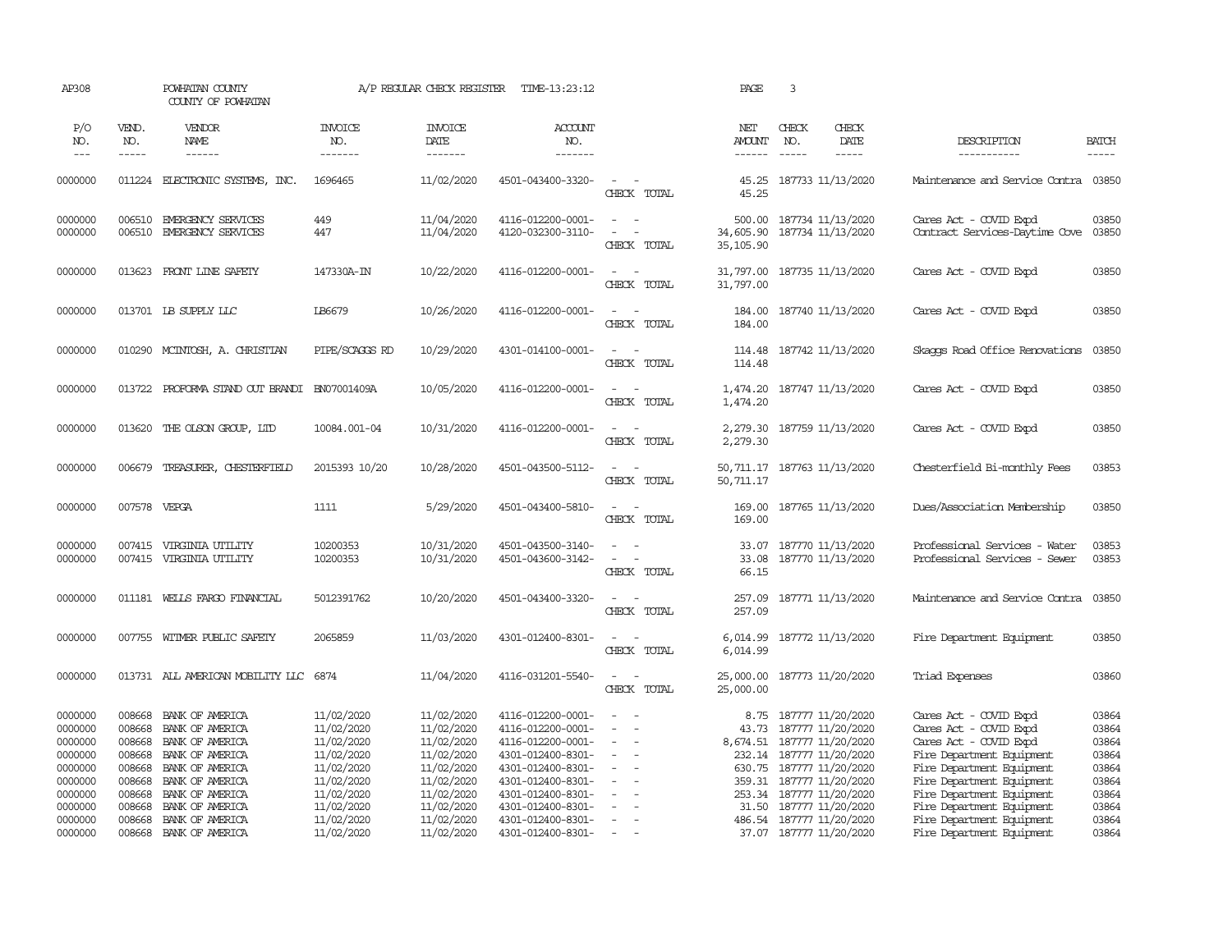AP308 POWHATAN COUNTY A/P REGULAR CHECK REGISTER TIME-13:23:12 PAGE 3

COUNTY OF POWHATAN

| P/O NO. | VEND. NO. | VENDOR NAME | INVOICE NO. | INVOICE DATE | ACCOUNT NO. | | NET AMOUNT | CHECK NO. | CHECK DATE | DESCRIPTION | BATCH |
|---|---|---|---|---|---|---|---|---|---|---|---|
| 0000000 | 011224 | ELECTRONIC SYSTEMS, INC. | 1696465 | 11/02/2020 | 4501-043400-3320- | - - | 45.25 | 187733 | 11/13/2020 | Maintenance and Service Contra | 03850 |
| | | | | | | CHECK TOTAL | 45.25 | | | | |
| 0000000 | 006510 | EMERGENCY SERVICES | 449 | 11/04/2020 | 4116-012200-0001- | - - | 500.00 | 187734 | 11/13/2020 | Cares Act - COVID Expd | 03850 |
| 0000000 | 006510 | EMERGENCY SERVICES | 447 | 11/04/2020 | 4120-032300-3110- | - - | 34,605.90 | 187734 | 11/13/2020 | Contract Services-Daytime Cove | 03850 |
| | | | | | | CHECK TOTAL | 35,105.90 | | | | |
| 0000000 | 013623 | FRONT LINE SAFETY | 147330A-IN | 10/22/2020 | 4116-012200-0001- | - - | 31,797.00 | 187735 | 11/13/2020 | Cares Act - COVID Expd | 03850 |
| | | | | | | CHECK TOTAL | 31,797.00 | | | | |
| 0000000 | 013701 | LB SUPPLY LLC | LB6679 | 10/26/2020 | 4116-012200-0001- | - - | 184.00 | 187740 | 11/13/2020 | Cares Act - COVID Expd | 03850 |
| | | | | | | CHECK TOTAL | 184.00 | | | | |
| 0000000 | 010290 | MCINTOSH, A. CHRISTIAN | PIPE/SCAGGS RD | 10/29/2020 | 4301-014100-0001- | - - | 114.48 | 187742 | 11/13/2020 | Skaggs Road Office Renovations | 03850 |
| | | | | | | CHECK TOTAL | 114.48 | | | | |
| 0000000 | 013722 | PROFORMA STAND OUT BRANDI | BN07001409A | 10/05/2020 | 4116-012200-0001- | - - | 1,474.20 | 187747 | 11/13/2020 | Cares Act - COVID Expd | 03850 |
| | | | | | | CHECK TOTAL | 1,474.20 | | | | |
| 0000000 | 013620 | THE OLSON GROUP, LTD | 10084.001-04 | 10/31/2020 | 4116-012200-0001- | - - | 2,279.30 | 187759 | 11/13/2020 | Cares Act - COVID Expd | 03850 |
| | | | | | | CHECK TOTAL | 2,279.30 | | | | |
| 0000000 | 006679 | TREASURER, CHESTERFIELD | 2015393 10/20 | 10/28/2020 | 4501-043500-5112- | - - | 50,711.17 | 187763 | 11/13/2020 | Chesterfield Bi-monthly Fees | 03853 |
| | | | | | | CHECK TOTAL | 50,711.17 | | | | |
| 0000000 | 007578 | VEPGA | 1111 | 5/29/2020 | 4501-043400-5810- | - - | 169.00 | 187765 | 11/13/2020 | Dues/Association Membership | 03850 |
| | | | | | | CHECK TOTAL | 169.00 | | | | |
| 0000000 | 007415 | VIRGINIA UTILITY | 10200353 | 10/31/2020 | 4501-043500-3140- | - - | 33.07 | 187770 | 11/13/2020 | Professional Services - Water | 03853 |
| 0000000 | 007415 | VIRGINIA UTILITY | 10200353 | 10/31/2020 | 4501-043600-3142- | - - | 33.08 | 187770 | 11/13/2020 | Professional Services - Sewer | 03853 |
| | | | | | | CHECK TOTAL | 66.15 | | | | |
| 0000000 | 011181 | WELLS FARGO FINANCIAL | 5012391762 | 10/20/2020 | 4501-043400-3320- | - - | 257.09 | 187771 | 11/13/2020 | Maintenance and Service Contra | 03850 |
| | | | | | | CHECK TOTAL | 257.09 | | | | |
| 0000000 | 007755 | WITMER PUBLIC SAFETY | 2065859 | 11/03/2020 | 4301-012400-8301- | - - | 6,014.99 | 187772 | 11/13/2020 | Fire Department Equipment | 03850 |
| | | | | | | CHECK TOTAL | 6,014.99 | | | | |
| 0000000 | 013731 | ALL AMERICAN MOBILITY LLC | 6874 | 11/04/2020 | 4116-031201-5540- | - - | 25,000.00 | 187773 | 11/20/2020 | Triad Expenses | 03860 |
| | | | | | | CHECK TOTAL | 25,000.00 | | | | |
| 0000000 | 008668 | BANK OF AMERICA | 11/02/2020 | 11/02/2020 | 4116-012200-0001- | - - | 8.75 | 187777 | 11/20/2020 | Cares Act - COVID Expd | 03864 |
| 0000000 | 008668 | BANK OF AMERICA | 11/02/2020 | 11/02/2020 | 4116-012200-0001- | - - | 43.73 | 187777 | 11/20/2020 | Cares Act - COVID Expd | 03864 |
| 0000000 | 008668 | BANK OF AMERICA | 11/02/2020 | 11/02/2020 | 4116-012200-0001- | - - | 8,674.51 | 187777 | 11/20/2020 | Cares Act - COVID Expd | 03864 |
| 0000000 | 008668 | BANK OF AMERICA | 11/02/2020 | 11/02/2020 | 4301-012400-8301- | - - | 232.14 | 187777 | 11/20/2020 | Fire Department Equipment | 03864 |
| 0000000 | 008668 | BANK OF AMERICA | 11/02/2020 | 11/02/2020 | 4301-012400-8301- | - - | 630.75 | 187777 | 11/20/2020 | Fire Department Equipment | 03864 |
| 0000000 | 008668 | BANK OF AMERICA | 11/02/2020 | 11/02/2020 | 4301-012400-8301- | - - | 359.31 | 187777 | 11/20/2020 | Fire Department Equipment | 03864 |
| 0000000 | 008668 | BANK OF AMERICA | 11/02/2020 | 11/02/2020 | 4301-012400-8301- | - - | 253.34 | 187777 | 11/20/2020 | Fire Department Equipment | 03864 |
| 0000000 | 008668 | BANK OF AMERICA | 11/02/2020 | 11/02/2020 | 4301-012400-8301- | - - | 31.50 | 187777 | 11/20/2020 | Fire Department Equipment | 03864 |
| 0000000 | 008668 | BANK OF AMERICA | 11/02/2020 | 11/02/2020 | 4301-012400-8301- | - - | 486.54 | 187777 | 11/20/2020 | Fire Department Equipment | 03864 |
| 0000000 | 008668 | BANK OF AMERICA | 11/02/2020 | 11/02/2020 | 4301-012400-8301- | - - | 37.07 | 187777 | 11/20/2020 | Fire Department Equipment | 03864 |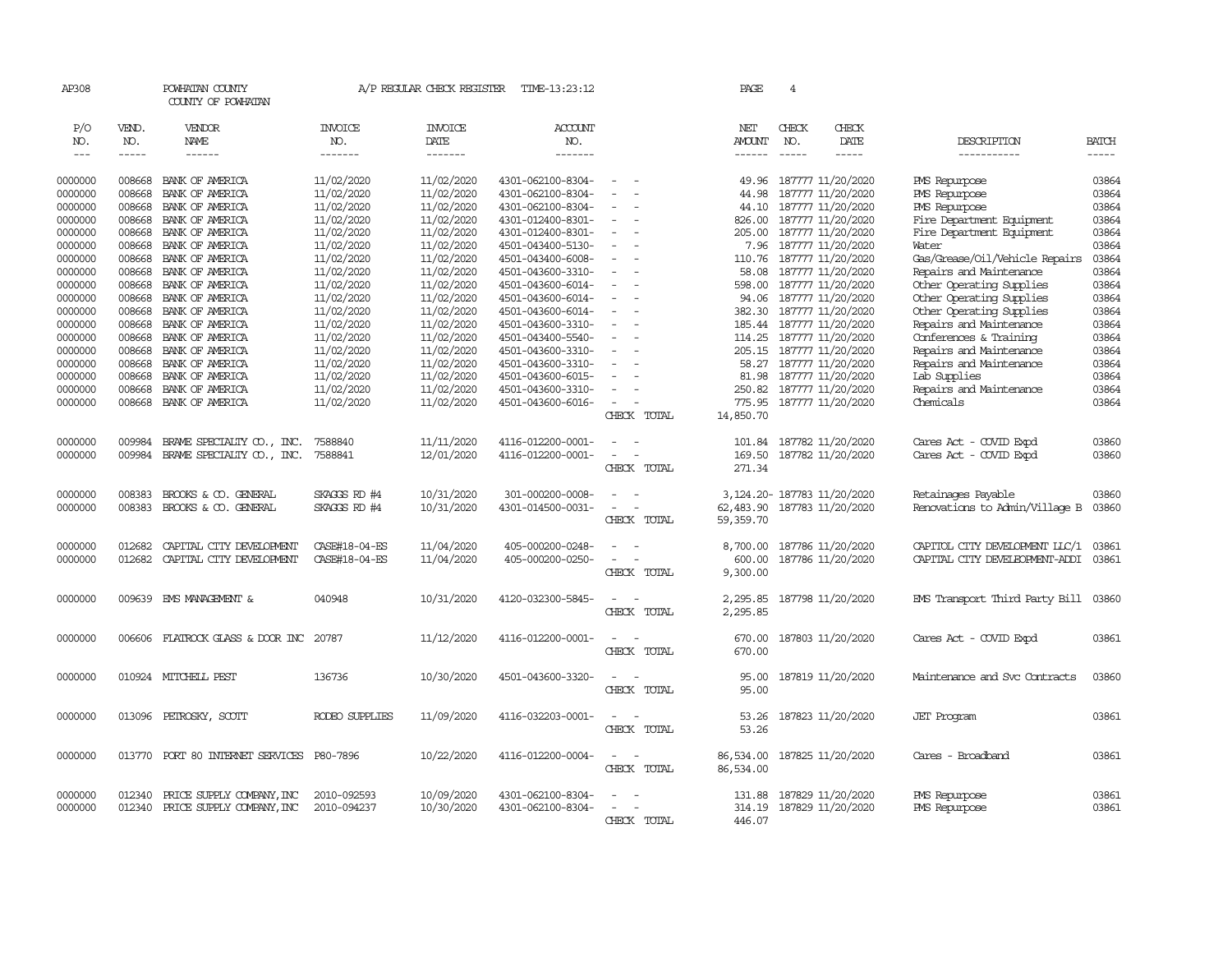AP308 POWHATAN COUNTY A/P REGULAR CHECK REGISTER TIME-13:23:12 PAGE 4

COUNTY OF POWHATAN

| P/O NO. | VEND. NO. | VENDOR NAME | INVOICE NO. | INVOICE DATE | ACCOUNT NO. | | NET AMOUNT | CHECK NO. | CHECK DATE | DESCRIPTION | BATCH |
|---|---|---|---|---|---|---|---|---|---|---|---|
| --- | ----- | ------ | ------- | ------- | ------- | | ------ | ----- | ----- | ----------- | ----- |
| 0000000 | 008668 | BANK OF AMERICA | 11/02/2020 | 11/02/2020 | 4301-062100-8304- | - - | 49.96 | 187777 | 11/20/2020 | PMS Repurpose | 03864 |
| 0000000 | 008668 | BANK OF AMERICA | 11/02/2020 | 11/02/2020 | 4301-062100-8304- | - - | 44.98 | 187777 | 11/20/2020 | PMS Repurpose | 03864 |
| 0000000 | 008668 | BANK OF AMERICA | 11/02/2020 | 11/02/2020 | 4301-062100-8304- | - - | 44.10 | 187777 | 11/20/2020 | PMS Repurpose | 03864 |
| 0000000 | 008668 | BANK OF AMERICA | 11/02/2020 | 11/02/2020 | 4301-012400-8301- | - - | 826.00 | 187777 | 11/20/2020 | Fire Department Equipment | 03864 |
| 0000000 | 008668 | BANK OF AMERICA | 11/02/2020 | 11/02/2020 | 4301-012400-8301- | - - | 205.00 | 187777 | 11/20/2020 | Fire Department Equipment | 03864 |
| 0000000 | 008668 | BANK OF AMERICA | 11/02/2020 | 11/02/2020 | 4501-043400-5130- | - - | 7.96 | 187777 | 11/20/2020 | Water | 03864 |
| 0000000 | 008668 | BANK OF AMERICA | 11/02/2020 | 11/02/2020 | 4501-043400-6008- | - - | 110.76 | 187777 | 11/20/2020 | Gas/Grease/Oil/Vehicle Repairs | 03864 |
| 0000000 | 008668 | BANK OF AMERICA | 11/02/2020 | 11/02/2020 | 4501-043600-3310- | - - | 58.08 | 187777 | 11/20/2020 | Repairs and Maintenance | 03864 |
| 0000000 | 008668 | BANK OF AMERICA | 11/02/2020 | 11/02/2020 | 4501-043600-6014- | - - | 598.00 | 187777 | 11/20/2020 | Other Operating Supplies | 03864 |
| 0000000 | 008668 | BANK OF AMERICA | 11/02/2020 | 11/02/2020 | 4501-043600-6014- | - - | 94.06 | 187777 | 11/20/2020 | Other Operating Supplies | 03864 |
| 0000000 | 008668 | BANK OF AMERICA | 11/02/2020 | 11/02/2020 | 4501-043600-6014- | - - | 382.30 | 187777 | 11/20/2020 | Other Operating Supplies | 03864 |
| 0000000 | 008668 | BANK OF AMERICA | 11/02/2020 | 11/02/2020 | 4501-043600-3310- | - - | 185.44 | 187777 | 11/20/2020 | Repairs and Maintenance | 03864 |
| 0000000 | 008668 | BANK OF AMERICA | 11/02/2020 | 11/02/2020 | 4501-043400-5540- | - - | 114.25 | 187777 | 11/20/2020 | Conferences & Training | 03864 |
| 0000000 | 008668 | BANK OF AMERICA | 11/02/2020 | 11/02/2020 | 4501-043600-3310- | - - | 205.15 | 187777 | 11/20/2020 | Repairs and Maintenance | 03864 |
| 0000000 | 008668 | BANK OF AMERICA | 11/02/2020 | 11/02/2020 | 4501-043600-3310- | - - | 58.27 | 187777 | 11/20/2020 | Repairs and Maintenance | 03864 |
| 0000000 | 008668 | BANK OF AMERICA | 11/02/2020 | 11/02/2020 | 4501-043600-6015- | - - | 81.98 | 187777 | 11/20/2020 | Lab Supplies | 03864 |
| 0000000 | 008668 | BANK OF AMERICA | 11/02/2020 | 11/02/2020 | 4501-043600-3310- | - - | 250.82 | 187777 | 11/20/2020 | Repairs and Maintenance | 03864 |
| 0000000 | 008668 | BANK OF AMERICA | 11/02/2020 | 11/02/2020 | 4501-043600-6016- | - - | 775.95 | 187777 | 11/20/2020 | Chemicals | 03864 |
| | | | | | | CHECK TOTAL | 14,850.70 | | | | |
| 0000000 | 009984 | BRAME SPECIALTY CO., INC. | 7588840 | 11/11/2020 | 4116-012200-0001- | - - | 101.84 | 187782 | 11/20/2020 | Cares Act - COVID Expd | 03860 |
| 0000000 | 009984 | BRAME SPECIALTY CO., INC. | 7588841 | 12/01/2020 | 4116-012200-0001- | - - | 169.50 | 187782 | 11/20/2020 | Cares Act - COVID Expd | 03860 |
| | | | | | | CHECK TOTAL | 271.34 | | | | |
| 0000000 | 008383 | BROOKS & CO. GENERAL | SKAGGS RD #4 | 10/31/2020 | 301-000200-0008- | - - | 3,124.20- | 187783 | 11/20/2020 | Retainages Payable | 03860 |
| 0000000 | 008383 | BROOKS & CO. GENERAL | SKAGGS RD #4 | 10/31/2020 | 4301-014500-0031- | - - | 62,483.90 | 187783 | 11/20/2020 | Renovations to Admin/Village B | 03860 |
| | | | | | | CHECK TOTAL | 59,359.70 | | | | |
| 0000000 | 012682 | CAPITAL CITY DEVELOPMENT | CASE#18-04-ES | 11/04/2020 | 405-000200-0248- | - - | 8,700.00 | 187786 | 11/20/2020 | CAPITOL CITY DEVELOPMENT LLC/1 | 03861 |
| 0000000 | 012682 | CAPITAL CITY DEVELOPMENT | CASE#18-04-ES | 11/04/2020 | 405-000200-0250- | - - | 600.00 | 187786 | 11/20/2020 | CAPITAL CITY DEVELEOPMENT-ADDI | 03861 |
| | | | | | | CHECK TOTAL | 9,300.00 | | | | |
| 0000000 | 009639 | EMS MANAGEMENT & | 040948 | 10/31/2020 | 4120-032300-5845- | - - | 2,295.85 | 187798 | 11/20/2020 | EMS Transport Third Party Bill | 03860 |
| | | | | | | CHECK TOTAL | 2,295.85 | | | | |
| 0000000 | 006606 | FLATROCK GLASS & DOOR INC | 20787 | 11/12/2020 | 4116-012200-0001- | - - | 670.00 | 187803 | 11/20/2020 | Cares Act - COVID Expd | 03861 |
| | | | | | | CHECK TOTAL | 670.00 | | | | |
| 0000000 | 010924 | MITCHELL PEST | 136736 | 10/30/2020 | 4501-043600-3320- | - - | 95.00 | 187819 | 11/20/2020 | Maintenance and Svc Contracts | 03860 |
| | | | | | | CHECK TOTAL | 95.00 | | | | |
| 0000000 | 013096 | PETROSKY, SCOTT | RODEO SUPPLIES | 11/09/2020 | 4116-032203-0001- | - - | 53.26 | 187823 | 11/20/2020 | JET Program | 03861 |
| | | | | | | CHECK TOTAL | 53.26 | | | | |
| 0000000 | 013770 | PORT 80 INTERNET SERVICES | P80-7896 | 10/22/2020 | 4116-012200-0004- | - - | 86,534.00 | 187825 | 11/20/2020 | Cares - Broadband | 03861 |
| | | | | | | CHECK TOTAL | 86,534.00 | | | | |
| 0000000 | 012340 | PRICE SUPPLY COMPANY,INC | 2010-092593 | 10/09/2020 | 4301-062100-8304- | - - | 131.88 | 187829 | 11/20/2020 | PMS Repurpose | 03861 |
| 0000000 | 012340 | PRICE SUPPLY COMPANY,INC | 2010-094237 | 10/30/2020 | 4301-062100-8304- | - - | 314.19 | 187829 | 11/20/2020 | PMS Repurpose | 03861 |
| | | | | | | CHECK TOTAL | 446.07 | | | | |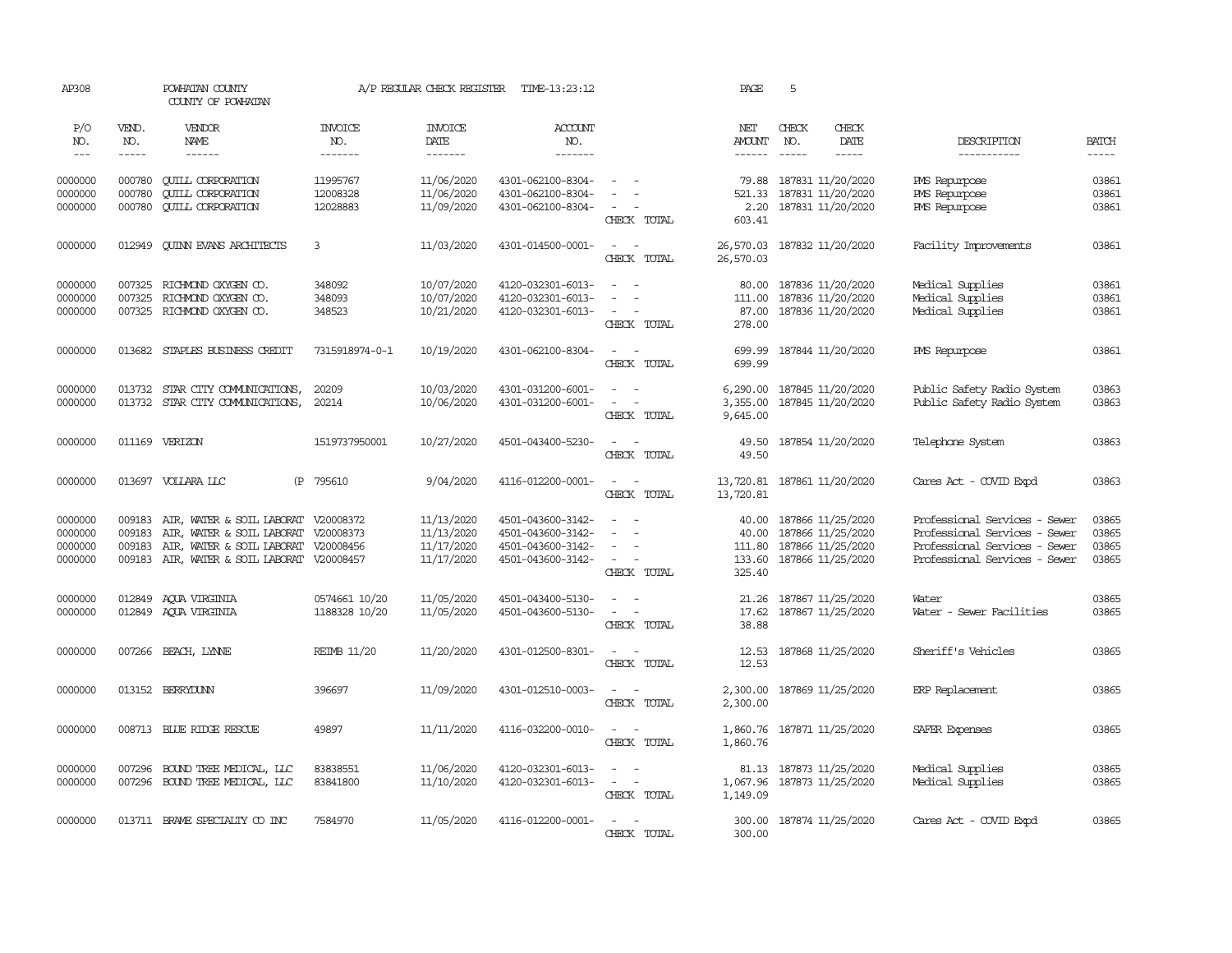AP308 POWHATAN COUNTY A/P REGULAR CHECK REGISTER TIME-13:23:12 PAGE 5

COUNTY OF POWHATAN

| P/O NO. | VEND. NO. | VENDOR NAME | INVOICE NO. | INVOICE DATE | ACCOUNT NO. | | NET AMOUNT | CHECK NO. | CHECK DATE | DESCRIPTION | BATCH |
|---|---|---|---|---|---|---|---|---|---|---|---|
| 0000000 | 000780 | QUILL CORPORATION | 11995767 | 11/06/2020 | 4301-062100-8304- | - - | 79.88 | 187831 | 11/20/2020 | PMS Repurpose | 03861 |
| 0000000 | 000780 | QUILL CORPORATION | 12008328 | 11/06/2020 | 4301-062100-8304- | - - | 521.33 | 187831 | 11/20/2020 | PMS Repurpose | 03861 |
| 0000000 | 000780 | QUILL CORPORATION | 12028883 | 11/09/2020 | 4301-062100-8304- | - - | 2.20 | 187831 | 11/20/2020 | PMS Repurpose | 03861 |
| | | | | | | CHECK TOTAL | 603.41 | | | | |
| 0000000 | 012949 | QUINN EVANS ARCHITECTS | 3 | 11/03/2020 | 4301-014500-0001- | - - | 26,570.03 | 187832 | 11/20/2020 | Facility Improvements | 03861 |
| | | | | | | CHECK TOTAL | 26,570.03 | | | | |
| 0000000 | 007325 | RICHMOND OXYGEN CO. | 348092 | 10/07/2020 | 4120-032301-6013- | - - | 80.00 | 187836 | 11/20/2020 | Medical Supplies | 03861 |
| 0000000 | 007325 | RICHMOND OXYGEN CO. | 348093 | 10/07/2020 | 4120-032301-6013- | - - | 111.00 | 187836 | 11/20/2020 | Medical Supplies | 03861 |
| 0000000 | 007325 | RICHMOND OXYGEN CO. | 348523 | 10/21/2020 | 4120-032301-6013- | - - | 87.00 | 187836 | 11/20/2020 | Medical Supplies | 03861 |
| | | | | | | CHECK TOTAL | 278.00 | | | | |
| 0000000 | 013682 | STAPLES BUSINESS CREDIT | 7315918974-0-1 | 10/19/2020 | 4301-062100-8304- | - - | 699.99 | 187844 | 11/20/2020 | PMS Repurpose | 03861 |
| | | | | | | CHECK TOTAL | 699.99 | | | | |
| 0000000 | 013732 | STAR CITY COMMUNICATIONS, | 20209 | 10/03/2020 | 4301-031200-6001- | - - | 6,290.00 | 187845 | 11/20/2020 | Public Safety Radio System | 03863 |
| 0000000 | 013732 | STAR CITY COMMUNICATIONS, | 20214 | 10/06/2020 | 4301-031200-6001- | - - | 3,355.00 | 187845 | 11/20/2020 | Public Safety Radio System | 03863 |
| | | | | | | CHECK TOTAL | 9,645.00 | | | | |
| 0000000 | 011169 | VERIZON | 1519737950001 | 10/27/2020 | 4501-043400-5230- | - - | 49.50 | 187854 | 11/20/2020 | Telephone System | 03863 |
| | | | | | | CHECK TOTAL | 49.50 | | | | |
| 0000000 | 013697 | VOLLARA LLC (P | 795610 | 9/04/2020 | 4116-012200-0001- | - - | 13,720.81 | 187861 | 11/20/2020 | Cares Act - COVID Expd | 03863 |
| | | | | | | CHECK TOTAL | 13,720.81 | | | | |
| 0000000 | 009183 | AIR, WATER & SOIL LABORAT | V20008372 | 11/13/2020 | 4501-043600-3142- | - - | 40.00 | 187866 | 11/25/2020 | Professional Services - Sewer | 03865 |
| 0000000 | 009183 | AIR, WATER & SOIL LABORAT | V20008373 | 11/13/2020 | 4501-043600-3142- | - - | 40.00 | 187866 | 11/25/2020 | Professional Services - Sewer | 03865 |
| 0000000 | 009183 | AIR, WATER & SOIL LABORAT | V20008456 | 11/17/2020 | 4501-043600-3142- | - - | 111.80 | 187866 | 11/25/2020 | Professional Services - Sewer | 03865 |
| 0000000 | 009183 | AIR, WATER & SOIL LABORAT | V20008457 | 11/17/2020 | 4501-043600-3142- | - - | 133.60 | 187866 | 11/25/2020 | Professional Services - Sewer | 03865 |
| | | | | | | CHECK TOTAL | 325.40 | | | | |
| 0000000 | 012849 | AQUA VIRGINIA | 0574661 10/20 | 11/05/2020 | 4501-043400-5130- | - - | 21.26 | 187867 | 11/25/2020 | Water | 03865 |
| 0000000 | 012849 | AQUA VIRGINIA | 1188328 10/20 | 11/05/2020 | 4501-043600-5130- | - - | 17.62 | 187867 | 11/25/2020 | Water - Sewer Facilities | 03865 |
| | | | | | | CHECK TOTAL | 38.88 | | | | |
| 0000000 | 007266 | BEACH, LYNNE | REIMB 11/20 | 11/20/2020 | 4301-012500-8301- | - - | 12.53 | 187868 | 11/25/2020 | Sheriff's Vehicles | 03865 |
| | | | | | | CHECK TOTAL | 12.53 | | | | |
| 0000000 | 013152 | BERRYDUNN | 396697 | 11/09/2020 | 4301-012510-0003- | - - | 2,300.00 | 187869 | 11/25/2020 | ERP Replacement | 03865 |
| | | | | | | CHECK TOTAL | 2,300.00 | | | | |
| 0000000 | 008713 | BLUE RIDGE RESCUE | 49897 | 11/11/2020 | 4116-032200-0010- | - - | 1,860.76 | 187871 | 11/25/2020 | SAFER Expenses | 03865 |
| | | | | | | CHECK TOTAL | 1,860.76 | | | | |
| 0000000 | 007296 | BOUND TREE MEDICAL, LLC | 83838551 | 11/06/2020 | 4120-032301-6013- | - - | 81.13 | 187873 | 11/25/2020 | Medical Supplies | 03865 |
| 0000000 | 007296 | BOUND TREE MEDICAL, LLC | 83841800 | 11/10/2020 | 4120-032301-6013- | - - | 1,067.96 | 187873 | 11/25/2020 | Medical Supplies | 03865 |
| | | | | | | CHECK TOTAL | 1,149.09 | | | | |
| 0000000 | 013711 | BRAME SPECIALTY CO INC | 7584970 | 11/05/2020 | 4116-012200-0001- | - - | 300.00 | 187874 | 11/25/2020 | Cares Act - COVID Expd | 03865 |
| | | | | | | CHECK TOTAL | 300.00 | | | | |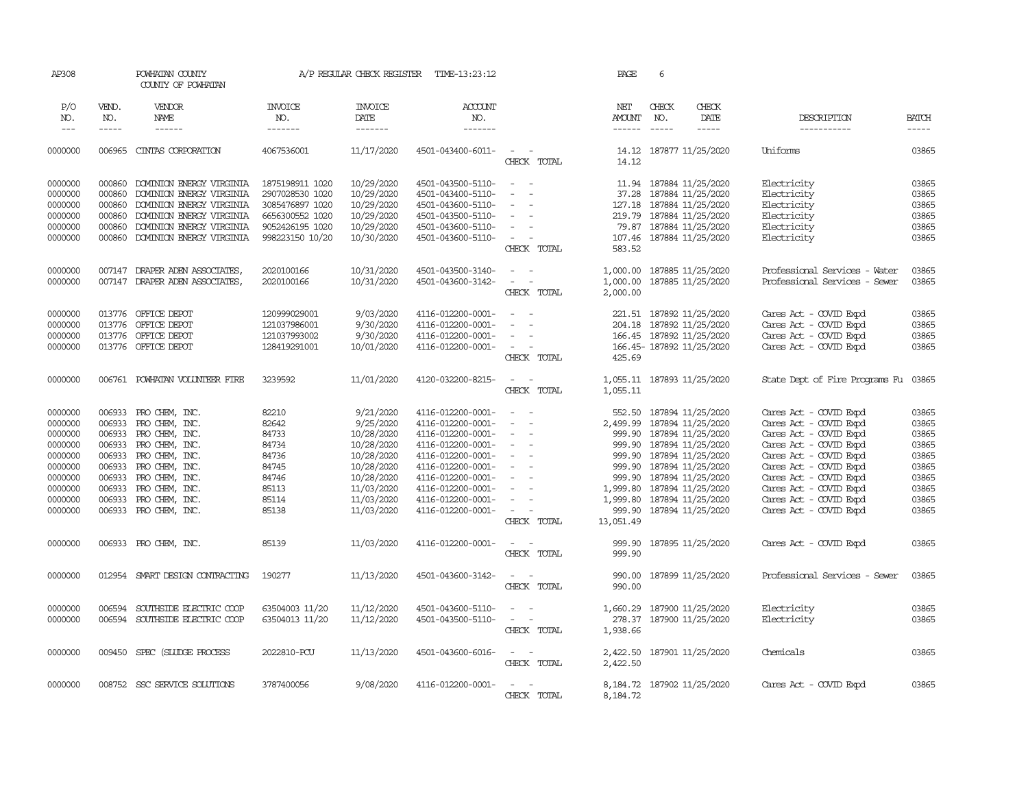AP308 POWHATAN COUNTY A/P REGULAR CHECK REGISTER TIME-13:23:12 PAGE 6

COUNTY OF POWHATAN

| P/O NO. | VEND. NO. | VENDOR NAME | INVOICE NO. | INVOICE DATE | ACCOUNT NO. | | NET AMOUNT | CHECK NO. | CHECK DATE | DESCRIPTION | BATCH |
|---|---|---|---|---|---|---|---|---|---|---|---|
| 0000000 | 006965 | CINTAS CORPORATION | 4067536001 | 11/17/2020 | 4501-043400-6011- | - - | 14.12 | 187877 | 11/25/2020 | Uniforms | 03865 |
| | | | | | | CHECK TOTAL | 14.12 | | | | |
| 0000000 | 000860 | DOMINION ENERGY VIRGINIA | 1875198911 1020 | 10/29/2020 | 4501-043500-5110- | - - | 11.94 | 187884 | 11/25/2020 | Electricity | 03865 |
| 0000000 | 000860 | DOMINION ENERGY VIRGINIA | 2907028530 1020 | 10/29/2020 | 4501-043400-5110- | - - | 37.28 | 187884 | 11/25/2020 | Electricity | 03865 |
| 0000000 | 000860 | DOMINION ENERGY VIRGINIA | 3085476897 1020 | 10/29/2020 | 4501-043600-5110- | - - | 127.18 | 187884 | 11/25/2020 | Electricity | 03865 |
| 0000000 | 000860 | DOMINION ENERGY VIRGINIA | 6656300552 1020 | 10/29/2020 | 4501-043500-5110- | - - | 219.79 | 187884 | 11/25/2020 | Electricity | 03865 |
| 0000000 | 000860 | DOMINION ENERGY VIRGINIA | 9052426195 1020 | 10/29/2020 | 4501-043600-5110- | - - | 79.87 | 187884 | 11/25/2020 | Electricity | 03865 |
| 0000000 | 000860 | DOMINION ENERGY VIRGINIA | 998223150 10/20 | 10/30/2020 | 4501-043600-5110- | - - | 107.46 | 187884 | 11/25/2020 | Electricity | 03865 |
| | | | | | | CHECK TOTAL | 583.52 | | | | |
| 0000000 | 007147 | DRAPER ADEN ASSOCIATES, | 2020100166 | 10/31/2020 | 4501-043500-3140- | - - | 1,000.00 | 187885 | 11/25/2020 | Professional Services - Water | 03865 |
| 0000000 | 007147 | DRAPER ADEN ASSOCIATES, | 2020100166 | 10/31/2020 | 4501-043600-3142- | - - | 1,000.00 | 187885 | 11/25/2020 | Professional Services - Sewer | 03865 |
| | | | | | | CHECK TOTAL | 2,000.00 | | | | |
| 0000000 | 013776 | OFFICE DEPOT | 120999029001 | 9/03/2020 | 4116-012200-0001- | - - | 221.51 | 187892 | 11/25/2020 | Cares Act - COVID Expd | 03865 |
| 0000000 | 013776 | OFFICE DEPOT | 121037986001 | 9/30/2020 | 4116-012200-0001- | - - | 204.18 | 187892 | 11/25/2020 | Cares Act - COVID Expd | 03865 |
| 0000000 | 013776 | OFFICE DEPOT | 121037993002 | 9/30/2020 | 4116-012200-0001- | - - | 166.45 | 187892 | 11/25/2020 | Cares Act - COVID Expd | 03865 |
| 0000000 | 013776 | OFFICE DEPOT | 128419291001 | 10/01/2020 | 4116-012200-0001- | - - | 166.45- | 187892 | 11/25/2020 | Cares Act - COVID Expd | 03865 |
| | | | | | | CHECK TOTAL | 425.69 | | | | |
| 0000000 | 006761 | POWHATAN VOLUNTEER FIRE | 3239592 | 11/01/2020 | 4120-032200-8215- | - - | 1,055.11 | 187893 | 11/25/2020 | State Dept of Fire Programs Fu | 03865 |
| | | | | | | CHECK TOTAL | 1,055.11 | | | | |
| 0000000 | 006933 | PRO CHEM, INC. | 82210 | 9/21/2020 | 4116-012200-0001- | - - | 552.50 | 187894 | 11/25/2020 | Cares Act - COVID Expd | 03865 |
| 0000000 | 006933 | PRO CHEM, INC. | 82642 | 9/25/2020 | 4116-012200-0001- | - - | 2,499.99 | 187894 | 11/25/2020 | Cares Act - COVID Expd | 03865 |
| 0000000 | 006933 | PRO CHEM, INC. | 84733 | 10/28/2020 | 4116-012200-0001- | - - | 999.90 | 187894 | 11/25/2020 | Cares Act - COVID Expd | 03865 |
| 0000000 | 006933 | PRO CHEM, INC. | 84734 | 10/28/2020 | 4116-012200-0001- | - - | 999.90 | 187894 | 11/25/2020 | Cares Act - COVID Expd | 03865 |
| 0000000 | 006933 | PRO CHEM, INC. | 84736 | 10/28/2020 | 4116-012200-0001- | - - | 999.90 | 187894 | 11/25/2020 | Cares Act - COVID Expd | 03865 |
| 0000000 | 006933 | PRO CHEM, INC. | 84745 | 10/28/2020 | 4116-012200-0001- | - - | 999.90 | 187894 | 11/25/2020 | Cares Act - COVID Expd | 03865 |
| 0000000 | 006933 | PRO CHEM, INC. | 84746 | 10/28/2020 | 4116-012200-0001- | - - | 999.90 | 187894 | 11/25/2020 | Cares Act - COVID Expd | 03865 |
| 0000000 | 006933 | PRO CHEM, INC. | 85113 | 11/03/2020 | 4116-012200-0001- | - - | 1,999.80 | 187894 | 11/25/2020 | Cares Act - COVID Expd | 03865 |
| 0000000 | 006933 | PRO CHEM, INC. | 85114 | 11/03/2020 | 4116-012200-0001- | - - | 1,999.80 | 187894 | 11/25/2020 | Cares Act - COVID Expd | 03865 |
| 0000000 | 006933 | PRO CHEM, INC. | 85138 | 11/03/2020 | 4116-012200-0001- | - - | 999.90 | 187894 | 11/25/2020 | Cares Act - COVID Expd | 03865 |
| | | | | | | CHECK TOTAL | 13,051.49 | | | | |
| 0000000 | 006933 | PRO CHEM, INC. | 85139 | 11/03/2020 | 4116-012200-0001- | - - | 999.90 | 187895 | 11/25/2020 | Cares Act - COVID Expd | 03865 |
| | | | | | | CHECK TOTAL | 999.90 | | | | |
| 0000000 | 012954 | SMART DESIGN CONTRACTING | 190277 | 11/13/2020 | 4501-043600-3142- | - - | 990.00 | 187899 | 11/25/2020 | Professional Services - Sewer | 03865 |
| | | | | | | CHECK TOTAL | 990.00 | | | | |
| 0000000 | 006594 | SOUTHSIDE ELECTRIC COOP | 63504003 11/20 | 11/12/2020 | 4501-043600-5110- | - - | 1,660.29 | 187900 | 11/25/2020 | Electricity | 03865 |
| 0000000 | 006594 | SOUTHSIDE ELECTRIC COOP | 63504013 11/20 | 11/12/2020 | 4501-043500-5110- | - - | 278.37 | 187900 | 11/25/2020 | Electricity | 03865 |
| | | | | | | CHECK TOTAL | 1,938.66 | | | | |
| 0000000 | 009450 | SPEC (SLUDGE PROCESS | 2022810-PCU | 11/13/2020 | 4501-043600-6016- | - - | 2,422.50 | 187901 | 11/25/2020 | Chemicals | 03865 |
| | | | | | | CHECK TOTAL | 2,422.50 | | | | |
| 0000000 | 008752 | SSC SERVICE SOLUTIONS | 3787400056 | 9/08/2020 | 4116-012200-0001- | - - | 8,184.72 | 187902 | 11/25/2020 | Cares Act - COVID Expd | 03865 |
| | | | | | | CHECK TOTAL | 8,184.72 | | | | |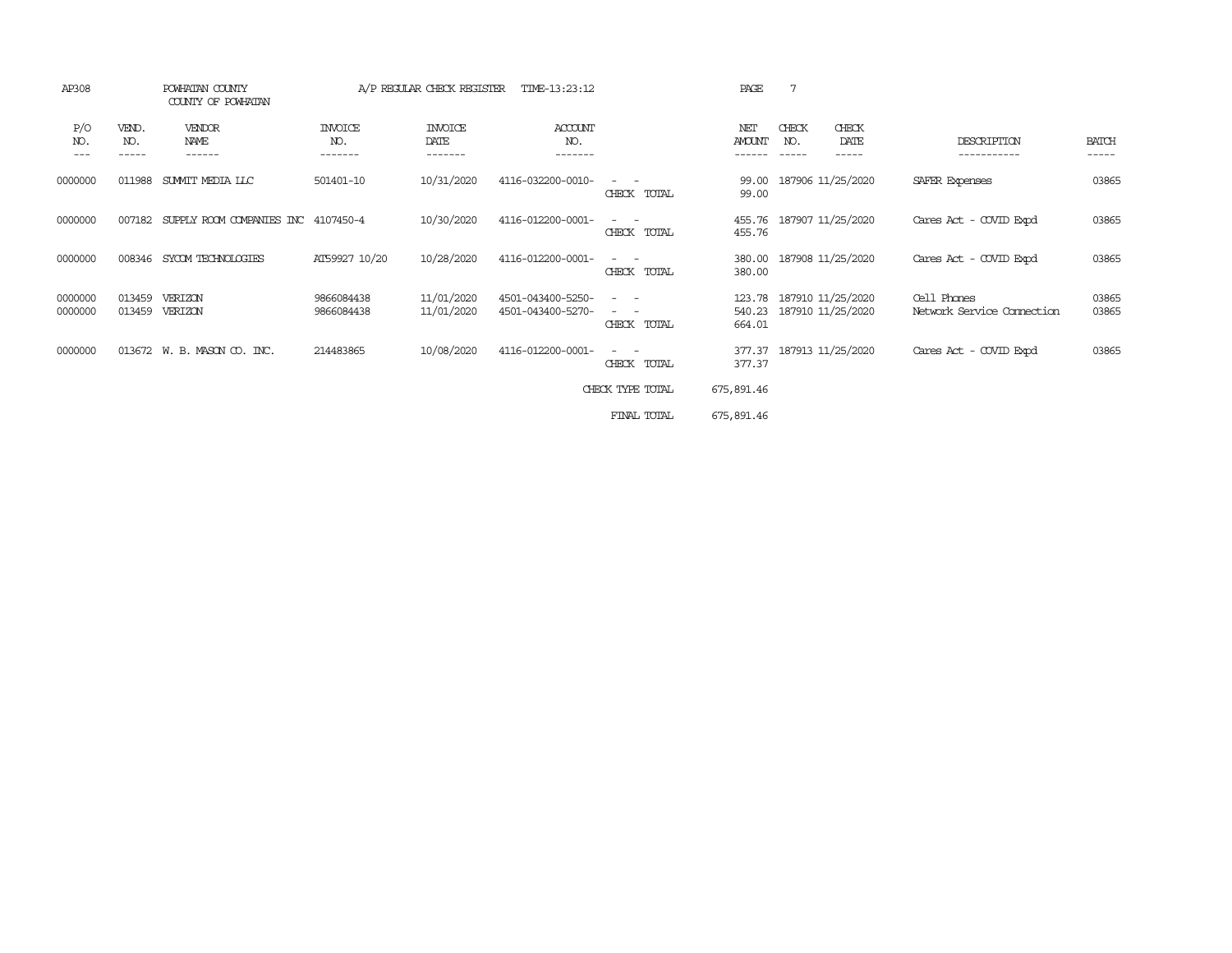AP308 POWHATAN COUNTY COUNTY OF POWHATAN A/P REGULAR CHECK REGISTER TIME-13:23:12 PAGE 7

| P/O NO. | VEND. NO. | VENDOR NAME | INVOICE NO. | INVOICE DATE | ACCOUNT NO. | | NET AMOUNT | CHECK NO. | CHECK DATE | DESCRIPTION | BATCH |
|---|---|---|---|---|---|---|---|---|---|---|---|
| 0000000 | 011988 | SUMMIT MEDIA LLC | 501401-10 | 10/31/2020 | 4116-032200-0010- | - - | 99.00 | 187906 | 11/25/2020 | SAFER Expenses | 03865 |
| | | | | | | CHECK TOTAL | 99.00 | | | | |
| 0000000 | 007182 | SUPPLY ROOM COMPANIES INC | 4107450-4 | 10/30/2020 | 4116-012200-0001- | - - | 455.76 | 187907 | 11/25/2020 | Cares Act - COVID Expd | 03865 |
| | | | | | | CHECK TOTAL | 455.76 | | | | |
| 0000000 | 008346 | SYCOM TECHNOLOGIES | AT59927 10/20 | 10/28/2020 | 4116-012200-0001- | - - | 380.00 | 187908 | 11/25/2020 | Cares Act - COVID Expd | 03865 |
| | | | | | | CHECK TOTAL | 380.00 | | | | |
| 0000000 | 013459 | VERIZON | 9866084438 | 11/01/2020 | 4501-043400-5250- | - - | 123.78 | 187910 | 11/25/2020 | Cell Phones | 03865 |
| 0000000 | 013459 | VERIZON | 9866084438 | 11/01/2020 | 4501-043400-5270- | - - | 540.23 | 187910 | 11/25/2020 | Network Service Connection | 03865 |
| | | | | | | CHECK TOTAL | 664.01 | | | | |
| 0000000 | 013672 | W. B. MASON CO. INC. | 214483865 | 10/08/2020 | 4116-012200-0001- | - - | 377.37 | 187913 | 11/25/2020 | Cares Act - COVID Expd | 03865 |
| | | | | | | CHECK TOTAL | 377.37 | | | | |
| | | | | | | CHECK TYPE TOTAL | 675,891.46 | | | | |
| | | | | | | FINAL TOTAL | 675,891.46 | | | | |